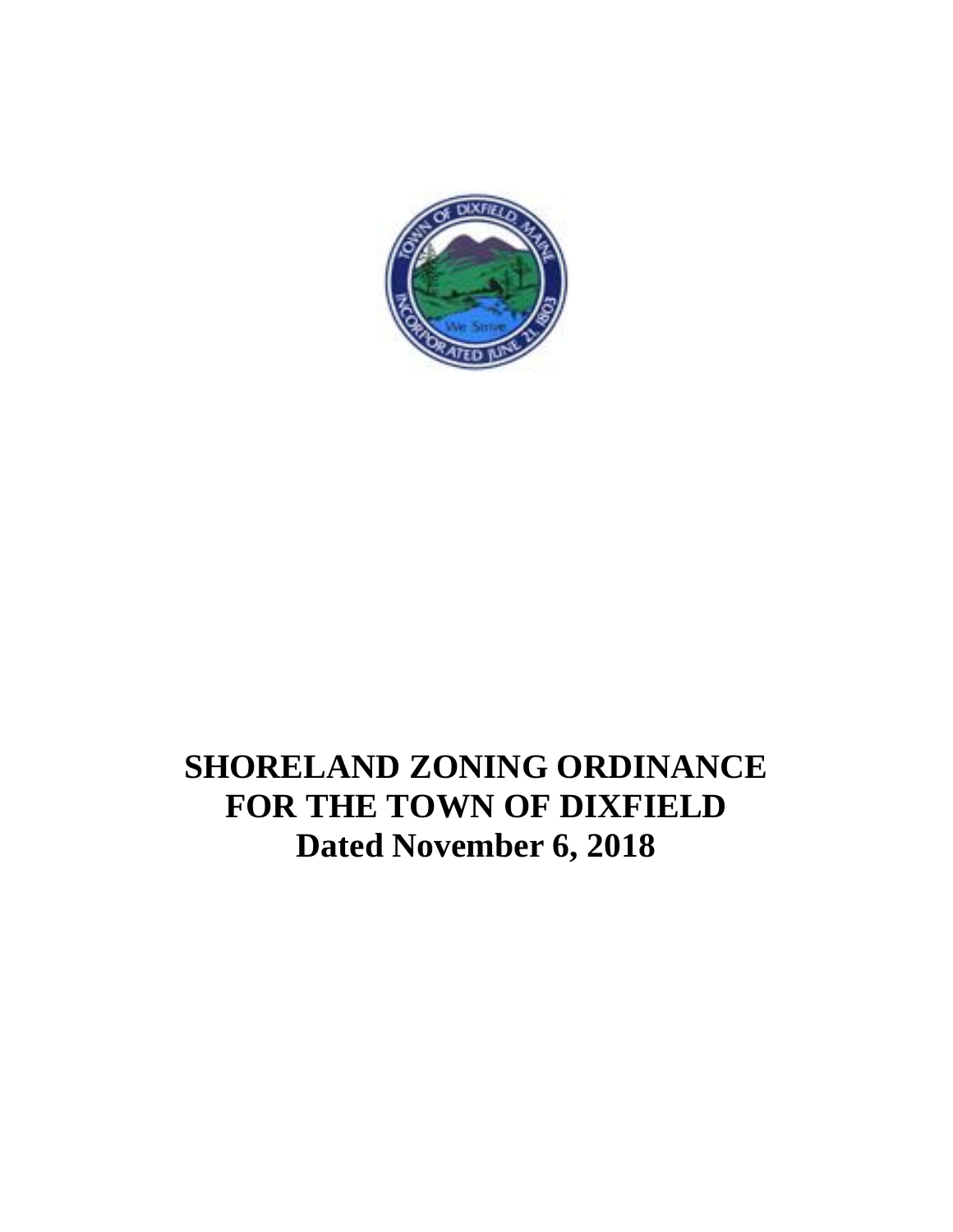# SHORELAND ZONING ORDINANCE FOR THE TOWN OF DIXFIELD

## Dated November 6, 2018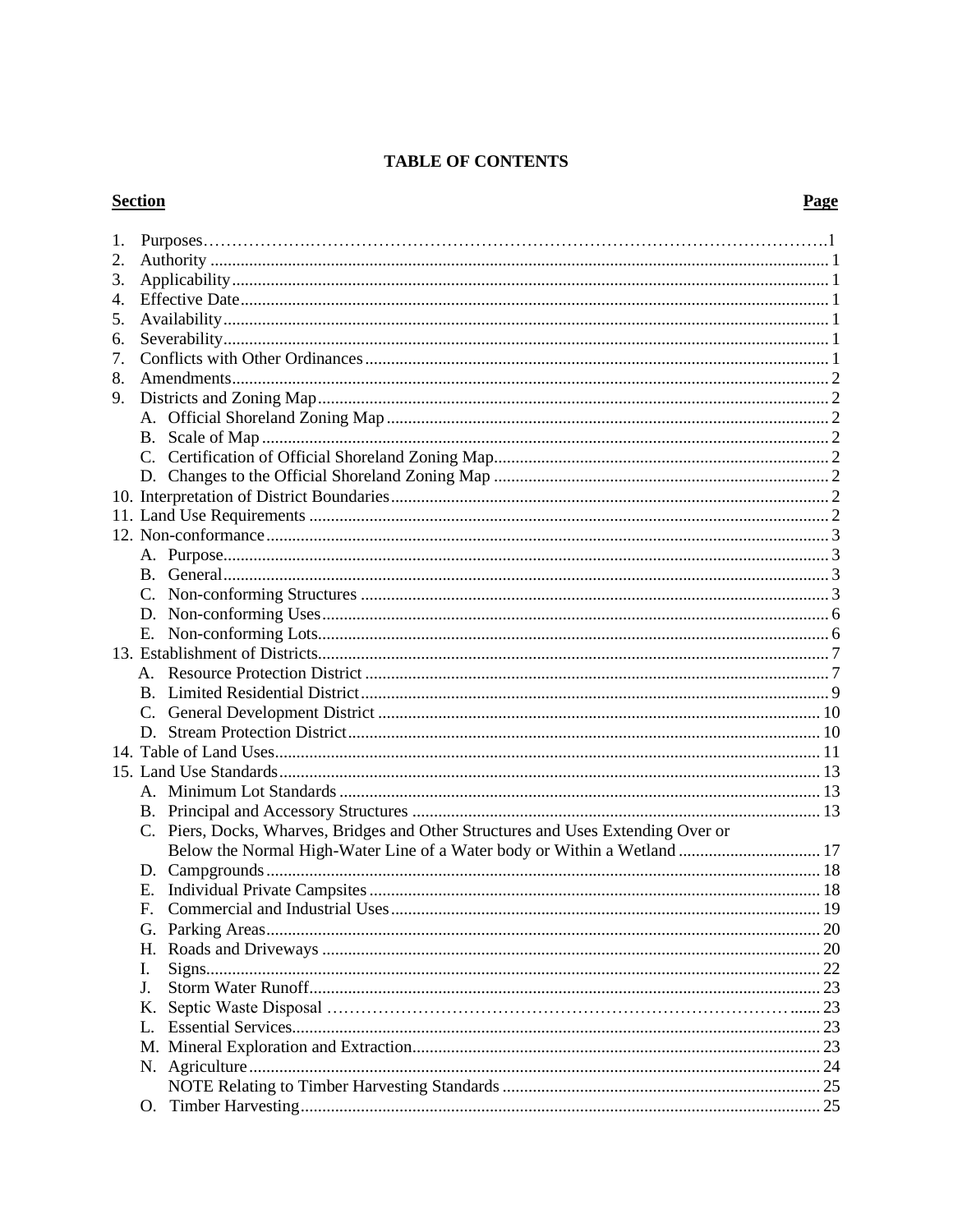# TABLE OF CONTENTS

| Section | Page |
|---|---|
| 1. Purposes | 1 |
| 2. Authority | 1 |
| 3. Applicability | 1 |
| 4. Effective Date | 1 |
| 5. Availability | 1 |
| 6. Severability | 1 |
| 7. Conflicts with Other Ordinances | 1 |
| 8. Amendments | 2 |
| 9. Districts and Zoning Map | 2 |
| A. Official Shoreland Zoning Map | 2 |
| B. Scale of Map | 2 |
| C. Certification of Official Shoreland Zoning Map | 2 |
| D. Changes to the Official Shoreland Zoning Map | 2 |
| 10. Interpretation of District Boundaries | 2 |
| 11. Land Use Requirements | 2 |
| 12. Non-conformance | 3 |
| A. Purpose | 3 |
| B. General | 3 |
| C. Non-conforming Structures | 3 |
| D. Non-conforming Uses | 6 |
| E. Non-conforming Lots | 6 |
| 13. Establishment of Districts | 7 |
| A. Resource Protection District | 7 |
| B. Limited Residential District | 9 |
| C. General Development District | 10 |
| D. Stream Protection District | 10 |
| 14. Table of Land Uses | 11 |
| 15. Land Use Standards | 13 |
| A. Minimum Lot Standards | 13 |
| B. Principal and Accessory Structures | 13 |
| C. Piers, Docks, Wharves, Bridges and Other Structures and Uses Extending Over or Below the Normal High-Water Line of a Water body or Within a Wetland | 17 |
| D. Campgrounds | 18 |
| E. Individual Private Campsites | 18 |
| F. Commercial and Industrial Uses | 19 |
| G. Parking Areas | 20 |
| H. Roads and Driveways | 20 |
| I. Signs | 22 |
| J. Storm Water Runoff | 23 |
| K. Septic Waste Disposal | 23 |
| L. Essential Services | 23 |
| M. Mineral Exploration and Extraction | 23 |
| N. Agriculture | 24 |
| NOTE Relating to Timber Harvesting Standards | 25 |
| O. Timber Harvesting | 25 |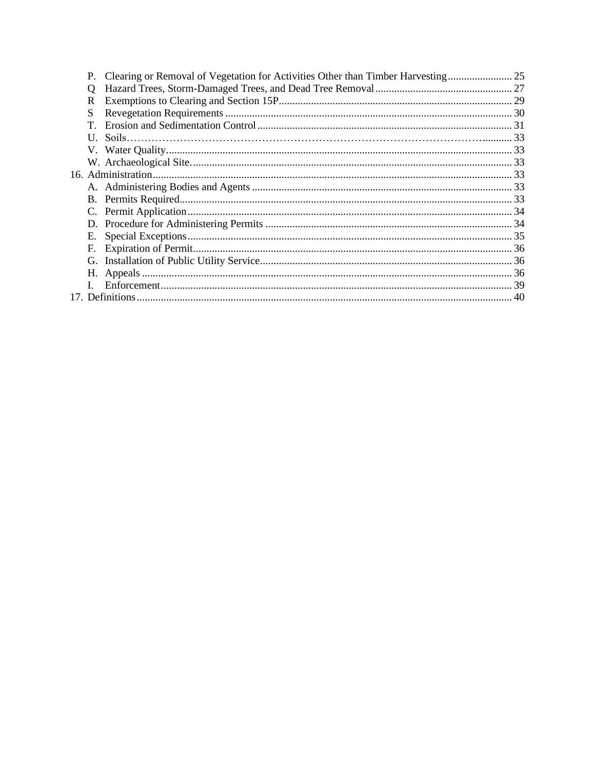P. Clearing or Removal of Vegetation for Activities Other than Timber Harvesting........................ 25
Q Hazard Trees, Storm-Damaged Trees, and Dead Tree Removal................................................... 27
R Exemptions to Clearing and Section 15P....................................................................................... 29
S Revegetation Requirements ........................................................................................................... 30
T. Erosion and Sedimentation Control ............................................................................................... 31
U. Soils…………………………………………………………………………………………......... 33
V. Water Quality................................................................................................................................. 33
W. Archaeological Site........................................................................................................................ 33
16. Administration....................................................................................................................................... 33
A. Administering Bodies and Agents ................................................................................................. 33
B. Permits Required............................................................................................................................ 33
C. Permit Application.......................................................................................................................... 34
D. Procedure for Administering Permits ............................................................................................ 34
E. Special Exceptions.......................................................................................................................... 35
F. Expiration of Permit........................................................................................................................ 36
G. Installation of Public Utility Service.............................................................................................. 36
H. Appeals .......................................................................................................................................... 36
I. Enforcement.................................................................................................................................... 39
17. Definitions............................................................................................................................................. 40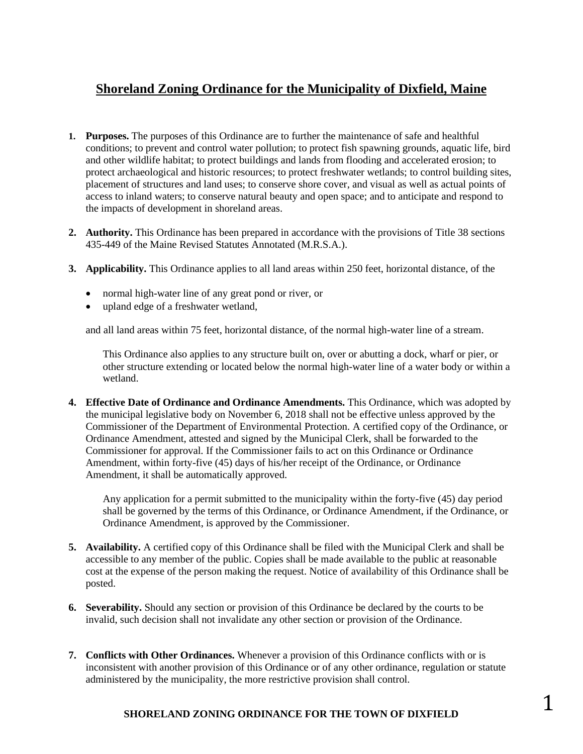# Shoreland Zoning Ordinance for the Municipality of Dixfield, Maine

1. **Purposes.** The purposes of this Ordinance are to further the maintenance of safe and healthful conditions; to prevent and control water pollution; to protect fish spawning grounds, aquatic life, bird and other wildlife habitat; to protect buildings and lands from flooding and accelerated erosion; to protect archaeological and historic resources; to protect freshwater wetlands; to control building sites, placement of structures and land uses; to conserve shore cover, and visual as well as actual points of access to inland waters; to conserve natural beauty and open space; and to anticipate and respond to the impacts of development in shoreland areas.

2. **Authority.** This Ordinance has been prepared in accordance with the provisions of Title 38 sections 435-449 of the Maine Revised Statutes Annotated (M.R.S.A.).

3. **Applicability.** This Ordinance applies to all land areas within 250 feet, horizontal distance, of the

   - normal high-water line of any great pond or river, or
   - upland edge of a freshwater wetland,

   and all land areas within 75 feet, horizontal distance, of the normal high-water line of a stream.

   This Ordinance also applies to any structure built on, over or abutting a dock, wharf or pier, or other structure extending or located below the normal high-water line of a water body or within a wetland.

4. **Effective Date of Ordinance and Ordinance Amendments.** This Ordinance, which was adopted by the municipal legislative body on November 6, 2018 shall not be effective unless approved by the Commissioner of the Department of Environmental Protection. A certified copy of the Ordinance, or Ordinance Amendment, attested and signed by the Municipal Clerk, shall be forwarded to the Commissioner for approval. If the Commissioner fails to act on this Ordinance or Ordinance Amendment, within forty-five (45) days of his/her receipt of the Ordinance, or Ordinance Amendment, it shall be automatically approved.

   Any application for a permit submitted to the municipality within the forty-five (45) day period shall be governed by the terms of this Ordinance, or Ordinance Amendment, if the Ordinance, or Ordinance Amendment, is approved by the Commissioner.

5. **Availability.** A certified copy of this Ordinance shall be filed with the Municipal Clerk and shall be accessible to any member of the public. Copies shall be made available to the public at reasonable cost at the expense of the person making the request. Notice of availability of this Ordinance shall be posted.

6. **Severability.** Should any section or provision of this Ordinance be declared by the courts to be invalid, such decision shall not invalidate any other section or provision of the Ordinance.

7. **Conflicts with Other Ordinances.** Whenever a provision of this Ordinance conflicts with or is inconsistent with another provision of this Ordinance or of any other ordinance, regulation or statute administered by the municipality, the more restrictive provision shall control.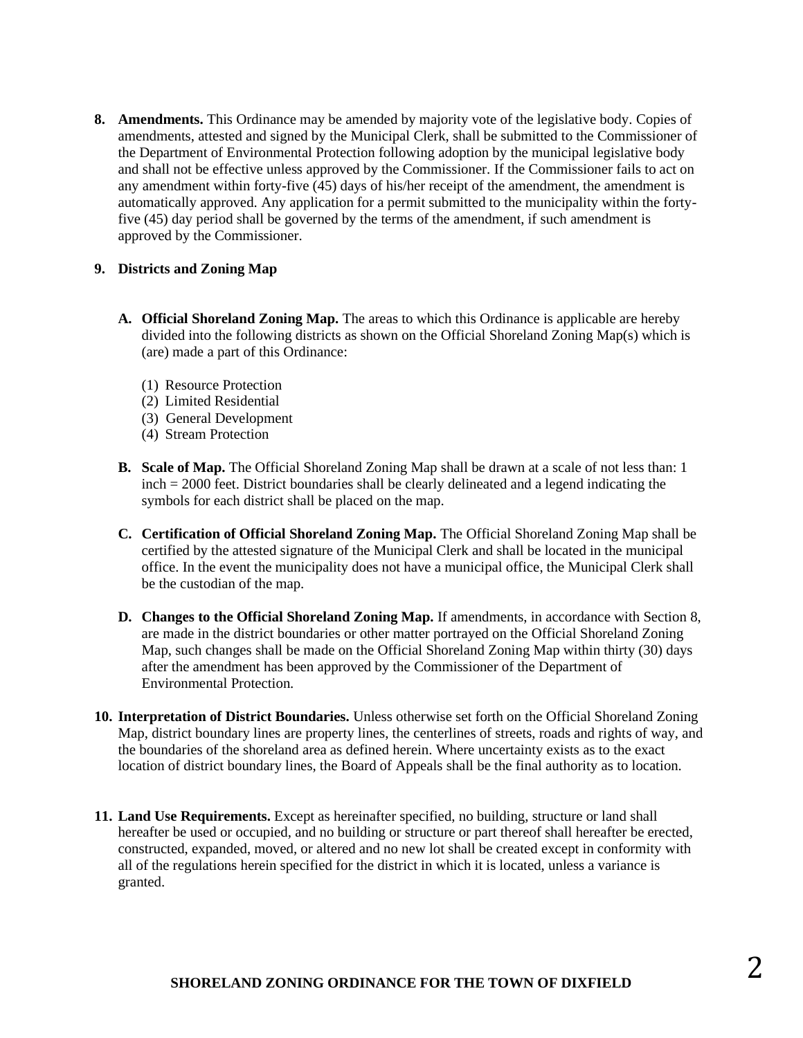**8. Amendments.** This Ordinance may be amended by majority vote of the legislative body. Copies of amendments, attested and signed by the Municipal Clerk, shall be submitted to the Commissioner of the Department of Environmental Protection following adoption by the municipal legislative body and shall not be effective unless approved by the Commissioner. If the Commissioner fails to act on any amendment within forty-five (45) days of his/her receipt of the amendment, the amendment is automatically approved. Any application for a permit submitted to the municipality within the forty-five (45) day period shall be governed by the terms of the amendment, if such amendment is approved by the Commissioner.

**9. Districts and Zoning Map**

**A. Official Shoreland Zoning Map.** The areas to which this Ordinance is applicable are hereby divided into the following districts as shown on the Official Shoreland Zoning Map(s) which is (are) made a part of this Ordinance:

(1) Resource Protection
(2) Limited Residential
(3) General Development
(4) Stream Protection

**B. Scale of Map.** The Official Shoreland Zoning Map shall be drawn at a scale of not less than: 1 inch = 2000 feet. District boundaries shall be clearly delineated and a legend indicating the symbols for each district shall be placed on the map.

**C. Certification of Official Shoreland Zoning Map.** The Official Shoreland Zoning Map shall be certified by the attested signature of the Municipal Clerk and shall be located in the municipal office. In the event the municipality does not have a municipal office, the Municipal Clerk shall be the custodian of the map.

**D. Changes to the Official Shoreland Zoning Map.** If amendments, in accordance with Section 8, are made in the district boundaries or other matter portrayed on the Official Shoreland Zoning Map, such changes shall be made on the Official Shoreland Zoning Map within thirty (30) days after the amendment has been approved by the Commissioner of the Department of Environmental Protection.

**10. Interpretation of District Boundaries.** Unless otherwise set forth on the Official Shoreland Zoning Map, district boundary lines are property lines, the centerlines of streets, roads and rights of way, and the boundaries of the shoreland area as defined herein. Where uncertainty exists as to the exact location of district boundary lines, the Board of Appeals shall be the final authority as to location.

**11. Land Use Requirements.** Except as hereinafter specified, no building, structure or land shall hereafter be used or occupied, and no building or structure or part thereof shall hereafter be erected, constructed, expanded, moved, or altered and no new lot shall be created except in conformity with all of the regulations herein specified for the district in which it is located, unless a variance is granted.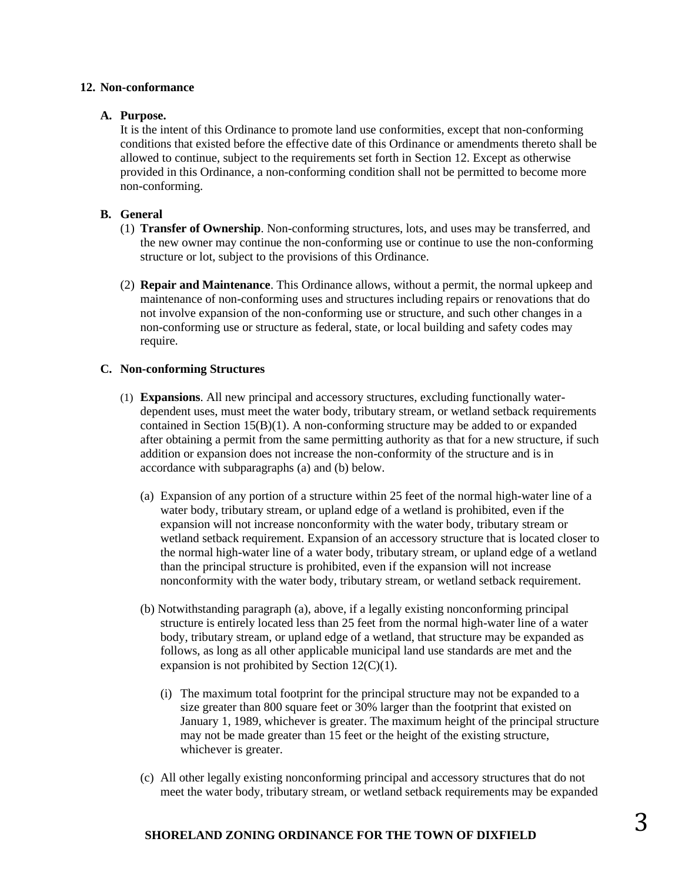## 12. Non-conformance

### A. Purpose.

It is the intent of this Ordinance to promote land use conformities, except that non-conforming conditions that existed before the effective date of this Ordinance or amendments thereto shall be allowed to continue, subject to the requirements set forth in Section 12. Except as otherwise provided in this Ordinance, a non-conforming condition shall not be permitted to become more non-conforming.

### B. General

(1) **Transfer of Ownership**. Non-conforming structures, lots, and uses may be transferred, and the new owner may continue the non-conforming use or continue to use the non-conforming structure or lot, subject to the provisions of this Ordinance.

(2) **Repair and Maintenance**. This Ordinance allows, without a permit, the normal upkeep and maintenance of non-conforming uses and structures including repairs or renovations that do not involve expansion of the non-conforming use or structure, and such other changes in a non-conforming use or structure as federal, state, or local building and safety codes may require.

### C. Non-conforming Structures

(1) **Expansions**. All new principal and accessory structures, excluding functionally water-dependent uses, must meet the water body, tributary stream, or wetland setback requirements contained in Section 15(B)(1). A non-conforming structure may be added to or expanded after obtaining a permit from the same permitting authority as that for a new structure, if such addition or expansion does not increase the non-conformity of the structure and is in accordance with subparagraphs (a) and (b) below.

(a) Expansion of any portion of a structure within 25 feet of the normal high-water line of a water body, tributary stream, or upland edge of a wetland is prohibited, even if the expansion will not increase nonconformity with the water body, tributary stream or wetland setback requirement. Expansion of an accessory structure that is located closer to the normal high-water line of a water body, tributary stream, or upland edge of a wetland than the principal structure is prohibited, even if the expansion will not increase nonconformity with the water body, tributary stream, or wetland setback requirement.

(b) Notwithstanding paragraph (a), above, if a legally existing nonconforming principal structure is entirely located less than 25 feet from the normal high-water line of a water body, tributary stream, or upland edge of a wetland, that structure may be expanded as follows, as long as all other applicable municipal land use standards are met and the expansion is not prohibited by Section 12(C)(1).

(i) The maximum total footprint for the principal structure may not be expanded to a size greater than 800 square feet or 30% larger than the footprint that existed on January 1, 1989, whichever is greater. The maximum height of the principal structure may not be made greater than 15 feet or the height of the existing structure, whichever is greater.

(c) All other legally existing nonconforming principal and accessory structures that do not meet the water body, tributary stream, or wetland setback requirements may be expanded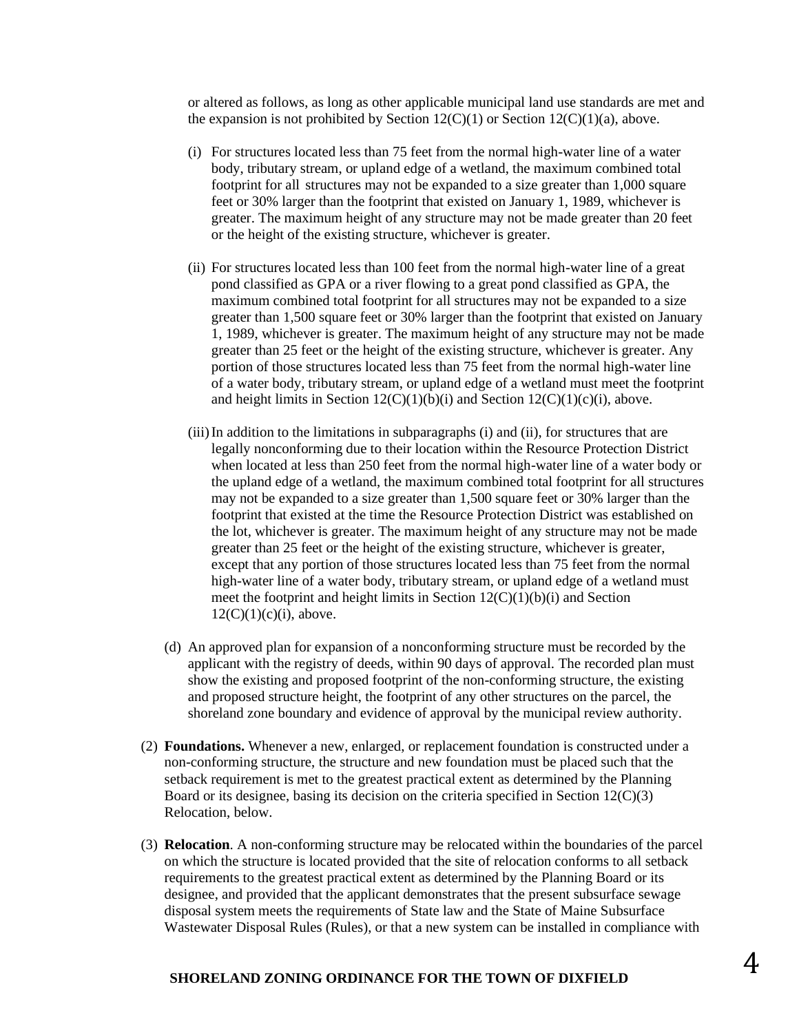or altered as follows, as long as other applicable municipal land use standards are met and the expansion is not prohibited by Section 12(C)(1) or Section 12(C)(1)(a), above.

(i) For structures located less than 75 feet from the normal high-water line of a water body, tributary stream, or upland edge of a wetland, the maximum combined total footprint for all structures may not be expanded to a size greater than 1,000 square feet or 30% larger than the footprint that existed on January 1, 1989, whichever is greater. The maximum height of any structure may not be made greater than 20 feet or the height of the existing structure, whichever is greater.

(ii) For structures located less than 100 feet from the normal high-water line of a great pond classified as GPA or a river flowing to a great pond classified as GPA, the maximum combined total footprint for all structures may not be expanded to a size greater than 1,500 square feet or 30% larger than the footprint that existed on January 1, 1989, whichever is greater. The maximum height of any structure may not be made greater than 25 feet or the height of the existing structure, whichever is greater. Any portion of those structures located less than 75 feet from the normal high-water line of a water body, tributary stream, or upland edge of a wetland must meet the footprint and height limits in Section 12(C)(1)(b)(i) and Section 12(C)(1)(c)(i), above.

(iii) In addition to the limitations in subparagraphs (i) and (ii), for structures that are legally nonconforming due to their location within the Resource Protection District when located at less than 250 feet from the normal high-water line of a water body or the upland edge of a wetland, the maximum combined total footprint for all structures may not be expanded to a size greater than 1,500 square feet or 30% larger than the footprint that existed at the time the Resource Protection District was established on the lot, whichever is greater. The maximum height of any structure may not be made greater than 25 feet or the height of the existing structure, whichever is greater, except that any portion of those structures located less than 75 feet from the normal high-water line of a water body, tributary stream, or upland edge of a wetland must meet the footprint and height limits in Section 12(C)(1)(b)(i) and Section 12(C)(1)(c)(i), above.

(d) An approved plan for expansion of a nonconforming structure must be recorded by the applicant with the registry of deeds, within 90 days of approval. The recorded plan must show the existing and proposed footprint of the non-conforming structure, the existing and proposed structure height, the footprint of any other structures on the parcel, the shoreland zone boundary and evidence of approval by the municipal review authority.

(2) **Foundations.** Whenever a new, enlarged, or replacement foundation is constructed under a non-conforming structure, the structure and new foundation must be placed such that the setback requirement is met to the greatest practical extent as determined by the Planning Board or its designee, basing its decision on the criteria specified in Section 12(C)(3) Relocation, below.

(3) **Relocation**. A non-conforming structure may be relocated within the boundaries of the parcel on which the structure is located provided that the site of relocation conforms to all setback requirements to the greatest practical extent as determined by the Planning Board or its designee, and provided that the applicant demonstrates that the present subsurface sewage disposal system meets the requirements of State law and the State of Maine Subsurface Wastewater Disposal Rules (Rules), or that a new system can be installed in compliance with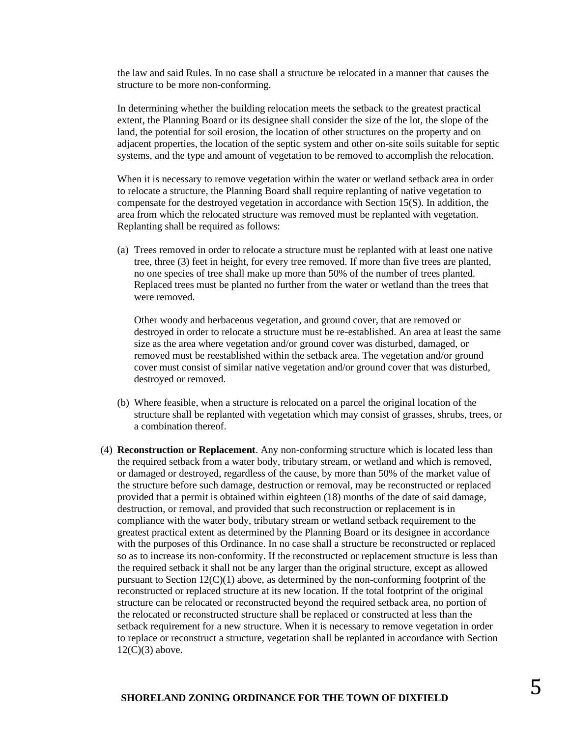the law and said Rules. In no case shall a structure be relocated in a manner that causes the structure to be more non-conforming.

In determining whether the building relocation meets the setback to the greatest practical extent, the Planning Board or its designee shall consider the size of the lot, the slope of the land, the potential for soil erosion, the location of other structures on the property and on adjacent properties, the location of the septic system and other on-site soils suitable for septic systems, and the type and amount of vegetation to be removed to accomplish the relocation.

When it is necessary to remove vegetation within the water or wetland setback area in order to relocate a structure, the Planning Board shall require replanting of native vegetation to compensate for the destroyed vegetation in accordance with Section 15(S). In addition, the area from which the relocated structure was removed must be replanted with vegetation. Replanting shall be required as follows:

(a) Trees removed in order to relocate a structure must be replanted with at least one native tree, three (3) feet in height, for every tree removed. If more than five trees are planted, no one species of tree shall make up more than 50% of the number of trees planted. Replaced trees must be planted no further from the water or wetland than the trees that were removed.

    Other woody and herbaceous vegetation, and ground cover, that are removed or destroyed in order to relocate a structure must be re-established. An area at least the same size as the area where vegetation and/or ground cover was disturbed, damaged, or removed must be reestablished within the setback area. The vegetation and/or ground cover must consist of similar native vegetation and/or ground cover that was disturbed, destroyed or removed.

(b) Where feasible, when a structure is relocated on a parcel the original location of the structure shall be replanted with vegetation which may consist of grasses, shrubs, trees, or a combination thereof.

(4) **Reconstruction or Replacement**. Any non-conforming structure which is located less than the required setback from a water body, tributary stream, or wetland and which is removed, or damaged or destroyed, regardless of the cause, by more than 50% of the market value of the structure before such damage, destruction or removal, may be reconstructed or replaced provided that a permit is obtained within eighteen (18) months of the date of said damage, destruction, or removal, and provided that such reconstruction or replacement is in compliance with the water body, tributary stream or wetland setback requirement to the greatest practical extent as determined by the Planning Board or its designee in accordance with the purposes of this Ordinance. In no case shall a structure be reconstructed or replaced so as to increase its non-conformity. If the reconstructed or replacement structure is less than the required setback it shall not be any larger than the original structure, except as allowed pursuant to Section 12(C)(1) above, as determined by the non-conforming footprint of the reconstructed or replaced structure at its new location. If the total footprint of the original structure can be relocated or reconstructed beyond the required setback area, no portion of the relocated or reconstructed structure shall be replaced or constructed at less than the setback requirement for a new structure. When it is necessary to remove vegetation in order to replace or reconstruct a structure, vegetation shall be replanted in accordance with Section 12(C)(3) above.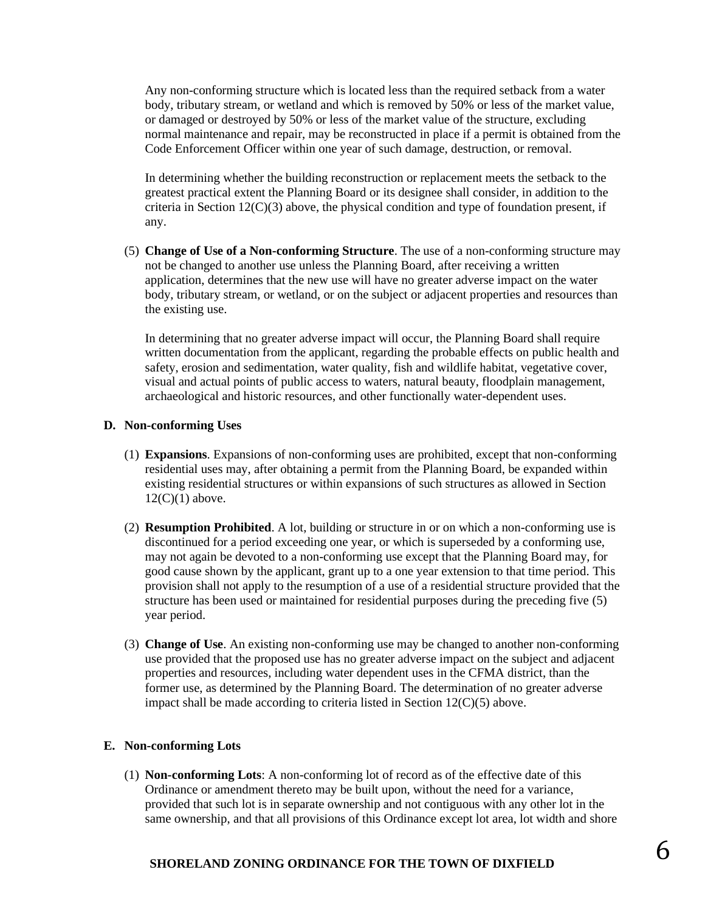Any non-conforming structure which is located less than the required setback from a water body, tributary stream, or wetland and which is removed by 50% or less of the market value, or damaged or destroyed by 50% or less of the market value of the structure, excluding normal maintenance and repair, may be reconstructed in place if a permit is obtained from the Code Enforcement Officer within one year of such damage, destruction, or removal.

In determining whether the building reconstruction or replacement meets the setback to the greatest practical extent the Planning Board or its designee shall consider, in addition to the criteria in Section 12(C)(3) above, the physical condition and type of foundation present, if any.

(5) **Change of Use of a Non-conforming Structure**. The use of a non-conforming structure may not be changed to another use unless the Planning Board, after receiving a written application, determines that the new use will have no greater adverse impact on the water body, tributary stream, or wetland, or on the subject or adjacent properties and resources than the existing use.

In determining that no greater adverse impact will occur, the Planning Board shall require written documentation from the applicant, regarding the probable effects on public health and safety, erosion and sedimentation, water quality, fish and wildlife habitat, vegetative cover, visual and actual points of public access to waters, natural beauty, floodplain management, archaeological and historic resources, and other functionally water-dependent uses.

**D. Non-conforming Uses**

(1) **Expansions**. Expansions of non-conforming uses are prohibited, except that non-conforming residential uses may, after obtaining a permit from the Planning Board, be expanded within existing residential structures or within expansions of such structures as allowed in Section 12(C)(1) above.

(2) **Resumption Prohibited**. A lot, building or structure in or on which a non-conforming use is discontinued for a period exceeding one year, or which is superseded by a conforming use, may not again be devoted to a non-conforming use except that the Planning Board may, for good cause shown by the applicant, grant up to a one year extension to that time period. This provision shall not apply to the resumption of a use of a residential structure provided that the structure has been used or maintained for residential purposes during the preceding five (5) year period.

(3) **Change of Use**. An existing non-conforming use may be changed to another non-conforming use provided that the proposed use has no greater adverse impact on the subject and adjacent properties and resources, including water dependent uses in the CFMA district, than the former use, as determined by the Planning Board. The determination of no greater adverse impact shall be made according to criteria listed in Section 12(C)(5) above.

**E. Non-conforming Lots**

(1) **Non-conforming Lots**: A non-conforming lot of record as of the effective date of this Ordinance or amendment thereto may be built upon, without the need for a variance, provided that such lot is in separate ownership and not contiguous with any other lot in the same ownership, and that all provisions of this Ordinance except lot area, lot width and shore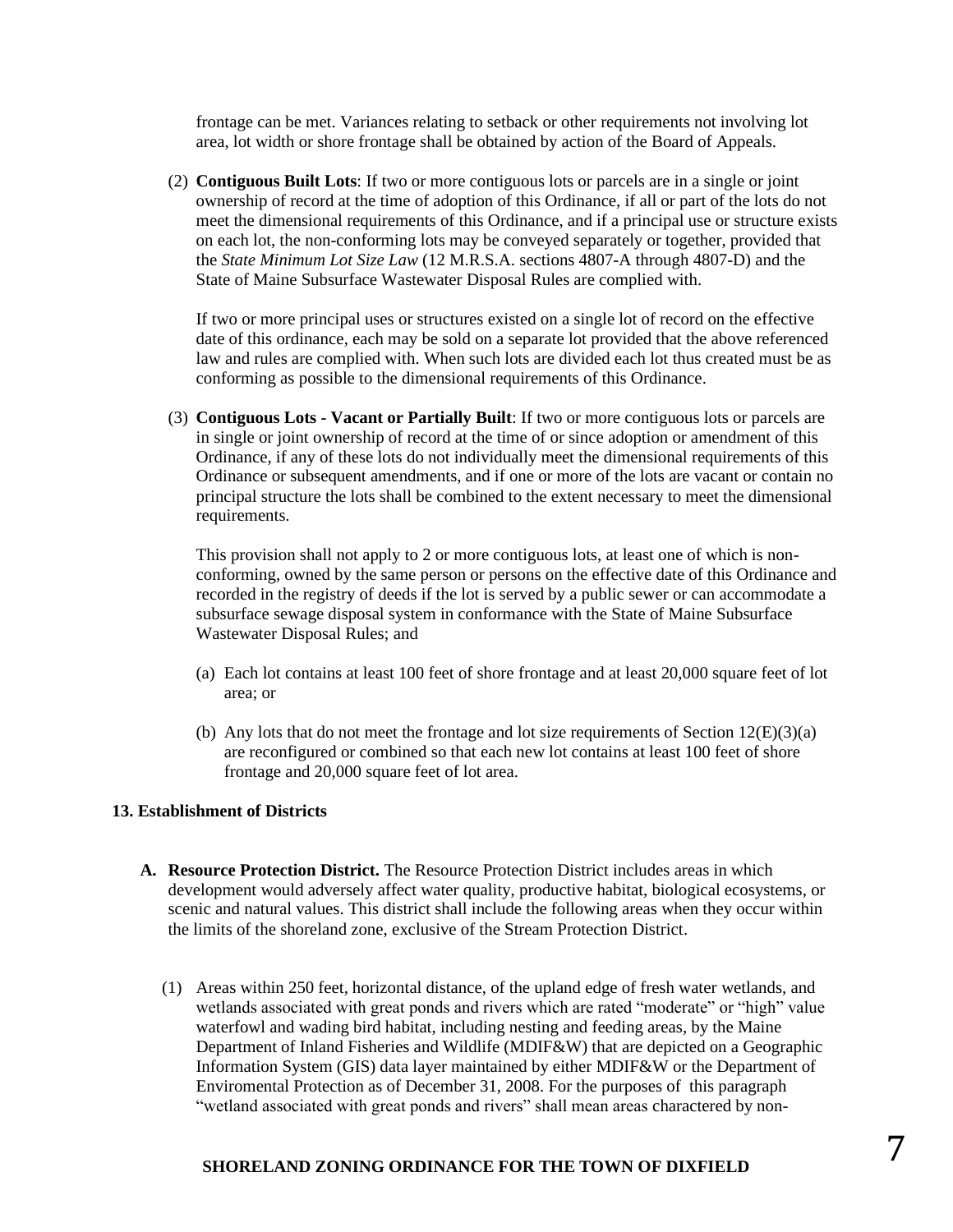frontage can be met. Variances relating to setback or other requirements not involving lot area, lot width or shore frontage shall be obtained by action of the Board of Appeals.

(2) **Contiguous Built Lots**: If two or more contiguous lots or parcels are in a single or joint ownership of record at the time of adoption of this Ordinance, if all or part of the lots do not meet the dimensional requirements of this Ordinance, and if a principal use or structure exists on each lot, the non-conforming lots may be conveyed separately or together, provided that the *State Minimum Lot Size Law* (12 M.R.S.A. sections 4807-A through 4807-D) and the State of Maine Subsurface Wastewater Disposal Rules are complied with.

If two or more principal uses or structures existed on a single lot of record on the effective date of this ordinance, each may be sold on a separate lot provided that the above referenced law and rules are complied with. When such lots are divided each lot thus created must be as conforming as possible to the dimensional requirements of this Ordinance.

(3) **Contiguous Lots - Vacant or Partially Built**: If two or more contiguous lots or parcels are in single or joint ownership of record at the time of or since adoption or amendment of this Ordinance, if any of these lots do not individually meet the dimensional requirements of this Ordinance or subsequent amendments, and if one or more of the lots are vacant or contain no principal structure the lots shall be combined to the extent necessary to meet the dimensional requirements.

This provision shall not apply to 2 or more contiguous lots, at least one of which is non-conforming, owned by the same person or persons on the effective date of this Ordinance and recorded in the registry of deeds if the lot is served by a public sewer or can accommodate a subsurface sewage disposal system in conformance with the State of Maine Subsurface Wastewater Disposal Rules; and

(a) Each lot contains at least 100 feet of shore frontage and at least 20,000 square feet of lot area; or

(b) Any lots that do not meet the frontage and lot size requirements of Section 12(E)(3)(a) are reconfigured or combined so that each new lot contains at least 100 feet of shore frontage and 20,000 square feet of lot area.

## 13. Establishment of Districts

**A. Resource Protection District.** The Resource Protection District includes areas in which development would adversely affect water quality, productive habitat, biological ecosystems, or scenic and natural values. This district shall include the following areas when they occur within the limits of the shoreland zone, exclusive of the Stream Protection District.

(1) Areas within 250 feet, horizontal distance, of the upland edge of fresh water wetlands, and wetlands associated with great ponds and rivers which are rated "moderate" or "high" value waterfowl and wading bird habitat, including nesting and feeding areas, by the Maine Department of Inland Fisheries and Wildlife (MDIF&W) that are depicted on a Geographic Information System (GIS) data layer maintained by either MDIF&W or the Department of Enviromental Protection as of December 31, 2008. For the purposes of this paragraph "wetland associated with great ponds and rivers" shall mean areas charactered by non-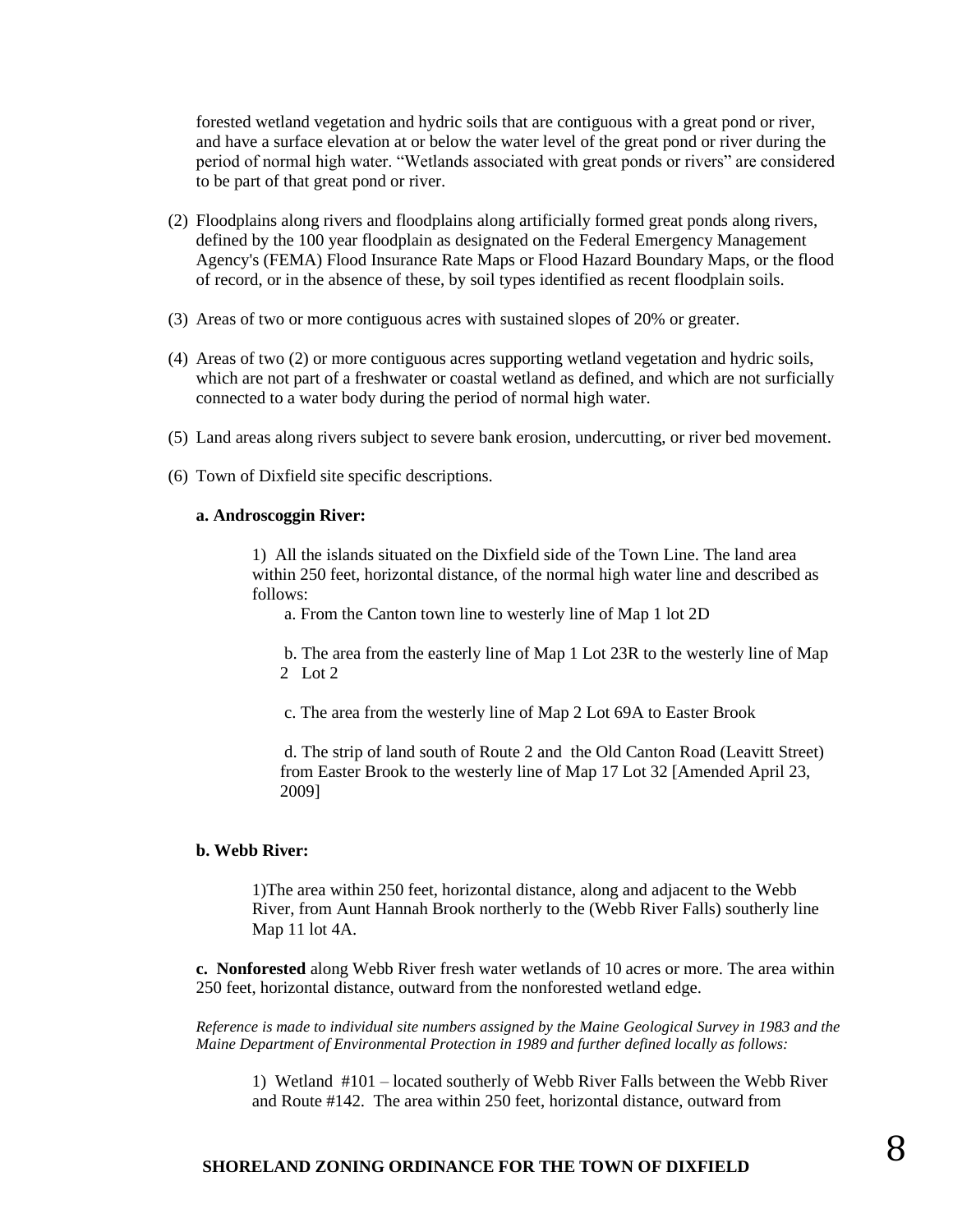forested wetland vegetation and hydric soils that are contiguous with a great pond or river, and have a surface elevation at or below the water level of the great pond or river during the period of normal high water. "Wetlands associated with great ponds or rivers" are considered to be part of that great pond or river.

(2) Floodplains along rivers and floodplains along artificially formed great ponds along rivers, defined by the 100 year floodplain as designated on the Federal Emergency Management Agency's (FEMA) Flood Insurance Rate Maps or Flood Hazard Boundary Maps, or the flood of record, or in the absence of these, by soil types identified as recent floodplain soils.

(3) Areas of two or more contiguous acres with sustained slopes of 20% or greater.

(4) Areas of two (2) or more contiguous acres supporting wetland vegetation and hydric soils, which are not part of a freshwater or coastal wetland as defined, and which are not surficially connected to a water body during the period of normal high water.

(5) Land areas along rivers subject to severe bank erosion, undercutting, or river bed movement.

(6) Town of Dixfield site specific descriptions.

**a. Androscoggin River:**

1) All the islands situated on the Dixfield side of the Town Line. The land area within 250 feet, horizontal distance, of the normal high water line and described as follows:

a. From the Canton town line to westerly line of Map 1 lot 2D

b. The area from the easterly line of Map 1 Lot 23R to the westerly line of Map 2 Lot 2

c. The area from the westerly line of Map 2 Lot 69A to Easter Brook

d. The strip of land south of Route 2 and the Old Canton Road (Leavitt Street) from Easter Brook to the westerly line of Map 17 Lot 32 [Amended April 23, 2009]

**b. Webb River:**

1)The area within 250 feet, horizontal distance, along and adjacent to the Webb River, from Aunt Hannah Brook northerly to the (Webb River Falls) southerly line Map 11 lot 4A.

**c. Nonforested** along Webb River fresh water wetlands of 10 acres or more. The area within 250 feet, horizontal distance, outward from the nonforested wetland edge.

*Reference is made to individual site numbers assigned by the Maine Geological Survey in 1983 and the Maine Department of Environmental Protection in 1989 and further defined locally as follows:*

1) Wetland #101 – located southerly of Webb River Falls between the Webb River and Route #142. The area within 250 feet, horizontal distance, outward from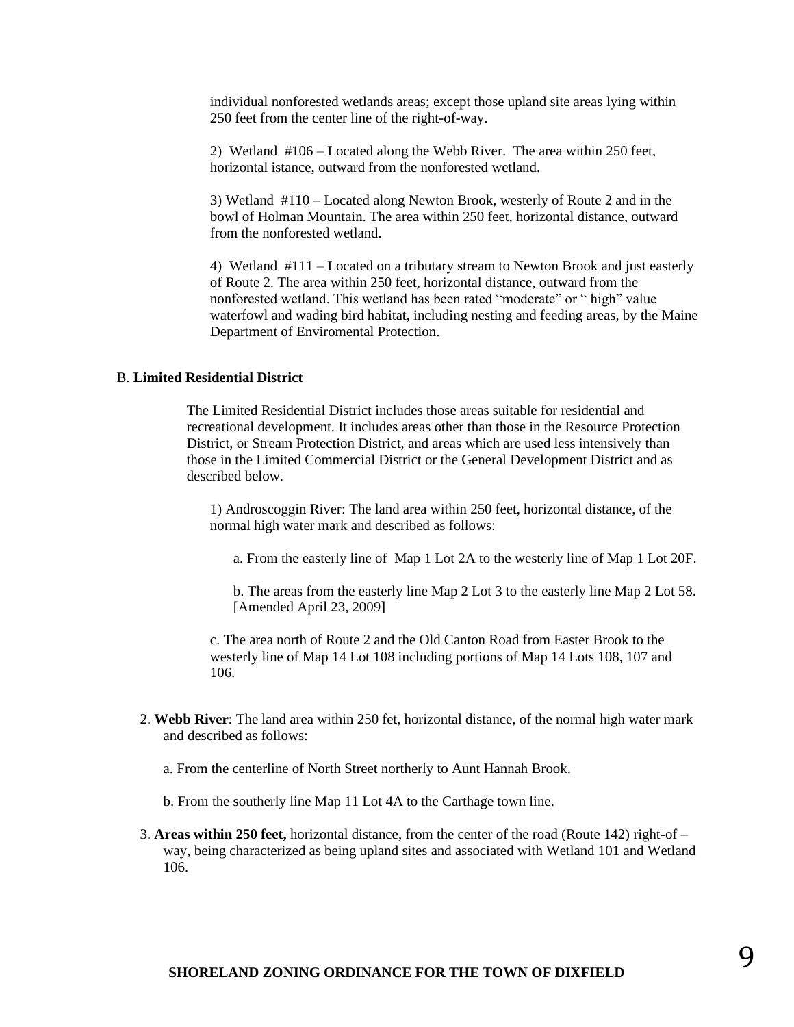individual nonforested wetlands areas; except those upland site areas lying within 250 feet from the center line of the right-of-way.

2) Wetland #106 – Located along the Webb River. The area within 250 feet, horizontal istance, outward from the nonforested wetland.

3) Wetland #110 – Located along Newton Brook, westerly of Route 2 and in the bowl of Holman Mountain. The area within 250 feet, horizontal distance, outward from the nonforested wetland.

4) Wetland #111 – Located on a tributary stream to Newton Brook and just easterly of Route 2. The area within 250 feet, horizontal distance, outward from the nonforested wetland. This wetland has been rated "moderate" or " high" value waterfowl and wading bird habitat, including nesting and feeding areas, by the Maine Department of Enviromental Protection.

B. **Limited Residential District**

The Limited Residential District includes those areas suitable for residential and recreational development. It includes areas other than those in the Resource Protection District, or Stream Protection District, and areas which are used less intensively than those in the Limited Commercial District or the General Development District and as described below.

1) Androscoggin River: The land area within 250 feet, horizontal distance, of the normal high water mark and described as follows:

a. From the easterly line of Map 1 Lot 2A to the westerly line of Map 1 Lot 20F.

b. The areas from the easterly line Map 2 Lot 3 to the easterly line Map 2 Lot 58. [Amended April 23, 2009]

c. The area north of Route 2 and the Old Canton Road from Easter Brook to the westerly line of Map 14 Lot 108 including portions of Map 14 Lots 108, 107 and 106.

2. **Webb River**: The land area within 250 fet, horizontal distance, of the normal high water mark and described as follows:

a. From the centerline of North Street northerly to Aunt Hannah Brook.

b. From the southerly line Map 11 Lot 4A to the Carthage town line.

3. **Areas within 250 feet,** horizontal distance, from the center of the road (Route 142) right-of – way, being characterized as being upland sites and associated with Wetland 101 and Wetland 106.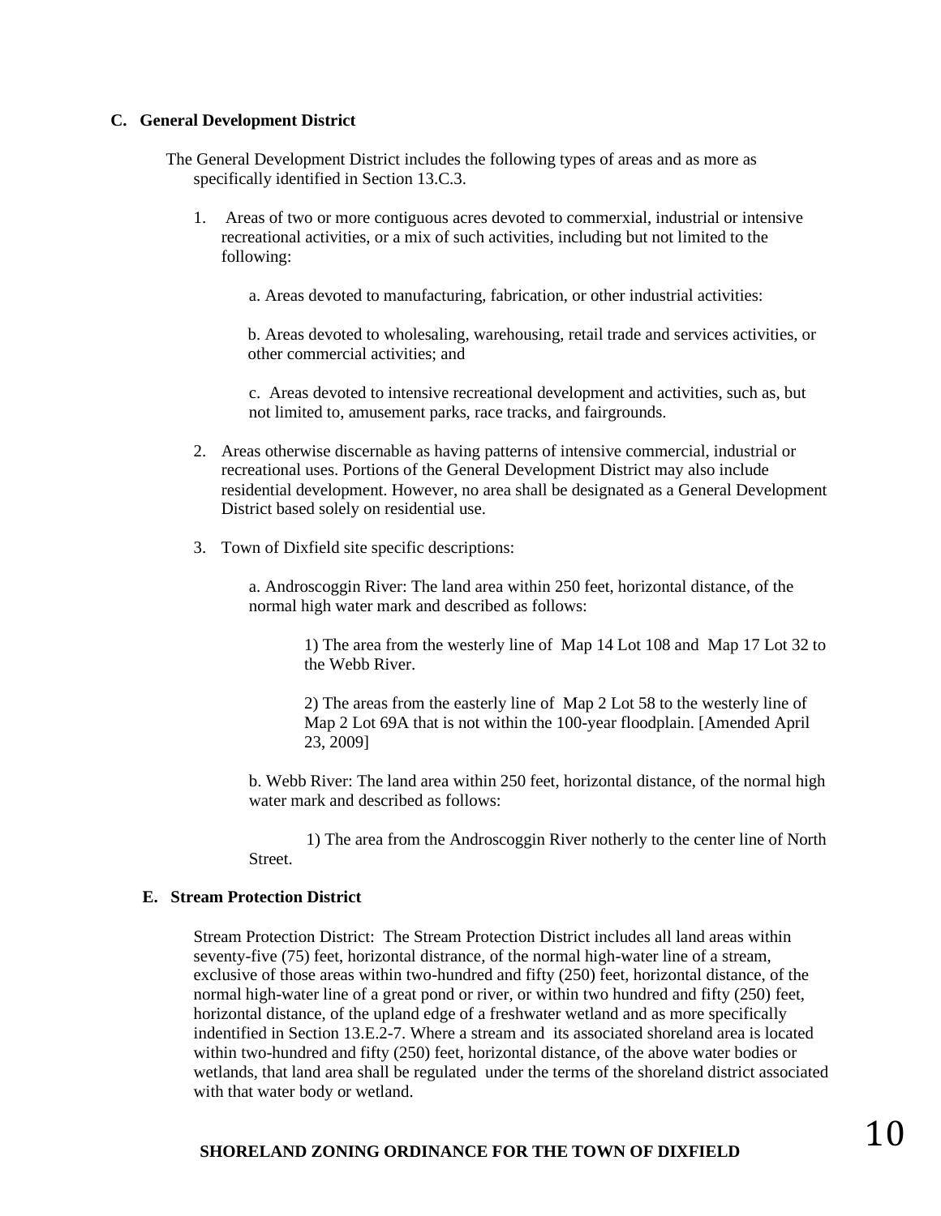### C. General Development District

The General Development District includes the following types of areas and as more as specifically identified in Section 13.C.3.

1. Areas of two or more contiguous acres devoted to commerxial, industrial or intensive recreational activities, or a mix of such activities, including but not limited to the following:

   a. Areas devoted to manufacturing, fabrication, or other industrial activities:

   b. Areas devoted to wholesaling, warehousing, retail trade and services activities, or other commercial activities; and

   c. Areas devoted to intensive recreational development and activities, such as, but not limited to, amusement parks, race tracks, and fairgrounds.

2. Areas otherwise discernable as having patterns of intensive commercial, industrial or recreational uses. Portions of the General Development District may also include residential development. However, no area shall be designated as a General Development District based solely on residential use.

3. Town of Dixfield site specific descriptions:

   a. Androscoggin River: The land area within 250 feet, horizontal distance, of the normal high water mark and described as follows:

      1) The area from the westerly line of Map 14 Lot 108 and Map 17 Lot 32 to the Webb River.

      2) The areas from the easterly line of Map 2 Lot 58 to the westerly line of Map 2 Lot 69A that is not within the 100-year floodplain. [Amended April 23, 2009]

   b. Webb River: The land area within 250 feet, horizontal distance, of the normal high water mark and described as follows:

      1) The area from the Androscoggin River notherly to the center line of North Street.

### E. Stream Protection District

Stream Protection District: The Stream Protection District includes all land areas within seventy-five (75) feet, horizontal distrance, of the normal high-water line of a stream, exclusive of those areas within two-hundred and fifty (250) feet, horizontal distance, of the normal high-water line of a great pond or river, or within two hundred and fifty (250) feet, horizontal distance, of the upland edge of a freshwater wetland and as more specifically indentified in Section 13.E.2-7. Where a stream and its associated shoreland area is located within two-hundred and fifty (250) feet, horizontal distance, of the above water bodies or wetlands, that land area shall be regulated under the terms of the shoreland district associated with that water body or wetland.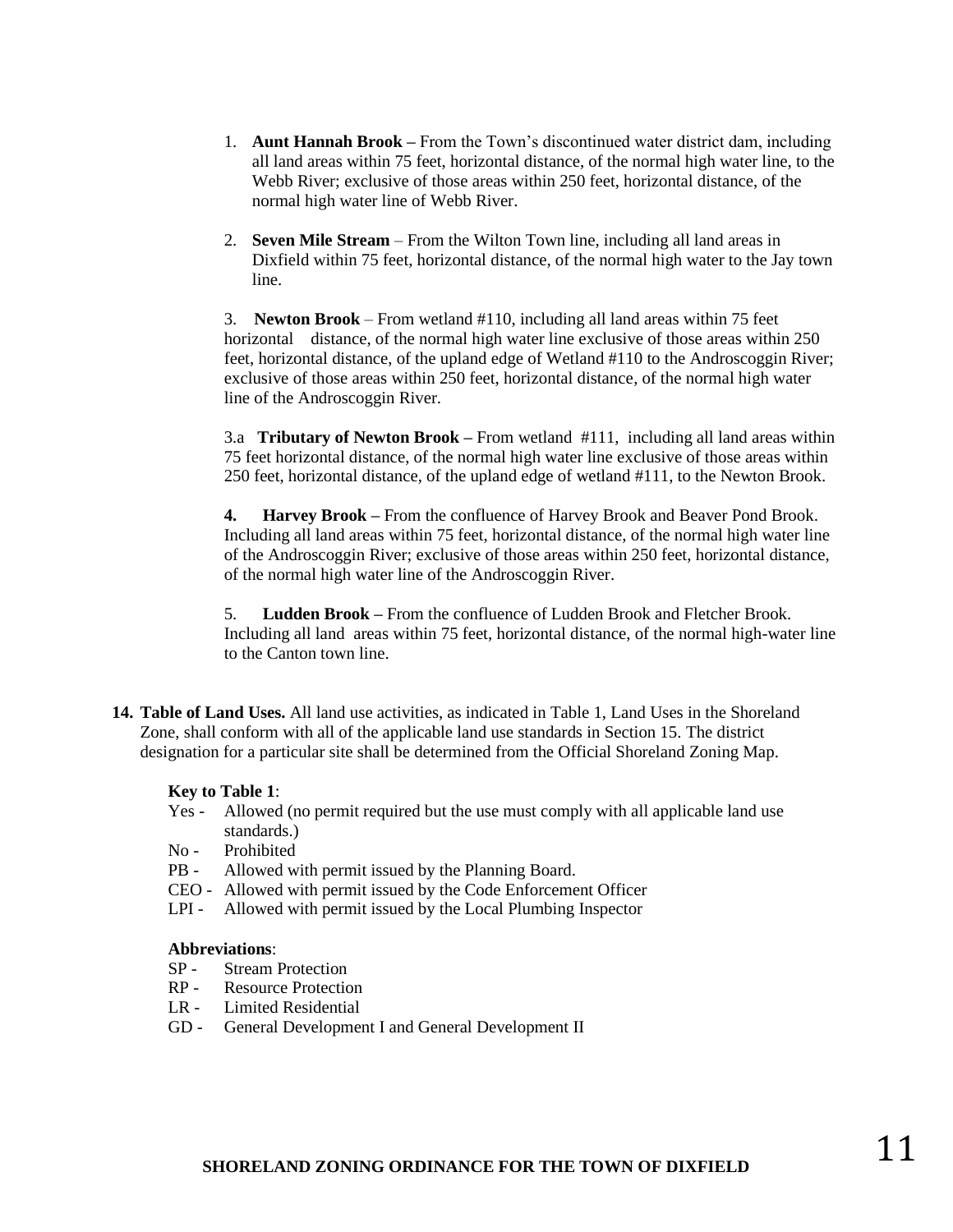1. **Aunt Hannah Brook –** From the Town's discontinued water district dam, including all land areas within 75 feet, horizontal distance, of the normal high water line, to the Webb River; exclusive of those areas within 250 feet, horizontal distance, of the normal high water line of Webb River.

2. **Seven Mile Stream** – From the Wilton Town line, including all land areas in Dixfield within 75 feet, horizontal distance, of the normal high water to the Jay town line.

3. **Newton Brook** – From wetland #110, including all land areas within 75 feet horizontal distance, of the normal high water line exclusive of those areas within 250 feet, horizontal distance, of the upland edge of Wetland #110 to the Androscoggin River; exclusive of those areas within 250 feet, horizontal distance, of the normal high water line of the Androscoggin River.

3.a **Tributary of Newton Brook –** From wetland #111, including all land areas within 75 feet horizontal distance, of the normal high water line exclusive of those areas within 250 feet, horizontal distance, of the upland edge of wetland #111, to the Newton Brook.

**4. Harvey Brook –** From the confluence of Harvey Brook and Beaver Pond Brook. Including all land areas within 75 feet, horizontal distance, of the normal high water line of the Androscoggin River; exclusive of those areas within 250 feet, horizontal distance, of the normal high water line of the Androscoggin River.

5. **Ludden Brook –** From the confluence of Ludden Brook and Fletcher Brook. Including all land areas within 75 feet, horizontal distance, of the normal high-water line to the Canton town line.

**14. Table of Land Uses.** All land use activities, as indicated in Table 1, Land Uses in the Shoreland Zone, shall conform with all of the applicable land use standards in Section 15. The district designation for a particular site shall be determined from the Official Shoreland Zoning Map.

**Key to Table 1**:

- Yes - Allowed (no permit required but the use must comply with all applicable land use standards.)
- No - Prohibited
- PB - Allowed with permit issued by the Planning Board.
- CEO - Allowed with permit issued by the Code Enforcement Officer
- LPI - Allowed with permit issued by the Local Plumbing Inspector

**Abbreviations**:

- SP - Stream Protection
- RP - Resource Protection
- LR - Limited Residential
- GD - General Development I and General Development II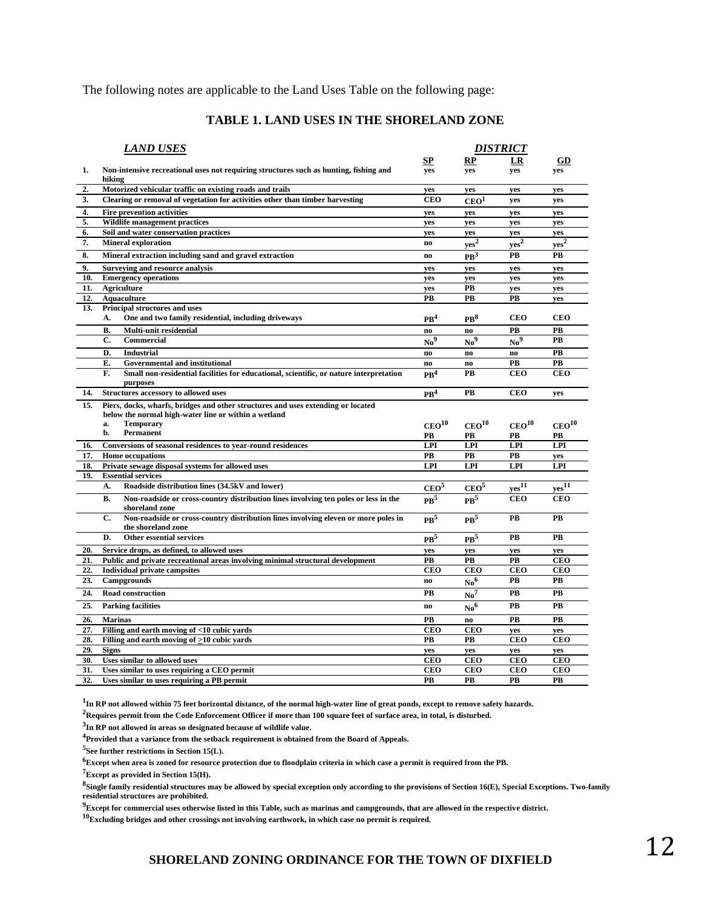The following notes are applicable to the Land Uses Table on the following page:

## TABLE 1. LAND USES IN THE SHORELAND ZONE

| | *LAND USES* | *DISTRICT* | | | |
|---|---|---|---|---|---|
| | | SP | RP | LR | GD |
| 1. | Non-intensive recreational uses not requiring structures such as hunting, fishing and hiking | yes | yes | yes | yes |
| 2. | Motorized vehicular traffic on existing roads and trails | yes | yes | yes | yes |
| 3. | Clearing or removal of vegetation for activities other than timber harvesting | CEO | CEO[1] | yes | yes |
| 4. | Fire prevention activities | yes | yes | yes | yes |
| 5. | Wildlife management practices | yes | yes | yes | yes |
| 6. | Soil and water conservation practices | yes | yes | yes | yes |
| 7. | Mineral exploration | no | yes[2] | yes[2] | yes[2] |
| 8. | Mineral extraction including sand and gravel extraction | no | PB[3] | PB | PB |
| 9. | Surveying and resource analysis | yes | yes | yes | yes |
| 10. | Emergency operations | yes | yes | yes | yes |
| 11. | Agriculture | yes | PB | yes | yes |
| 12. | Aquaculture | PB | PB | PB | yes |
| 13. | Principal structures and uses | | | | |
| | A. One and two family residential, including driveways | PB[4] | PB[8] | CEO | CEO |
| | B. Multi-unit residential | no | no | PB | PB |
| | C. Commercial | No[9] | No[9] | No[9] | PB |
| | D. Industrial | no | no | no | PB |
| | E. Governmental and institutional | no | no | PB | PB |
| | F. Small non-residential facilities for educational, scientific, or nature interpretation purposes | PB[4] | PB | CEO | CEO |
| 14. | Structures accessory to allowed uses | PB[4] | PB | CEO | yes |
| 15. | Piers, docks, wharfs, bridges and other structures and uses extending or located below the normal high-water line or within a wetland | | | | |
| | a. Temporary | CEO[10] | CEO[10] | CEO[10] | CEO[10] |
| | b. Permanent | PB | PB | PB | PB |
| 16. | Conversions of seasonal residences to year-round residences | LPI | LPI | LPI | LPI |
| 17. | Home occupations | PB | PB | PB | yes |
| 18. | Private sewage disposal systems for allowed uses | LPI | LPI | LPI | LPI |
| 19. | Essential services | | | | |
| | A. Roadside distribution lines (34.5kV and lower) | CEO[5] | CEO[5] | yes[11] | yes[11] |
| | B. Non-roadside or cross-country distribution lines involving ten poles or less in the shoreland zone | PB[5] | PB[5] | CEO | CEO |
| | C. Non-roadside or cross-country distribution lines involving eleven or more poles in the shoreland zone | PB[5] | PB[5] | PB | PB |
| | D. Other essential services | PB[5] | PB[5] | PB | PB |
| 20. | Service drops, as defined, to allowed uses | yes | yes | yes | yes |
| 21. | Public and private recreational areas involving minimal structural development | PB | PB | PB | CEO |
| 22. | Individual private campsites | CEO | CEO | CEO | CEO |
| 23. | Campgrounds | no | No[6] | PB | PB |
| 24. | Road construction | PB | No[7] | PB | PB |
| 25. | Parking facilities | no | No[6] | PB | PB |
| 26. | Marinas | PB | no | PB | PB |
| 27. | Filling and earth moving of <10 cubic yards | CEO | CEO | yes | yes |
| 28. | Filling and earth moving of >10 cubic yards | PB | PB | CEO | CEO |
| 29. | Signs | yes | yes | yes | yes |
| 30. | Uses similar to allowed uses | CEO | CEO | CEO | CEO |
| 31. | Uses similar to uses requiring a CEO permit | CEO | CEO | CEO | CEO |
| 32. | Uses similar to uses requiring a PB permit | PB | PB | PB | PB |

[1]In RP not allowed within 75 feet horizontal distance, of the normal high-water line of great ponds, except to remove safety hazards.

[2]Requires permit from the Code Enforcement Officer if more than 100 square feet of surface area, in total, is disturbed.

[3]In RP not allowed in areas so designated because of wildlife value.

[4]Provided that a variance from the setback requirement is obtained from the Board of Appeals.

[5]See further restrictions in Section 15(L).

[6]Except when area is zoned for resource protection due to floodplain criteria in which case a permit is required from the PB.

[7]Except as provided in Section 15(H).

[8]Single family residential structures may be allowed by special exception only according to the provisions of Section 16(E), Special Exceptions. Two-family residential structures are prohibited.

[9]Except for commercial uses otherwise listed in this Table, such as marinas and campgrounds, that are allowed in the respective district.

[10]Excluding bridges and other crossings not involving earthwork, in which case no permit is required.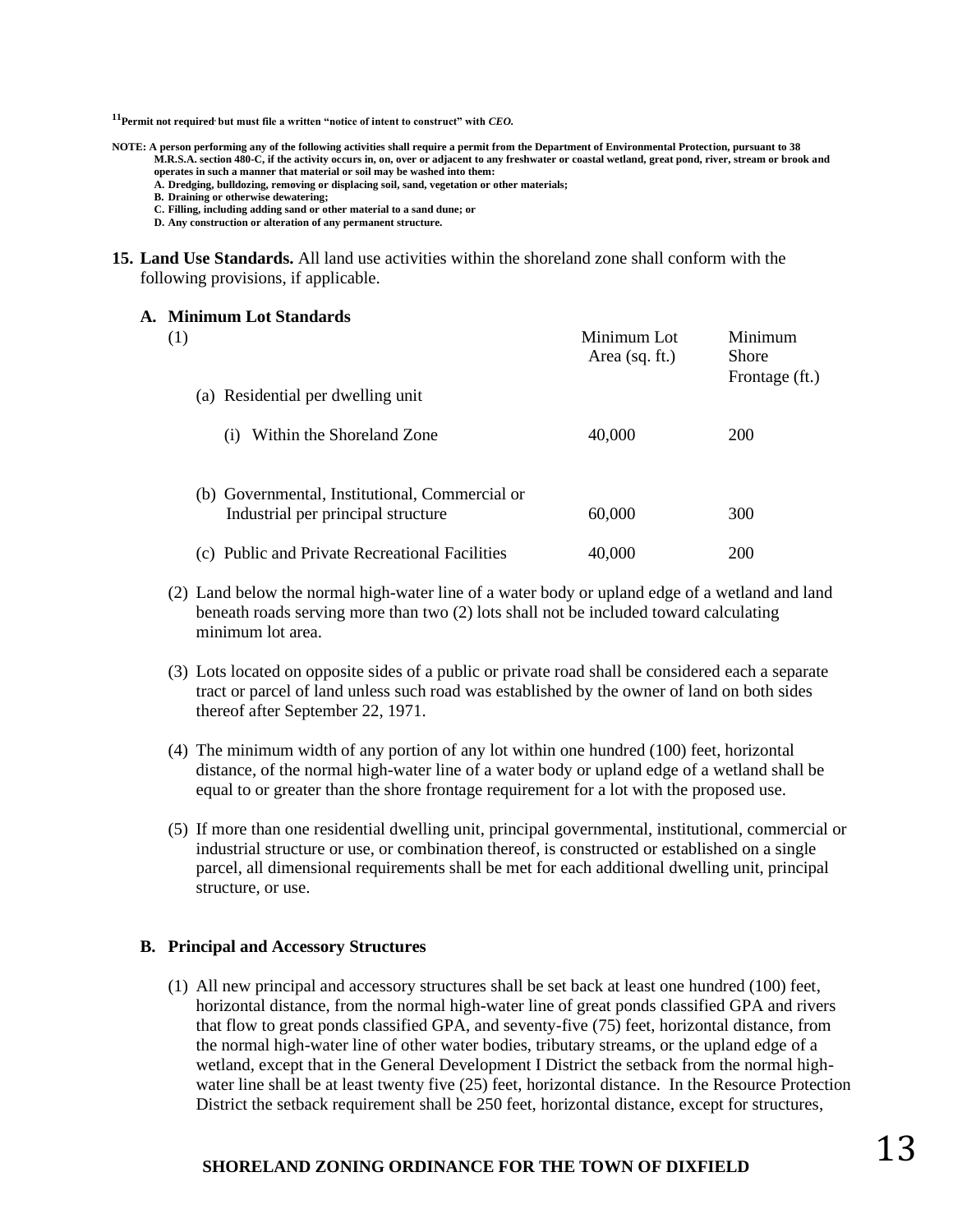[11]**Permit not required but must file a written "notice of intent to construct" with *CEO.***

**NOTE: A person performing any of the following activities shall require a permit from the Department of Environmental Protection, pursuant to 38 M.R.S.A. section 480-C, if the activity occurs in, on, over or adjacent to any freshwater or coastal wetland, great pond, river, stream or brook and operates in such a manner that material or soil may be washed into them:**
**A. Dredging, bulldozing, removing or displacing soil, sand, vegetation or other materials;**
**B. Draining or otherwise dewatering;**
**C. Filling, including adding sand or other material to a sand dune; or**
**D. Any construction or alteration of any permanent structure.**

**15. Land Use Standards.** All land use activities within the shoreland zone shall conform with the following provisions, if applicable.

**A. Minimum Lot Standards**

| (1) | Minimum Lot Area (sq. ft.) | Minimum Shore Frontage (ft.) |
|---|---|---|
| (a) Residential per dwelling unit | | |
| (i) Within the Shoreland Zone | 40,000 | 200 |
| (b) Governmental, Institutional, Commercial or Industrial per principal structure | 60,000 | 300 |
| (c) Public and Private Recreational Facilities | 40,000 | 200 |

(2) Land below the normal high-water line of a water body or upland edge of a wetland and land beneath roads serving more than two (2) lots shall not be included toward calculating minimum lot area.

(3) Lots located on opposite sides of a public or private road shall be considered each a separate tract or parcel of land unless such road was established by the owner of land on both sides thereof after September 22, 1971.

(4) The minimum width of any portion of any lot within one hundred (100) feet, horizontal distance, of the normal high-water line of a water body or upland edge of a wetland shall be equal to or greater than the shore frontage requirement for a lot with the proposed use.

(5) If more than one residential dwelling unit, principal governmental, institutional, commercial or industrial structure or use, or combination thereof, is constructed or established on a single parcel, all dimensional requirements shall be met for each additional dwelling unit, principal structure, or use.

**B. Principal and Accessory Structures**

(1) All new principal and accessory structures shall be set back at least one hundred (100) feet, horizontal distance, from the normal high-water line of great ponds classified GPA and rivers that flow to great ponds classified GPA, and seventy-five (75) feet, horizontal distance, from the normal high-water line of other water bodies, tributary streams, or the upland edge of a wetland, except that in the General Development I District the setback from the normal high-water line shall be at least twenty five (25) feet, horizontal distance. In the Resource Protection District the setback requirement shall be 250 feet, horizontal distance, except for structures,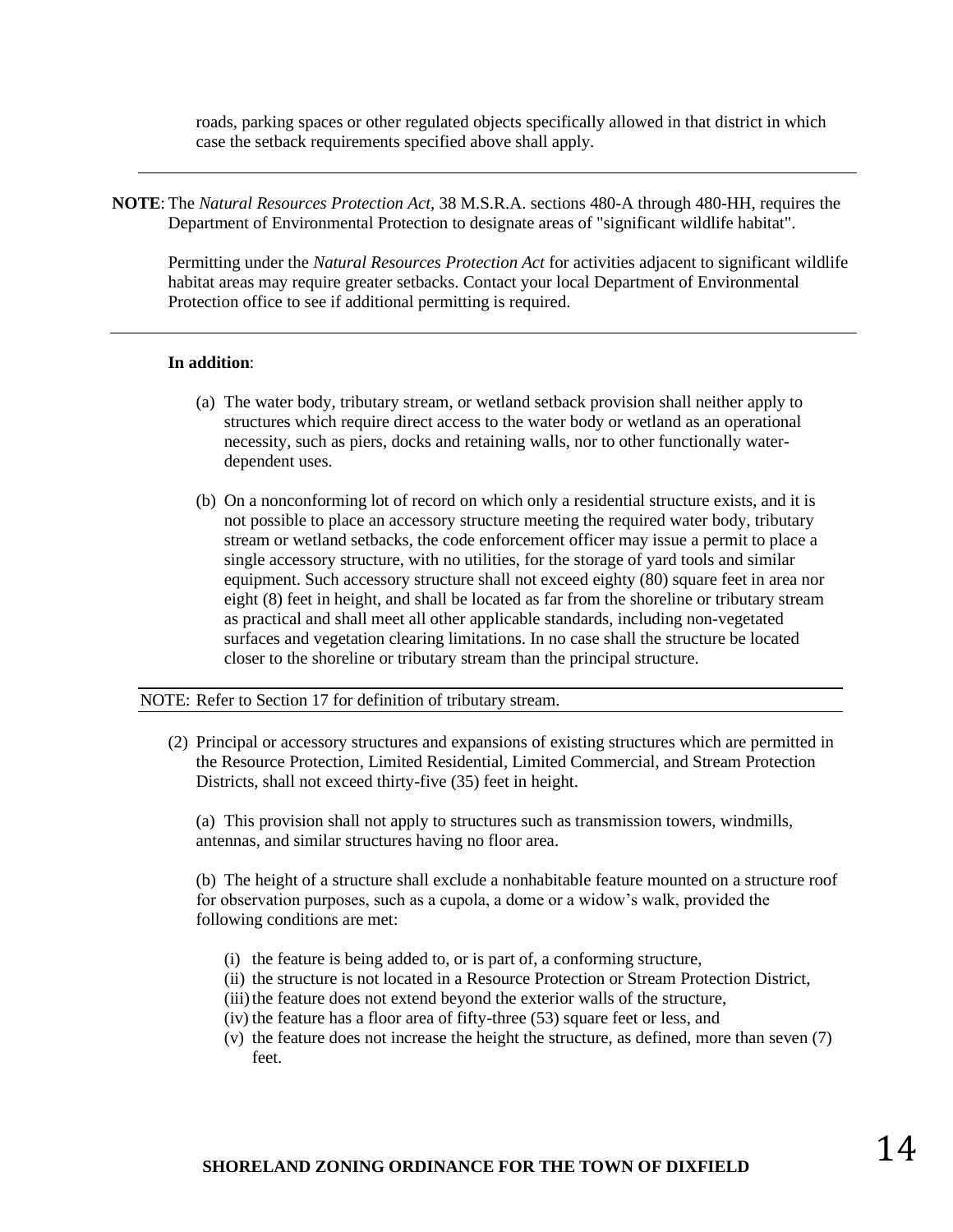roads, parking spaces or other regulated objects specifically allowed in that district in which case the setback requirements specified above shall apply.

---

**NOTE**: The *Natural Resources Protection Act*, 38 M.S.R.A. sections 480-A through 480-HH, requires the Department of Environmental Protection to designate areas of "significant wildlife habitat".

Permitting under the *Natural Resources Protection Act* for activities adjacent to significant wildlife habitat areas may require greater setbacks. Contact your local Department of Environmental Protection office to see if additional permitting is required.

---

**In addition**:

(a) The water body, tributary stream, or wetland setback provision shall neither apply to structures which require direct access to the water body or wetland as an operational necessity, such as piers, docks and retaining walls, nor to other functionally water-dependent uses.

(b) On a nonconforming lot of record on which only a residential structure exists, and it is not possible to place an accessory structure meeting the required water body, tributary stream or wetland setbacks, the code enforcement officer may issue a permit to place a single accessory structure, with no utilities, for the storage of yard tools and similar equipment. Such accessory structure shall not exceed eighty (80) square feet in area nor eight (8) feet in height, and shall be located as far from the shoreline or tributary stream as practical and shall meet all other applicable standards, including non-vegetated surfaces and vegetation clearing limitations. In no case shall the structure be located closer to the shoreline or tributary stream than the principal structure.

---

NOTE: Refer to Section 17 for definition of tributary stream.

---

(2) Principal or accessory structures and expansions of existing structures which are permitted in the Resource Protection, Limited Residential, Limited Commercial, and Stream Protection Districts, shall not exceed thirty-five (35) feet in height.

(a) This provision shall not apply to structures such as transmission towers, windmills, antennas, and similar structures having no floor area.

(b) The height of a structure shall exclude a nonhabitable feature mounted on a structure roof for observation purposes, such as a cupola, a dome or a widow's walk, provided the following conditions are met:

(i) the feature is being added to, or is part of, a conforming structure,
(ii) the structure is not located in a Resource Protection or Stream Protection District,
(iii) the feature does not extend beyond the exterior walls of the structure,
(iv) the feature has a floor area of fifty-three (53) square feet or less, and
(v) the feature does not increase the height the structure, as defined, more than seven (7) feet.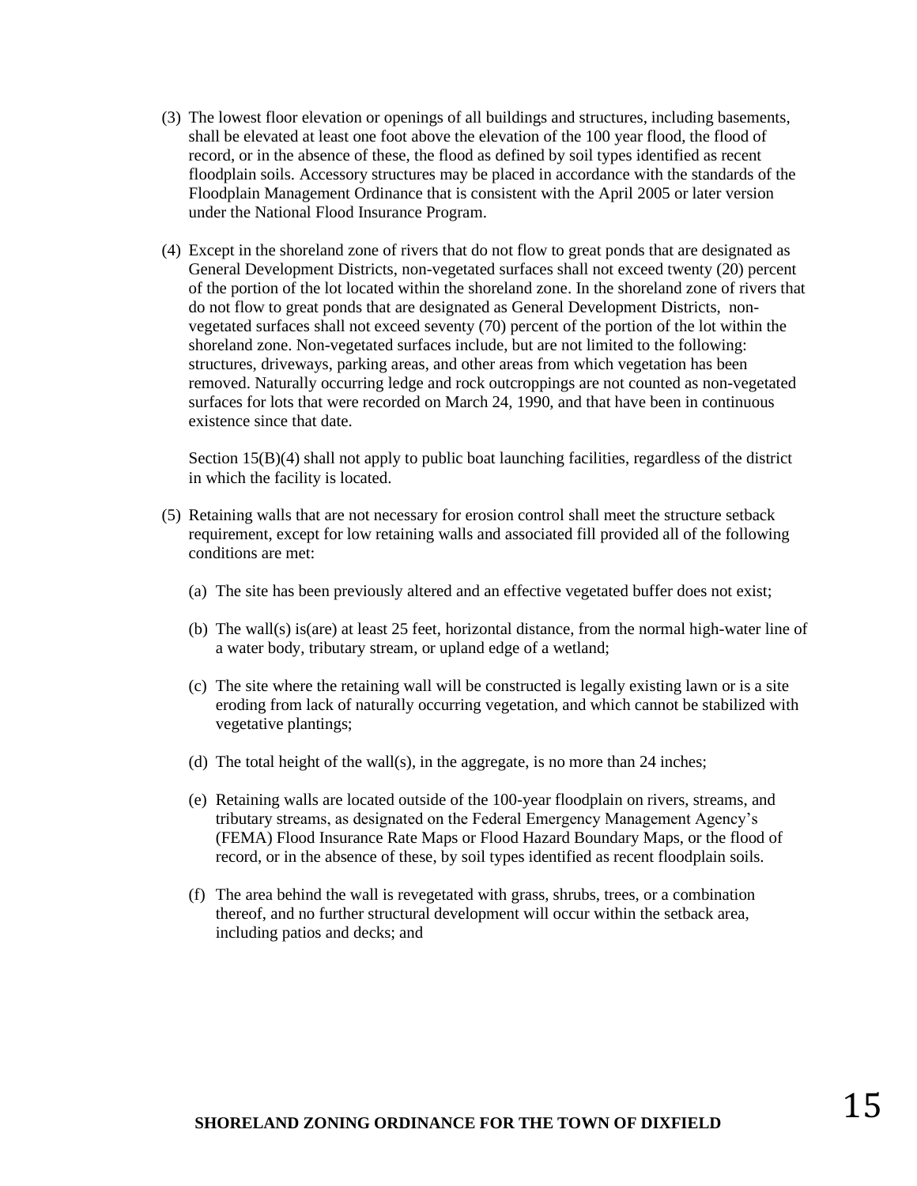(3) The lowest floor elevation or openings of all buildings and structures, including basements, shall be elevated at least one foot above the elevation of the 100 year flood, the flood of record, or in the absence of these, the flood as defined by soil types identified as recent floodplain soils. Accessory structures may be placed in accordance with the standards of the Floodplain Management Ordinance that is consistent with the April 2005 or later version under the National Flood Insurance Program.

(4) Except in the shoreland zone of rivers that do not flow to great ponds that are designated as General Development Districts, non-vegetated surfaces shall not exceed twenty (20) percent of the portion of the lot located within the shoreland zone. In the shoreland zone of rivers that do not flow to great ponds that are designated as General Development Districts, non-vegetated surfaces shall not exceed seventy (70) percent of the portion of the lot within the shoreland zone. Non-vegetated surfaces include, but are not limited to the following: structures, driveways, parking areas, and other areas from which vegetation has been removed. Naturally occurring ledge and rock outcroppings are not counted as non-vegetated surfaces for lots that were recorded on March 24, 1990, and that have been in continuous existence since that date.

   Section 15(B)(4) shall not apply to public boat launching facilities, regardless of the district in which the facility is located.

(5) Retaining walls that are not necessary for erosion control shall meet the structure setback requirement, except for low retaining walls and associated fill provided all of the following conditions are met:

   (a) The site has been previously altered and an effective vegetated buffer does not exist;

   (b) The wall(s) is(are) at least 25 feet, horizontal distance, from the normal high-water line of a water body, tributary stream, or upland edge of a wetland;

   (c) The site where the retaining wall will be constructed is legally existing lawn or is a site eroding from lack of naturally occurring vegetation, and which cannot be stabilized with vegetative plantings;

   (d) The total height of the wall(s), in the aggregate, is no more than 24 inches;

   (e) Retaining walls are located outside of the 100-year floodplain on rivers, streams, and tributary streams, as designated on the Federal Emergency Management Agency's (FEMA) Flood Insurance Rate Maps or Flood Hazard Boundary Maps, or the flood of record, or in the absence of these, by soil types identified as recent floodplain soils.

   (f) The area behind the wall is revegetated with grass, shrubs, trees, or a combination thereof, and no further structural development will occur within the setback area, including patios and decks; and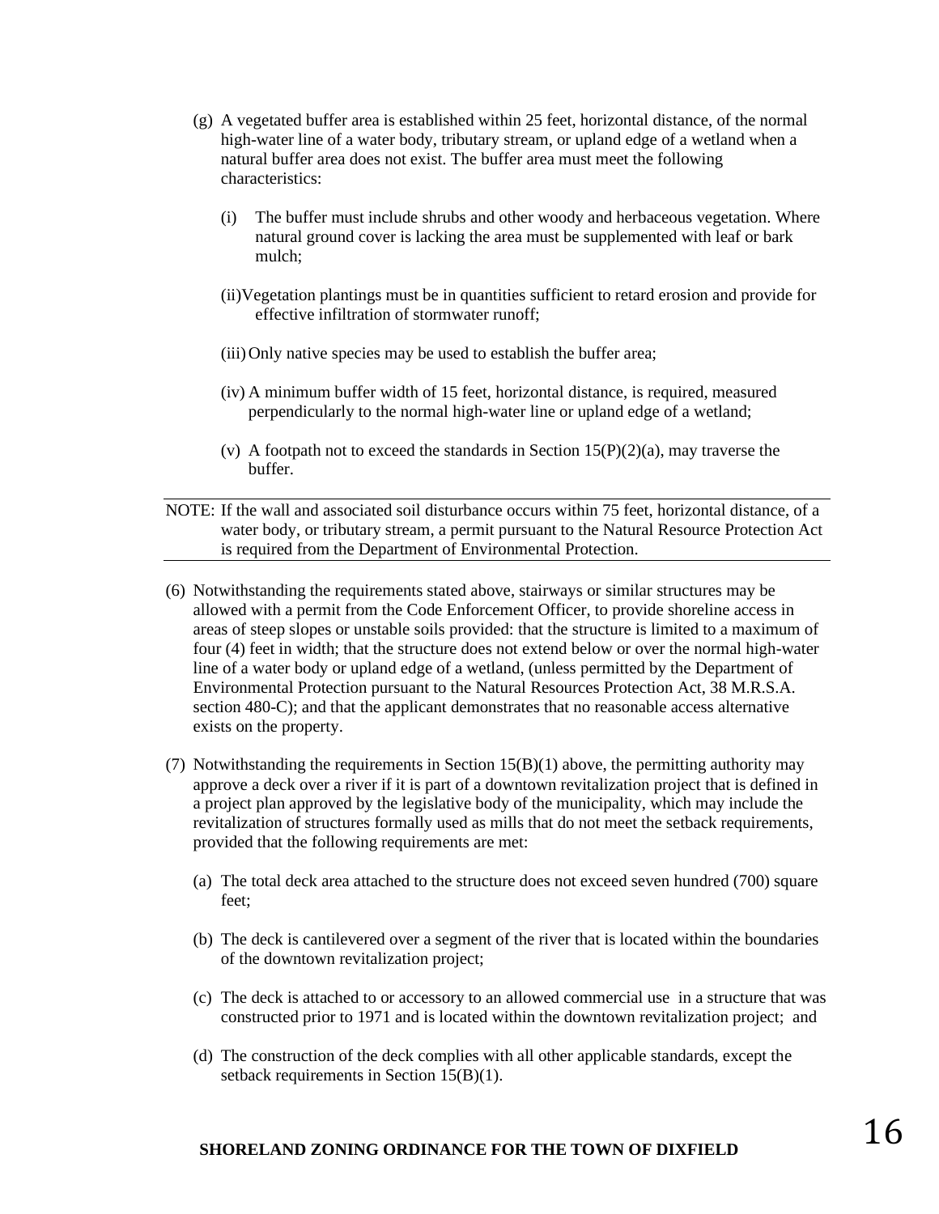(g) A vegetated buffer area is established within 25 feet, horizontal distance, of the normal high-water line of a water body, tributary stream, or upland edge of a wetland when a natural buffer area does not exist. The buffer area must meet the following characteristics:

  (i) The buffer must include shrubs and other woody and herbaceous vegetation. Where natural ground cover is lacking the area must be supplemented with leaf or bark mulch;

  (ii) Vegetation plantings must be in quantities sufficient to retard erosion and provide for effective infiltration of stormwater runoff;

  (iii) Only native species may be used to establish the buffer area;

  (iv) A minimum buffer width of 15 feet, horizontal distance, is required, measured perpendicularly to the normal high-water line or upland edge of a wetland;

  (v) A footpath not to exceed the standards in Section 15(P)(2)(a), may traverse the buffer.

---

NOTE: If the wall and associated soil disturbance occurs within 75 feet, horizontal distance, of a water body, or tributary stream, a permit pursuant to the Natural Resource Protection Act is required from the Department of Environmental Protection.

---

(6) Notwithstanding the requirements stated above, stairways or similar structures may be allowed with a permit from the Code Enforcement Officer, to provide shoreline access in areas of steep slopes or unstable soils provided: that the structure is limited to a maximum of four (4) feet in width; that the structure does not extend below or over the normal high-water line of a water body or upland edge of a wetland, (unless permitted by the Department of Environmental Protection pursuant to the Natural Resources Protection Act, 38 M.R.S.A. section 480-C); and that the applicant demonstrates that no reasonable access alternative exists on the property.

(7) Notwithstanding the requirements in Section 15(B)(1) above, the permitting authority may approve a deck over a river if it is part of a downtown revitalization project that is defined in a project plan approved by the legislative body of the municipality, which may include the revitalization of structures formally used as mills that do not meet the setback requirements, provided that the following requirements are met:

  (a) The total deck area attached to the structure does not exceed seven hundred (700) square feet;

  (b) The deck is cantilevered over a segment of the river that is located within the boundaries of the downtown revitalization project;

  (c) The deck is attached to or accessory to an allowed commercial use in a structure that was constructed prior to 1971 and is located within the downtown revitalization project; and

  (d) The construction of the deck complies with all other applicable standards, except the setback requirements in Section 15(B)(1).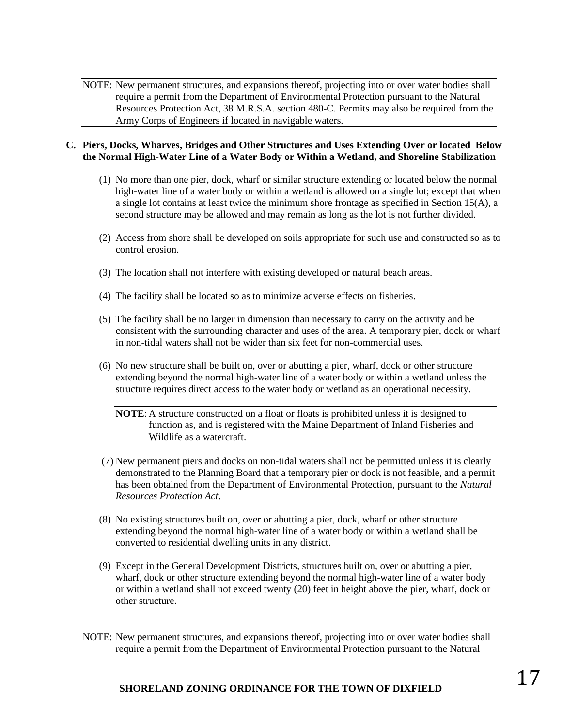NOTE: New permanent structures, and expansions thereof, projecting into or over water bodies shall require a permit from the Department of Environmental Protection pursuant to the Natural Resources Protection Act, 38 M.R.S.A. section 480-C. Permits may also be required from the Army Corps of Engineers if located in navigable waters.

**C. Piers, Docks, Wharves, Bridges and Other Structures and Uses Extending Over or located Below the Normal High-Water Line of a Water Body or Within a Wetland, and Shoreline Stabilization**

(1) No more than one pier, dock, wharf or similar structure extending or located below the normal high-water line of a water body or within a wetland is allowed on a single lot; except that when a single lot contains at least twice the minimum shore frontage as specified in Section 15(A), a second structure may be allowed and may remain as long as the lot is not further divided.

(2) Access from shore shall be developed on soils appropriate for such use and constructed so as to control erosion.

(3) The location shall not interfere with existing developed or natural beach areas.

(4) The facility shall be located so as to minimize adverse effects on fisheries.

(5) The facility shall be no larger in dimension than necessary to carry on the activity and be consistent with the surrounding character and uses of the area. A temporary pier, dock or wharf in non-tidal waters shall not be wider than six feet for non-commercial uses.

(6) No new structure shall be built on, over or abutting a pier, wharf, dock or other structure extending beyond the normal high-water line of a water body or within a wetland unless the structure requires direct access to the water body or wetland as an operational necessity.

**NOTE**: A structure constructed on a float or floats is prohibited unless it is designed to function as, and is registered with the Maine Department of Inland Fisheries and Wildlife as a watercraft.

(7) New permanent piers and docks on non-tidal waters shall not be permitted unless it is clearly demonstrated to the Planning Board that a temporary pier or dock is not feasible, and a permit has been obtained from the Department of Environmental Protection, pursuant to the *Natural Resources Protection Act*.

(8) No existing structures built on, over or abutting a pier, dock, wharf or other structure extending beyond the normal high-water line of a water body or within a wetland shall be converted to residential dwelling units in any district.

(9) Except in the General Development Districts, structures built on, over or abutting a pier, wharf, dock or other structure extending beyond the normal high-water line of a water body or within a wetland shall not exceed twenty (20) feet in height above the pier, wharf, dock or other structure.

NOTE: New permanent structures, and expansions thereof, projecting into or over water bodies shall require a permit from the Department of Environmental Protection pursuant to the Natural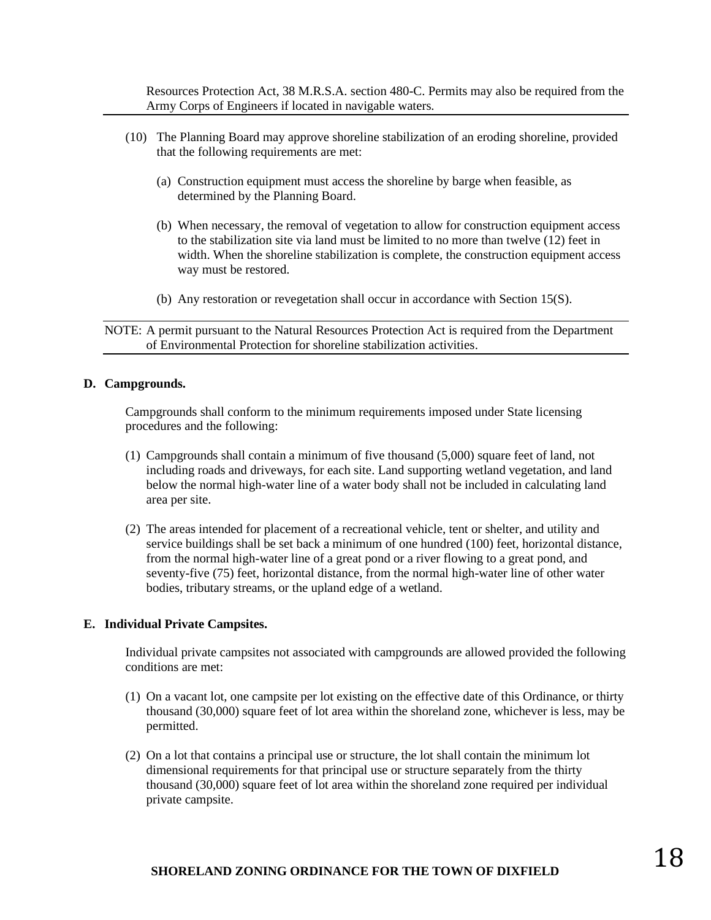Resources Protection Act, 38 M.R.S.A. section 480-C. Permits may also be required from the Army Corps of Engineers if located in navigable waters.

(10) The Planning Board may approve shoreline stabilization of an eroding shoreline, provided that the following requirements are met:

(a) Construction equipment must access the shoreline by barge when feasible, as determined by the Planning Board.

(b) When necessary, the removal of vegetation to allow for construction equipment access to the stabilization site via land must be limited to no more than twelve (12) feet in width. When the shoreline stabilization is complete, the construction equipment access way must be restored.

(b) Any restoration or revegetation shall occur in accordance with Section 15(S).

NOTE: A permit pursuant to the Natural Resources Protection Act is required from the Department of Environmental Protection for shoreline stabilization activities.

**D. Campgrounds.**

Campgrounds shall conform to the minimum requirements imposed under State licensing procedures and the following:

(1) Campgrounds shall contain a minimum of five thousand (5,000) square feet of land, not including roads and driveways, for each site. Land supporting wetland vegetation, and land below the normal high-water line of a water body shall not be included in calculating land area per site.

(2) The areas intended for placement of a recreational vehicle, tent or shelter, and utility and service buildings shall be set back a minimum of one hundred (100) feet, horizontal distance, from the normal high-water line of a great pond or a river flowing to a great pond, and seventy-five (75) feet, horizontal distance, from the normal high-water line of other water bodies, tributary streams, or the upland edge of a wetland.

**E. Individual Private Campsites.**

Individual private campsites not associated with campgrounds are allowed provided the following conditions are met:

(1) On a vacant lot, one campsite per lot existing on the effective date of this Ordinance, or thirty thousand (30,000) square feet of lot area within the shoreland zone, whichever is less, may be permitted.

(2) On a lot that contains a principal use or structure, the lot shall contain the minimum lot dimensional requirements for that principal use or structure separately from the thirty thousand (30,000) square feet of lot area within the shoreland zone required per individual private campsite.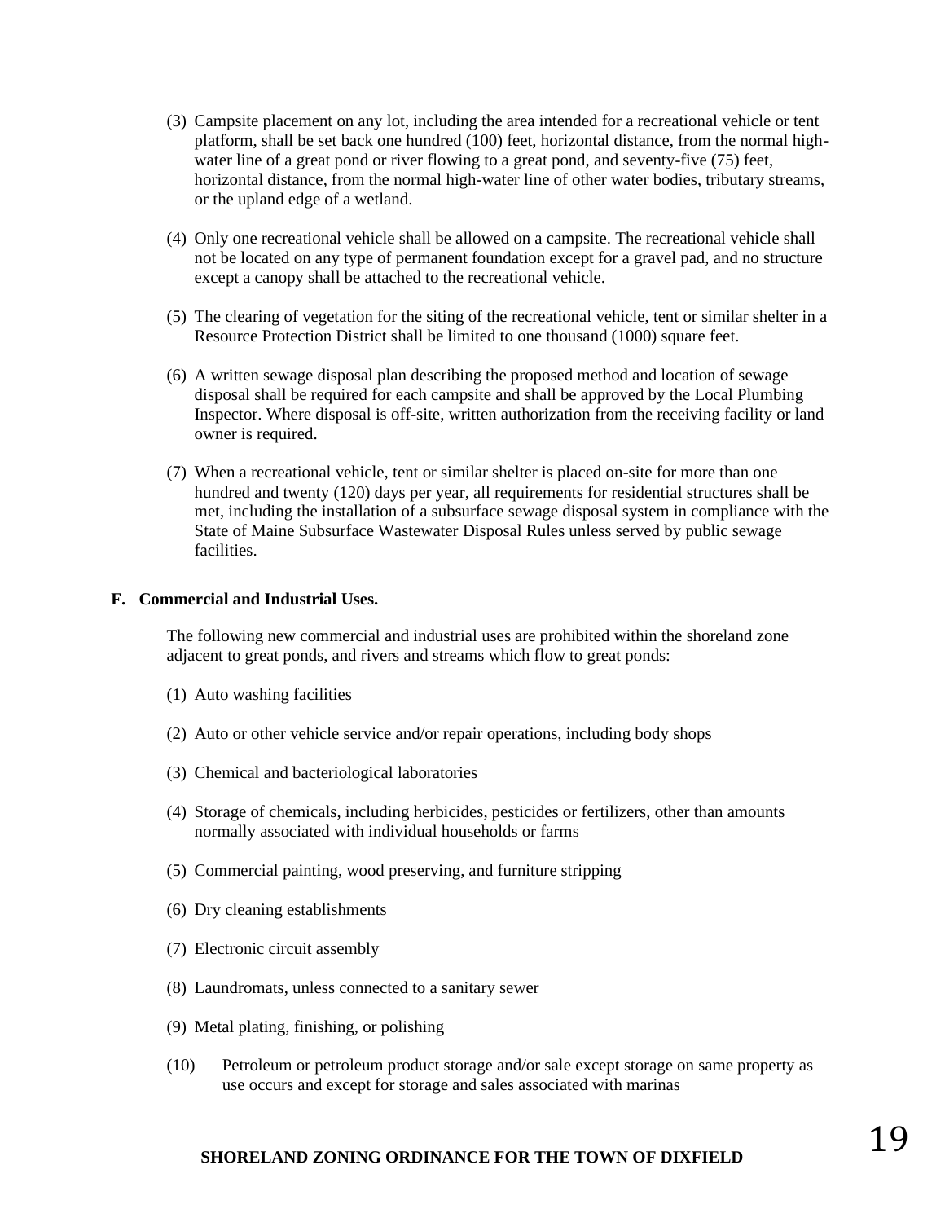(3) Campsite placement on any lot, including the area intended for a recreational vehicle or tent platform, shall be set back one hundred (100) feet, horizontal distance, from the normal high-water line of a great pond or river flowing to a great pond, and seventy-five (75) feet, horizontal distance, from the normal high-water line of other water bodies, tributary streams, or the upland edge of a wetland.

(4) Only one recreational vehicle shall be allowed on a campsite. The recreational vehicle shall not be located on any type of permanent foundation except for a gravel pad, and no structure except a canopy shall be attached to the recreational vehicle.

(5) The clearing of vegetation for the siting of the recreational vehicle, tent or similar shelter in a Resource Protection District shall be limited to one thousand (1000) square feet.

(6) A written sewage disposal plan describing the proposed method and location of sewage disposal shall be required for each campsite and shall be approved by the Local Plumbing Inspector. Where disposal is off-site, written authorization from the receiving facility or land owner is required.

(7) When a recreational vehicle, tent or similar shelter is placed on-site for more than one hundred and twenty (120) days per year, all requirements for residential structures shall be met, including the installation of a subsurface sewage disposal system in compliance with the State of Maine Subsurface Wastewater Disposal Rules unless served by public sewage facilities.

**F. Commercial and Industrial Uses.**

The following new commercial and industrial uses are prohibited within the shoreland zone adjacent to great ponds, and rivers and streams which flow to great ponds:

(1) Auto washing facilities

(2) Auto or other vehicle service and/or repair operations, including body shops

(3) Chemical and bacteriological laboratories

(4) Storage of chemicals, including herbicides, pesticides or fertilizers, other than amounts normally associated with individual households or farms

(5) Commercial painting, wood preserving, and furniture stripping

(6) Dry cleaning establishments

(7) Electronic circuit assembly

(8) Laundromats, unless connected to a sanitary sewer

(9) Metal plating, finishing, or polishing

(10) Petroleum or petroleum product storage and/or sale except storage on same property as use occurs and except for storage and sales associated with marinas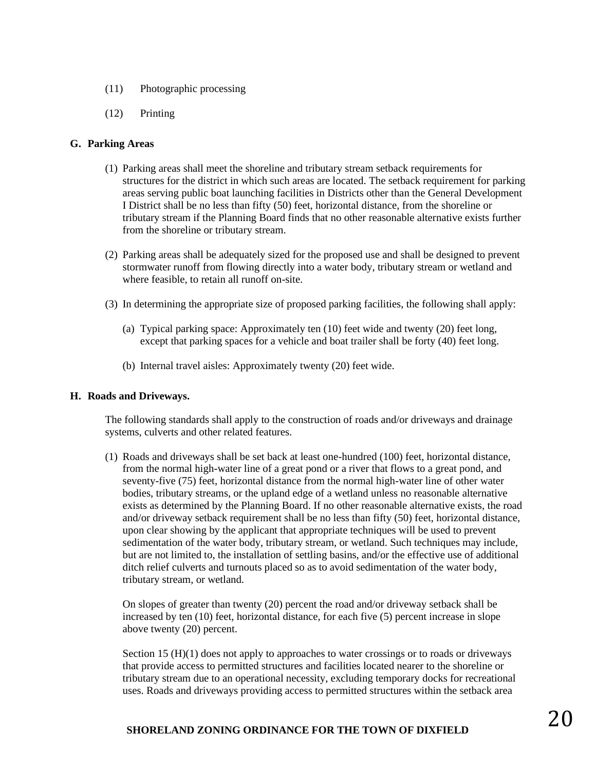(11) Photographic processing

(12) Printing

**G. Parking Areas**

(1) Parking areas shall meet the shoreline and tributary stream setback requirements for structures for the district in which such areas are located. The setback requirement for parking areas serving public boat launching facilities in Districts other than the General Development I District shall be no less than fifty (50) feet, horizontal distance, from the shoreline or tributary stream if the Planning Board finds that no other reasonable alternative exists further from the shoreline or tributary stream.

(2) Parking areas shall be adequately sized for the proposed use and shall be designed to prevent stormwater runoff from flowing directly into a water body, tributary stream or wetland and where feasible, to retain all runoff on-site.

(3) In determining the appropriate size of proposed parking facilities, the following shall apply:

(a) Typical parking space: Approximately ten (10) feet wide and twenty (20) feet long, except that parking spaces for a vehicle and boat trailer shall be forty (40) feet long.

(b) Internal travel aisles: Approximately twenty (20) feet wide.

**H. Roads and Driveways.**

The following standards shall apply to the construction of roads and/or driveways and drainage systems, culverts and other related features.

(1) Roads and driveways shall be set back at least one-hundred (100) feet, horizontal distance, from the normal high-water line of a great pond or a river that flows to a great pond, and seventy-five (75) feet, horizontal distance from the normal high-water line of other water bodies, tributary streams, or the upland edge of a wetland unless no reasonable alternative exists as determined by the Planning Board. If no other reasonable alternative exists, the road and/or driveway setback requirement shall be no less than fifty (50) feet, horizontal distance, upon clear showing by the applicant that appropriate techniques will be used to prevent sedimentation of the water body, tributary stream, or wetland. Such techniques may include, but are not limited to, the installation of settling basins, and/or the effective use of additional ditch relief culverts and turnouts placed so as to avoid sedimentation of the water body, tributary stream, or wetland.

On slopes of greater than twenty (20) percent the road and/or driveway setback shall be increased by ten (10) feet, horizontal distance, for each five (5) percent increase in slope above twenty (20) percent.

Section 15 (H)(1) does not apply to approaches to water crossings or to roads or driveways that provide access to permitted structures and facilities located nearer to the shoreline or tributary stream due to an operational necessity, excluding temporary docks for recreational uses. Roads and driveways providing access to permitted structures within the setback area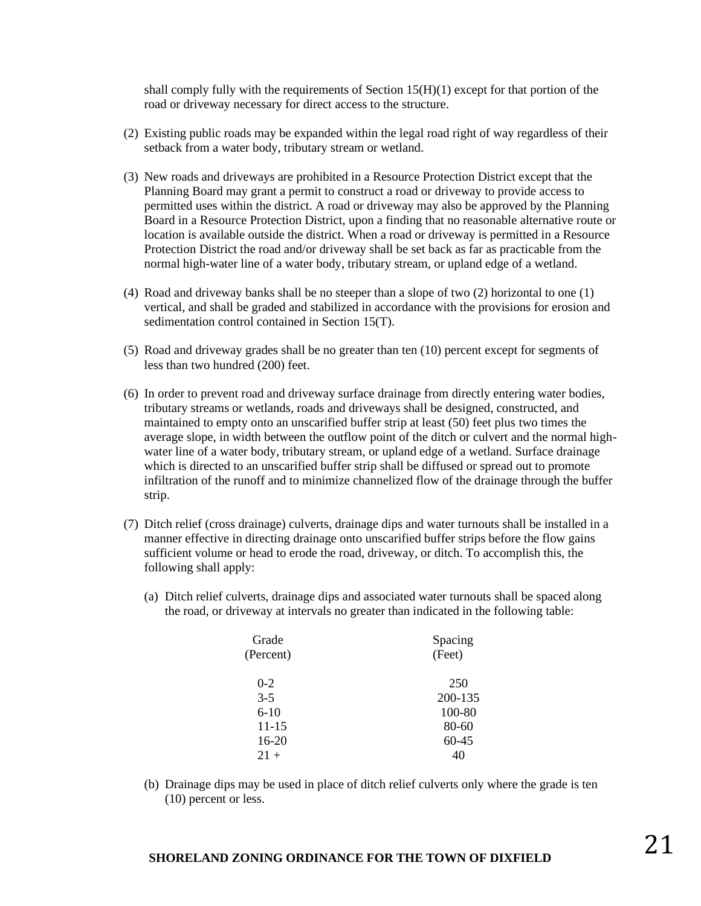shall comply fully with the requirements of Section 15(H)(1) except for that portion of the road or driveway necessary for direct access to the structure.

(2) Existing public roads may be expanded within the legal road right of way regardless of their setback from a water body, tributary stream or wetland.

(3) New roads and driveways are prohibited in a Resource Protection District except that the Planning Board may grant a permit to construct a road or driveway to provide access to permitted uses within the district. A road or driveway may also be approved by the Planning Board in a Resource Protection District, upon a finding that no reasonable alternative route or location is available outside the district. When a road or driveway is permitted in a Resource Protection District the road and/or driveway shall be set back as far as practicable from the normal high-water line of a water body, tributary stream, or upland edge of a wetland.

(4) Road and driveway banks shall be no steeper than a slope of two (2) horizontal to one (1) vertical, and shall be graded and stabilized in accordance with the provisions for erosion and sedimentation control contained in Section 15(T).

(5) Road and driveway grades shall be no greater than ten (10) percent except for segments of less than two hundred (200) feet.

(6) In order to prevent road and driveway surface drainage from directly entering water bodies, tributary streams or wetlands, roads and driveways shall be designed, constructed, and maintained to empty onto an unscarified buffer strip at least (50) feet plus two times the average slope, in width between the outflow point of the ditch or culvert and the normal high-water line of a water body, tributary stream, or upland edge of a wetland. Surface drainage which is directed to an unscarified buffer strip shall be diffused or spread out to promote infiltration of the runoff and to minimize channelized flow of the drainage through the buffer strip.

(7) Ditch relief (cross drainage) culverts, drainage dips and water turnouts shall be installed in a manner effective in directing drainage onto unscarified buffer strips before the flow gains sufficient volume or head to erode the road, driveway, or ditch. To accomplish this, the following shall apply:

   (a) Ditch relief culverts, drainage dips and associated water turnouts shall be spaced along the road, or driveway at intervals no greater than indicated in the following table:

| Grade (Percent) | Spacing (Feet) |
|---|---|
| 0-2 | 250 |
| 3-5 | 200-135 |
| 6-10 | 100-80 |
| 11-15 | 80-60 |
| 16-20 | 60-45 |
| 21 + | 40 |

   (b) Drainage dips may be used in place of ditch relief culverts only where the grade is ten (10) percent or less.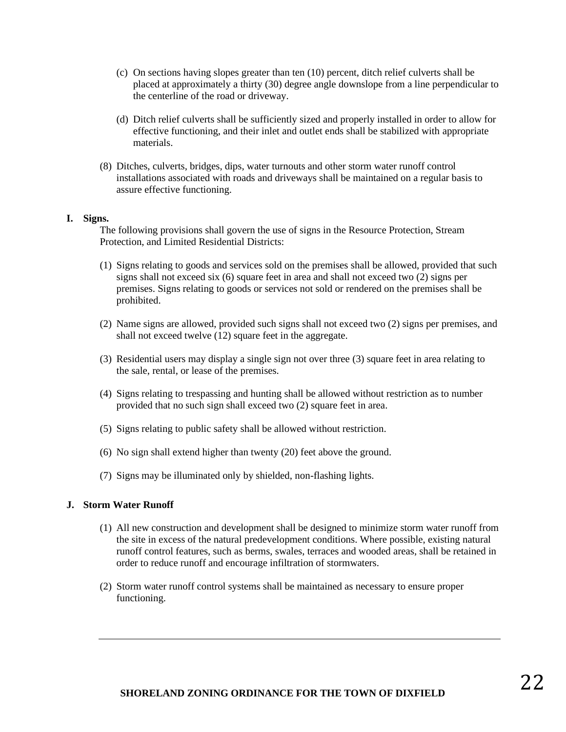(c) On sections having slopes greater than ten (10) percent, ditch relief culverts shall be placed at approximately a thirty (30) degree angle downslope from a line perpendicular to the centerline of the road or driveway.

(d) Ditch relief culverts shall be sufficiently sized and properly installed in order to allow for effective functioning, and their inlet and outlet ends shall be stabilized with appropriate materials.

(8) Ditches, culverts, bridges, dips, water turnouts and other storm water runoff control installations associated with roads and driveways shall be maintained on a regular basis to assure effective functioning.

**I. Signs.**

The following provisions shall govern the use of signs in the Resource Protection, Stream Protection, and Limited Residential Districts:

(1) Signs relating to goods and services sold on the premises shall be allowed, provided that such signs shall not exceed six (6) square feet in area and shall not exceed two (2) signs per premises. Signs relating to goods or services not sold or rendered on the premises shall be prohibited.

(2) Name signs are allowed, provided such signs shall not exceed two (2) signs per premises, and shall not exceed twelve (12) square feet in the aggregate.

(3) Residential users may display a single sign not over three (3) square feet in area relating to the sale, rental, or lease of the premises.

(4) Signs relating to trespassing and hunting shall be allowed without restriction as to number provided that no such sign shall exceed two (2) square feet in area.

(5) Signs relating to public safety shall be allowed without restriction.

(6) No sign shall extend higher than twenty (20) feet above the ground.

(7) Signs may be illuminated only by shielded, non-flashing lights.

**J. Storm Water Runoff**

(1) All new construction and development shall be designed to minimize storm water runoff from the site in excess of the natural predevelopment conditions. Where possible, existing natural runoff control features, such as berms, swales, terraces and wooded areas, shall be retained in order to reduce runoff and encourage infiltration of stormwaters.

(2) Storm water runoff control systems shall be maintained as necessary to ensure proper functioning.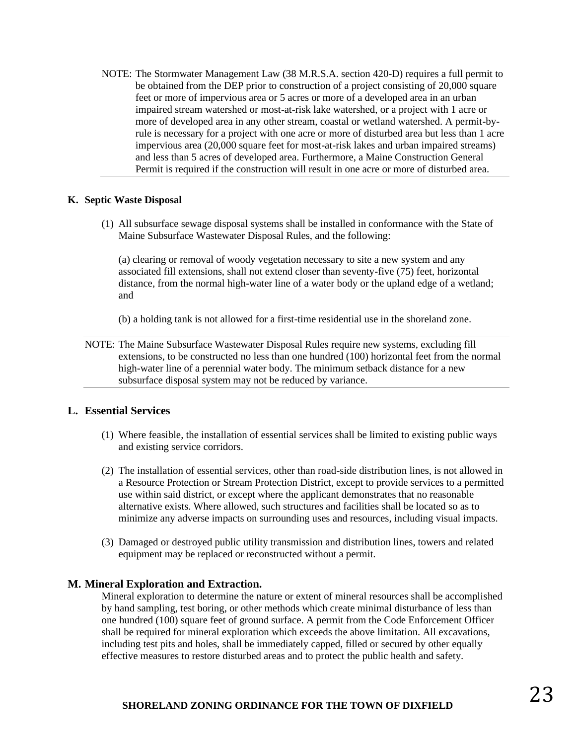NOTE: The Stormwater Management Law (38 M.R.S.A. section 420-D) requires a full permit to be obtained from the DEP prior to construction of a project consisting of 20,000 square feet or more of impervious area or 5 acres or more of a developed area in an urban impaired stream watershed or most-at-risk lake watershed, or a project with 1 acre or more of developed area in any other stream, coastal or wetland watershed. A permit-by-rule is necessary for a project with one acre or more of disturbed area but less than 1 acre impervious area (20,000 square feet for most-at-risk lakes and urban impaired streams) and less than 5 acres of developed area. Furthermore, a Maine Construction General Permit is required if the construction will result in one acre or more of disturbed area.

### K. Septic Waste Disposal

(1) All subsurface sewage disposal systems shall be installed in conformance with the State of Maine Subsurface Wastewater Disposal Rules, and the following:

(a) clearing or removal of woody vegetation necessary to site a new system and any associated fill extensions, shall not extend closer than seventy-five (75) feet, horizontal distance, from the normal high-water line of a water body or the upland edge of a wetland; and

(b) a holding tank is not allowed for a first-time residential use in the shoreland zone.

NOTE: The Maine Subsurface Wastewater Disposal Rules require new systems, excluding fill extensions, to be constructed no less than one hundred (100) horizontal feet from the normal high-water line of a perennial water body. The minimum setback distance for a new subsurface disposal system may not be reduced by variance.

### L. Essential Services

(1) Where feasible, the installation of essential services shall be limited to existing public ways and existing service corridors.

(2) The installation of essential services, other than road-side distribution lines, is not allowed in a Resource Protection or Stream Protection District, except to provide services to a permitted use within said district, or except where the applicant demonstrates that no reasonable alternative exists. Where allowed, such structures and facilities shall be located so as to minimize any adverse impacts on surrounding uses and resources, including visual impacts.

(3) Damaged or destroyed public utility transmission and distribution lines, towers and related equipment may be replaced or reconstructed without a permit.

### M. Mineral Exploration and Extraction.

Mineral exploration to determine the nature or extent of mineral resources shall be accomplished by hand sampling, test boring, or other methods which create minimal disturbance of less than one hundred (100) square feet of ground surface. A permit from the Code Enforcement Officer shall be required for mineral exploration which exceeds the above limitation. All excavations, including test pits and holes, shall be immediately capped, filled or secured by other equally effective measures to restore disturbed areas and to protect the public health and safety.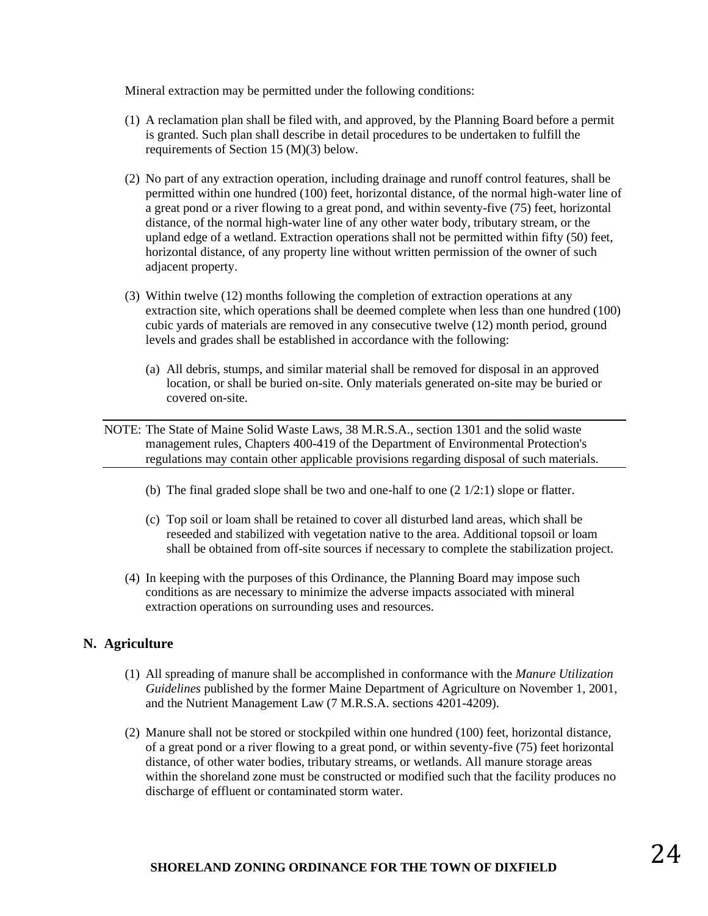Mineral extraction may be permitted under the following conditions:

(1) A reclamation plan shall be filed with, and approved, by the Planning Board before a permit is granted. Such plan shall describe in detail procedures to be undertaken to fulfill the requirements of Section 15 (M)(3) below.

(2) No part of any extraction operation, including drainage and runoff control features, shall be permitted within one hundred (100) feet, horizontal distance, of the normal high-water line of a great pond or a river flowing to a great pond, and within seventy-five (75) feet, horizontal distance, of the normal high-water line of any other water body, tributary stream, or the upland edge of a wetland. Extraction operations shall not be permitted within fifty (50) feet, horizontal distance, of any property line without written permission of the owner of such adjacent property.

(3) Within twelve (12) months following the completion of extraction operations at any extraction site, which operations shall be deemed complete when less than one hundred (100) cubic yards of materials are removed in any consecutive twelve (12) month period, ground levels and grades shall be established in accordance with the following:

   (a) All debris, stumps, and similar material shall be removed for disposal in an approved location, or shall be buried on-site. Only materials generated on-site may be buried or covered on-site.

---

NOTE: The State of Maine Solid Waste Laws, 38 M.R.S.A., section 1301 and the solid waste management rules, Chapters 400-419 of the Department of Environmental Protection's regulations may contain other applicable provisions regarding disposal of such materials.

---

   (b) The final graded slope shall be two and one-half to one (2 1/2:1) slope or flatter.

   (c) Top soil or loam shall be retained to cover all disturbed land areas, which shall be reseeded and stabilized with vegetation native to the area. Additional topsoil or loam shall be obtained from off-site sources if necessary to complete the stabilization project.

(4) In keeping with the purposes of this Ordinance, the Planning Board may impose such conditions as are necessary to minimize the adverse impacts associated with mineral extraction operations on surrounding uses and resources.

## N. Agriculture

(1) All spreading of manure shall be accomplished in conformance with the *Manure Utilization Guidelines* published by the former Maine Department of Agriculture on November 1, 2001, and the Nutrient Management Law (7 M.R.S.A. sections 4201-4209).

(2) Manure shall not be stored or stockpiled within one hundred (100) feet, horizontal distance, of a great pond or a river flowing to a great pond, or within seventy-five (75) feet horizontal distance, of other water bodies, tributary streams, or wetlands. All manure storage areas within the shoreland zone must be constructed or modified such that the facility produces no discharge of effluent or contaminated storm water.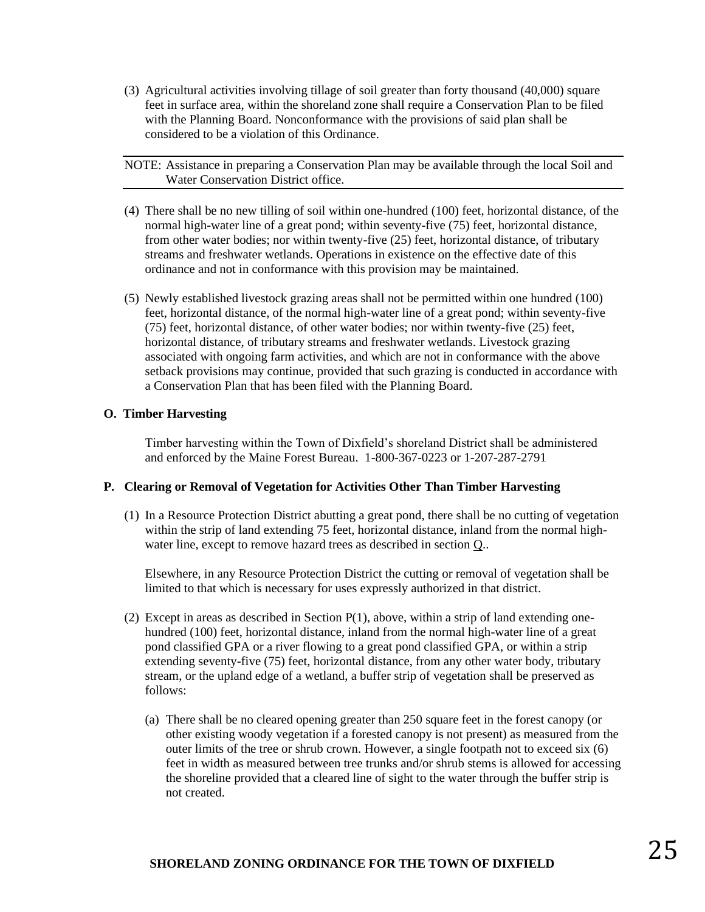(3) Agricultural activities involving tillage of soil greater than forty thousand (40,000) square feet in surface area, within the shoreland zone shall require a Conservation Plan to be filed with the Planning Board. Nonconformance with the provisions of said plan shall be considered to be a violation of this Ordinance.

---

NOTE: Assistance in preparing a Conservation Plan may be available through the local Soil and Water Conservation District office.

---

(4) There shall be no new tilling of soil within one-hundred (100) feet, horizontal distance, of the normal high-water line of a great pond; within seventy-five (75) feet, horizontal distance, from other water bodies; nor within twenty-five (25) feet, horizontal distance, of tributary streams and freshwater wetlands. Operations in existence on the effective date of this ordinance and not in conformance with this provision may be maintained.

(5) Newly established livestock grazing areas shall not be permitted within one hundred (100) feet, horizontal distance, of the normal high-water line of a great pond; within seventy-five (75) feet, horizontal distance, of other water bodies; nor within twenty-five (25) feet, horizontal distance, of tributary streams and freshwater wetlands. Livestock grazing associated with ongoing farm activities, and which are not in conformance with the above setback provisions may continue, provided that such grazing is conducted in accordance with a Conservation Plan that has been filed with the Planning Board.

**O. Timber Harvesting**

Timber harvesting within the Town of Dixfield's shoreland District shall be administered and enforced by the Maine Forest Bureau. 1-800-367-0223 or 1-207-287-2791

**P. Clearing or Removal of Vegetation for Activities Other Than Timber Harvesting**

(1) In a Resource Protection District abutting a great pond, there shall be no cutting of vegetation within the strip of land extending 75 feet, horizontal distance, inland from the normal high-water line, except to remove hazard trees as described in section Q..

Elsewhere, in any Resource Protection District the cutting or removal of vegetation shall be limited to that which is necessary for uses expressly authorized in that district.

(2) Except in areas as described in Section P(1), above, within a strip of land extending one-hundred (100) feet, horizontal distance, inland from the normal high-water line of a great pond classified GPA or a river flowing to a great pond classified GPA, or within a strip extending seventy-five (75) feet, horizontal distance, from any other water body, tributary stream, or the upland edge of a wetland, a buffer strip of vegetation shall be preserved as follows:

(a) There shall be no cleared opening greater than 250 square feet in the forest canopy (or other existing woody vegetation if a forested canopy is not present) as measured from the outer limits of the tree or shrub crown. However, a single footpath not to exceed six (6) feet in width as measured between tree trunks and/or shrub stems is allowed for accessing the shoreline provided that a cleared line of sight to the water through the buffer strip is not created.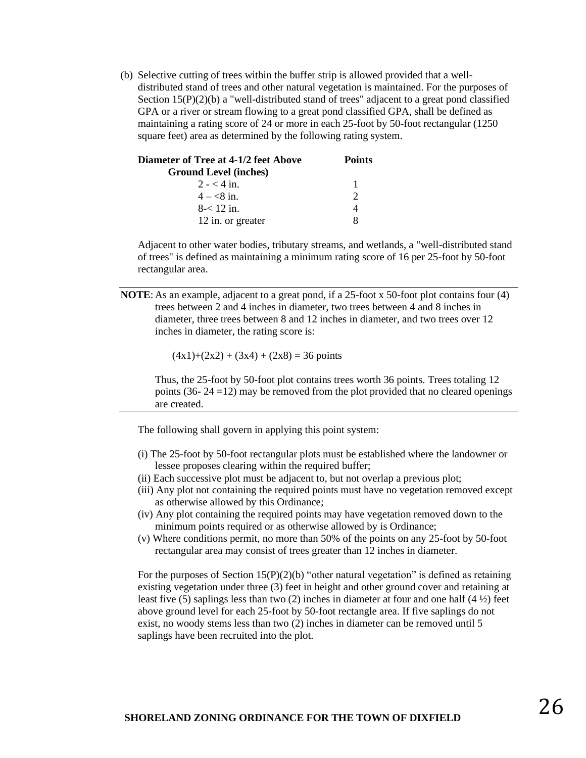(b) Selective cutting of trees within the buffer strip is allowed provided that a well-distributed stand of trees and other natural vegetation is maintained. For the purposes of Section 15(P)(2)(b) a "well-distributed stand of trees" adjacent to a great pond classified GPA or a river or stream flowing to a great pond classified GPA, shall be defined as maintaining a rating score of 24 or more in each 25-foot by 50-foot rectangular (1250 square feet) area as determined by the following rating system.

| Diameter of Tree at 4-1/2 feet Above Ground Level (inches) | Points |
|---|---|
| 2 - < 4 in. | 1 |
| 4 – <8 in. | 2 |
| 8-< 12 in. | 4 |
| 12 in. or greater | 8 |

Adjacent to other water bodies, tributary streams, and wetlands, a "well-distributed stand of trees" is defined as maintaining a minimum rating score of 16 per 25-foot by 50-foot rectangular area.

---

**NOTE**: As an example, adjacent to a great pond, if a 25-foot x 50-foot plot contains four (4) trees between 2 and 4 inches in diameter, two trees between 4 and 8 inches in diameter, three trees between 8 and 12 inches in diameter, and two trees over 12 inches in diameter, the rating score is:

$$(4x1)+(2x2) + (3x4) + (2x8) = 36 \text{ points}$$

Thus, the 25-foot by 50-foot plot contains trees worth 36 points. Trees totaling 12 points (36- 24 =12) may be removed from the plot provided that no cleared openings are created.

---

The following shall govern in applying this point system:

(i) The 25-foot by 50-foot rectangular plots must be established where the landowner or lessee proposes clearing within the required buffer;
(ii) Each successive plot must be adjacent to, but not overlap a previous plot;
(iii) Any plot not containing the required points must have no vegetation removed except as otherwise allowed by this Ordinance;
(iv) Any plot containing the required points may have vegetation removed down to the minimum points required or as otherwise allowed by is Ordinance;
(v) Where conditions permit, no more than 50% of the points on any 25-foot by 50-foot rectangular area may consist of trees greater than 12 inches in diameter.

For the purposes of Section 15(P)(2)(b) "other natural vegetation" is defined as retaining existing vegetation under three (3) feet in height and other ground cover and retaining at least five (5) saplings less than two (2) inches in diameter at four and one half (4 ½) feet above ground level for each 25-foot by 50-foot rectangle area. If five saplings do not exist, no woody stems less than two (2) inches in diameter can be removed until 5 saplings have been recruited into the plot.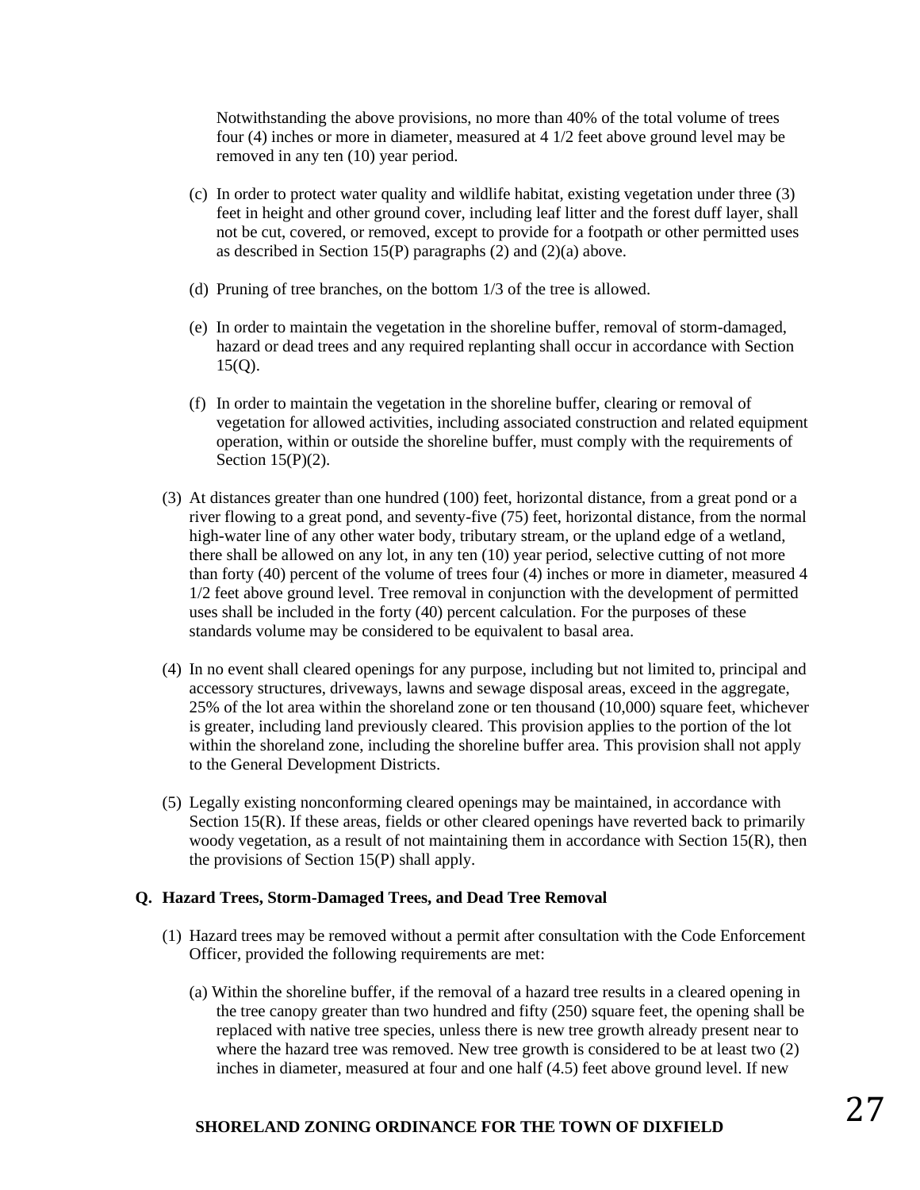Notwithstanding the above provisions, no more than 40% of the total volume of trees four (4) inches or more in diameter, measured at 4 1/2 feet above ground level may be removed in any ten (10) year period.

(c) In order to protect water quality and wildlife habitat, existing vegetation under three (3) feet in height and other ground cover, including leaf litter and the forest duff layer, shall not be cut, covered, or removed, except to provide for a footpath or other permitted uses as described in Section 15(P) paragraphs (2) and (2)(a) above.

(d) Pruning of tree branches, on the bottom 1/3 of the tree is allowed.

(e) In order to maintain the vegetation in the shoreline buffer, removal of storm-damaged, hazard or dead trees and any required replanting shall occur in accordance with Section 15(Q).

(f) In order to maintain the vegetation in the shoreline buffer, clearing or removal of vegetation for allowed activities, including associated construction and related equipment operation, within or outside the shoreline buffer, must comply with the requirements of Section 15(P)(2).

(3) At distances greater than one hundred (100) feet, horizontal distance, from a great pond or a river flowing to a great pond, and seventy-five (75) feet, horizontal distance, from the normal high-water line of any other water body, tributary stream, or the upland edge of a wetland, there shall be allowed on any lot, in any ten (10) year period, selective cutting of not more than forty (40) percent of the volume of trees four (4) inches or more in diameter, measured 4 1/2 feet above ground level. Tree removal in conjunction with the development of permitted uses shall be included in the forty (40) percent calculation. For the purposes of these standards volume may be considered to be equivalent to basal area.

(4) In no event shall cleared openings for any purpose, including but not limited to, principal and accessory structures, driveways, lawns and sewage disposal areas, exceed in the aggregate, 25% of the lot area within the shoreland zone or ten thousand (10,000) square feet, whichever is greater, including land previously cleared. This provision applies to the portion of the lot within the shoreland zone, including the shoreline buffer area. This provision shall not apply to the General Development Districts.

(5) Legally existing nonconforming cleared openings may be maintained, in accordance with Section 15(R). If these areas, fields or other cleared openings have reverted back to primarily woody vegetation, as a result of not maintaining them in accordance with Section 15(R), then the provisions of Section 15(P) shall apply.

**Q. Hazard Trees, Storm-Damaged Trees, and Dead Tree Removal**

(1) Hazard trees may be removed without a permit after consultation with the Code Enforcement Officer, provided the following requirements are met:

(a) Within the shoreline buffer, if the removal of a hazard tree results in a cleared opening in the tree canopy greater than two hundred and fifty (250) square feet, the opening shall be replaced with native tree species, unless there is new tree growth already present near to where the hazard tree was removed. New tree growth is considered to be at least two (2) inches in diameter, measured at four and one half (4.5) feet above ground level. If new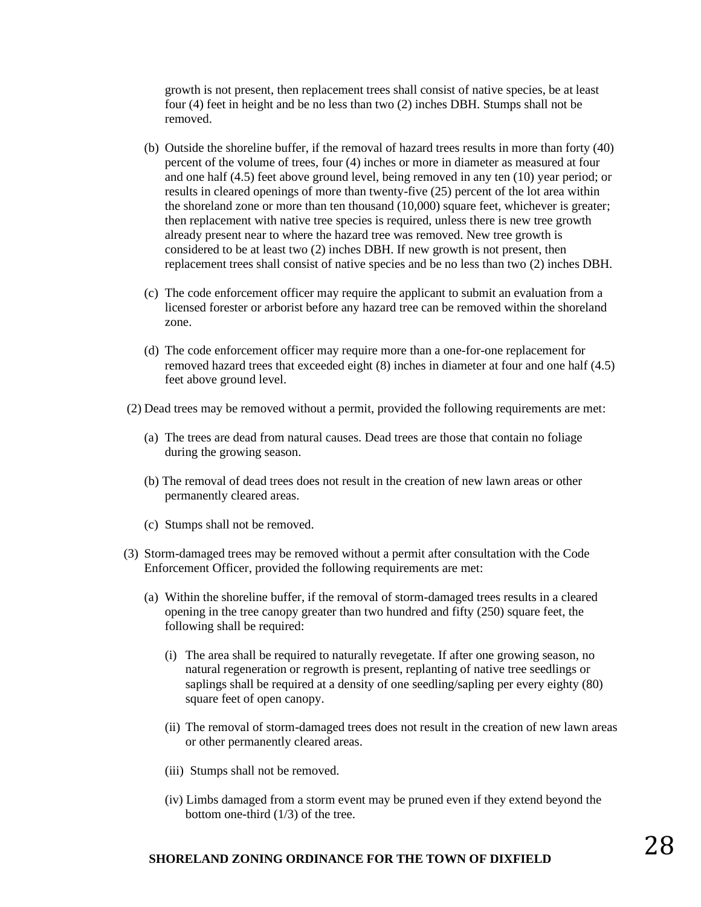growth is not present, then replacement trees shall consist of native species, be at least four (4) feet in height and be no less than two (2) inches DBH. Stumps shall not be removed.

(b) Outside the shoreline buffer, if the removal of hazard trees results in more than forty (40) percent of the volume of trees, four (4) inches or more in diameter as measured at four and one half (4.5) feet above ground level, being removed in any ten (10) year period; or results in cleared openings of more than twenty-five (25) percent of the lot area within the shoreland zone or more than ten thousand (10,000) square feet, whichever is greater; then replacement with native tree species is required, unless there is new tree growth already present near to where the hazard tree was removed. New tree growth is considered to be at least two (2) inches DBH. If new growth is not present, then replacement trees shall consist of native species and be no less than two (2) inches DBH.

(c) The code enforcement officer may require the applicant to submit an evaluation from a licensed forester or arborist before any hazard tree can be removed within the shoreland zone.

(d) The code enforcement officer may require more than a one-for-one replacement for removed hazard trees that exceeded eight (8) inches in diameter at four and one half (4.5) feet above ground level.

(2) Dead trees may be removed without a permit, provided the following requirements are met:

(a) The trees are dead from natural causes. Dead trees are those that contain no foliage during the growing season.

(b) The removal of dead trees does not result in the creation of new lawn areas or other permanently cleared areas.

(c) Stumps shall not be removed.

(3) Storm-damaged trees may be removed without a permit after consultation with the Code Enforcement Officer, provided the following requirements are met:

(a) Within the shoreline buffer, if the removal of storm-damaged trees results in a cleared opening in the tree canopy greater than two hundred and fifty (250) square feet, the following shall be required:

(i) The area shall be required to naturally revegetate. If after one growing season, no natural regeneration or regrowth is present, replanting of native tree seedlings or saplings shall be required at a density of one seedling/sapling per every eighty (80) square feet of open canopy.

(ii) The removal of storm-damaged trees does not result in the creation of new lawn areas or other permanently cleared areas.

(iii) Stumps shall not be removed.

(iv) Limbs damaged from a storm event may be pruned even if they extend beyond the bottom one-third (1/3) of the tree.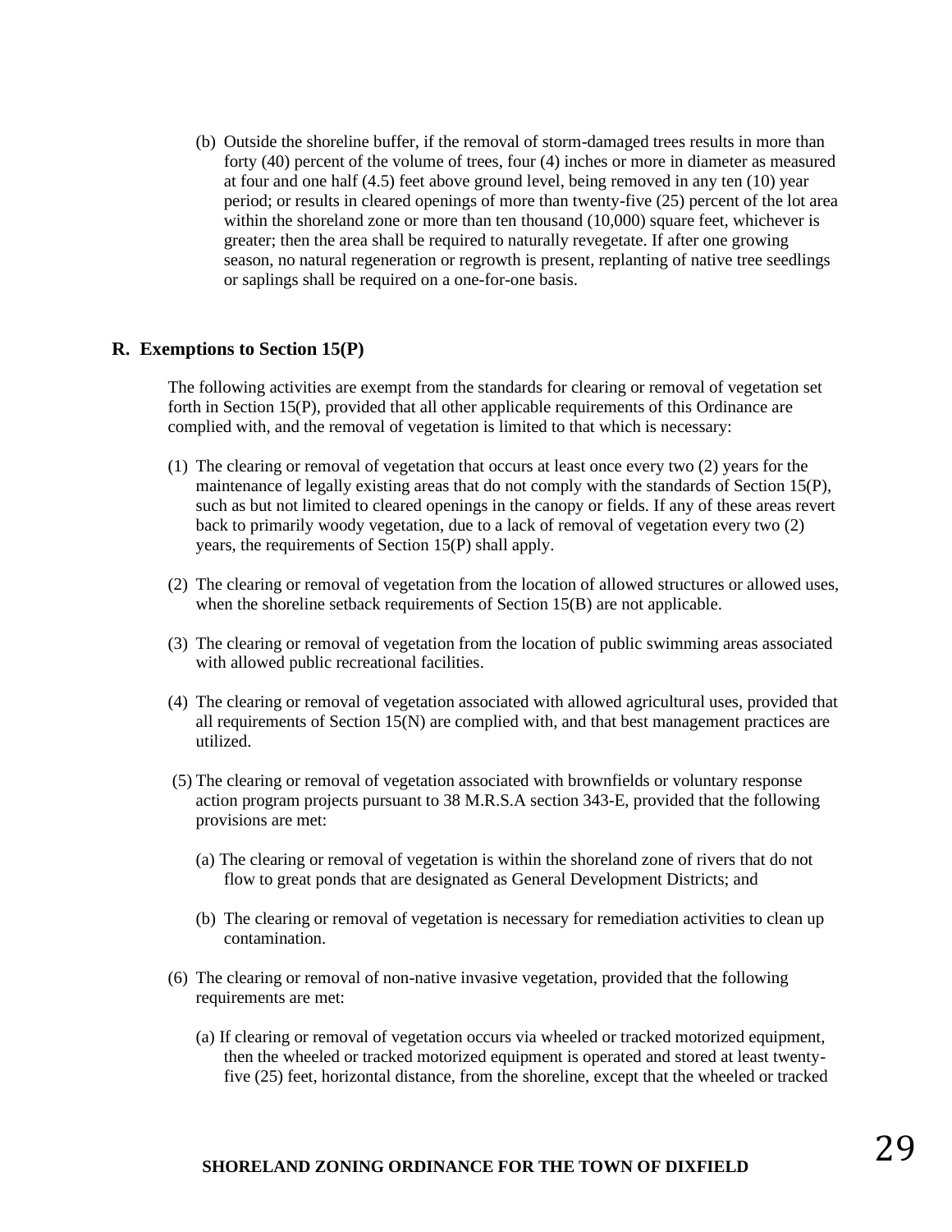(b) Outside the shoreline buffer, if the removal of storm-damaged trees results in more than forty (40) percent of the volume of trees, four (4) inches or more in diameter as measured at four and one half (4.5) feet above ground level, being removed in any ten (10) year period; or results in cleared openings of more than twenty-five (25) percent of the lot area within the shoreland zone or more than ten thousand (10,000) square feet, whichever is greater; then the area shall be required to naturally revegetate. If after one growing season, no natural regeneration or regrowth is present, replanting of native tree seedlings or saplings shall be required on a one-for-one basis.

## R. Exemptions to Section 15(P)

The following activities are exempt from the standards for clearing or removal of vegetation set forth in Section 15(P), provided that all other applicable requirements of this Ordinance are complied with, and the removal of vegetation is limited to that which is necessary:

(1) The clearing or removal of vegetation that occurs at least once every two (2) years for the maintenance of legally existing areas that do not comply with the standards of Section 15(P), such as but not limited to cleared openings in the canopy or fields. If any of these areas revert back to primarily woody vegetation, due to a lack of removal of vegetation every two (2) years, the requirements of Section 15(P) shall apply.

(2) The clearing or removal of vegetation from the location of allowed structures or allowed uses, when the shoreline setback requirements of Section 15(B) are not applicable.

(3) The clearing or removal of vegetation from the location of public swimming areas associated with allowed public recreational facilities.

(4) The clearing or removal of vegetation associated with allowed agricultural uses, provided that all requirements of Section 15(N) are complied with, and that best management practices are utilized.

(5) The clearing or removal of vegetation associated with brownfields or voluntary response action program projects pursuant to 38 M.R.S.A section 343-E, provided that the following provisions are met:

(a) The clearing or removal of vegetation is within the shoreland zone of rivers that do not flow to great ponds that are designated as General Development Districts; and

(b) The clearing or removal of vegetation is necessary for remediation activities to clean up contamination.

(6) The clearing or removal of non-native invasive vegetation, provided that the following requirements are met:

(a) If clearing or removal of vegetation occurs via wheeled or tracked motorized equipment, then the wheeled or tracked motorized equipment is operated and stored at least twenty-five (25) feet, horizontal distance, from the shoreline, except that the wheeled or tracked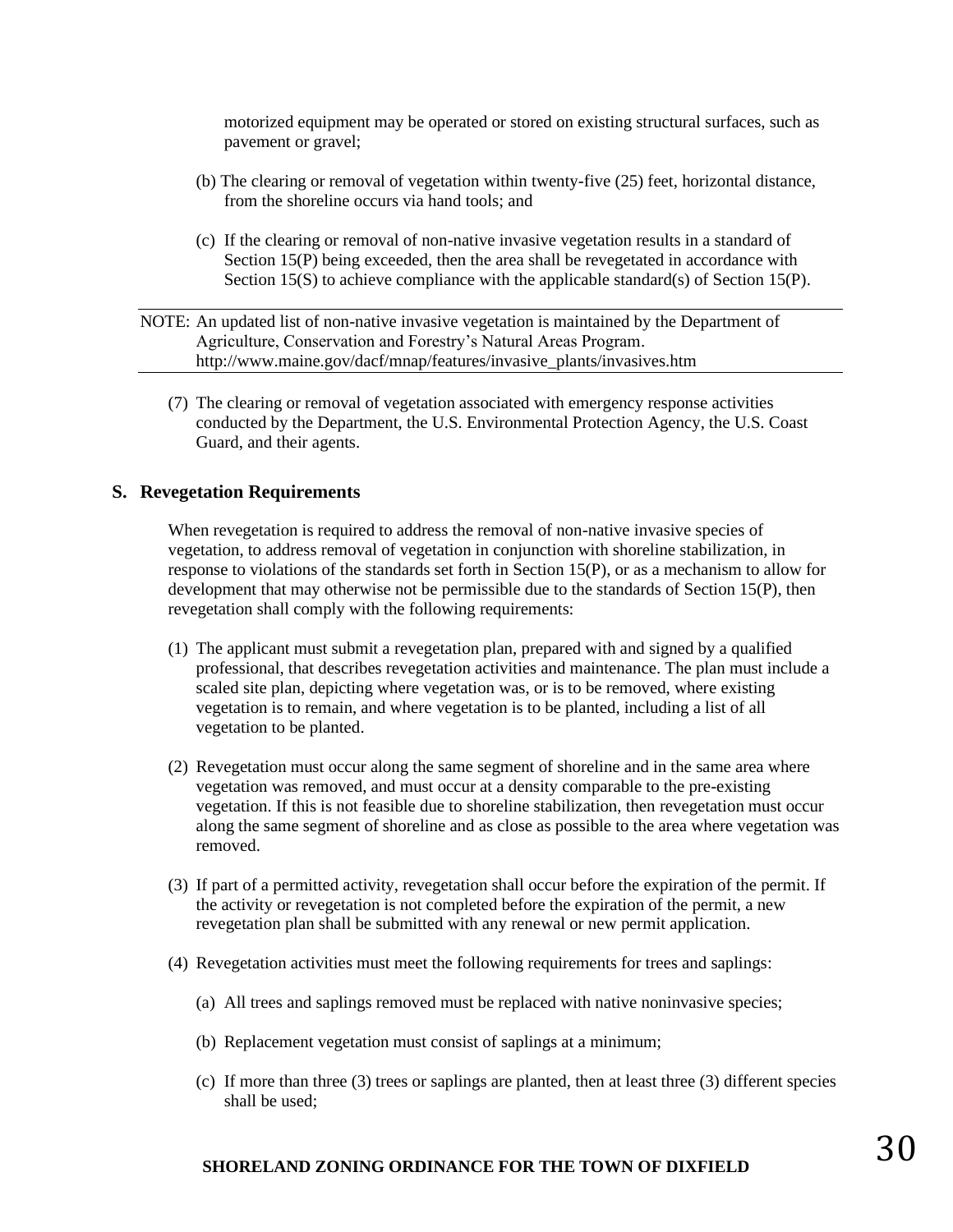motorized equipment may be operated or stored on existing structural surfaces, such as pavement or gravel;

(b) The clearing or removal of vegetation within twenty-five (25) feet, horizontal distance, from the shoreline occurs via hand tools; and

(c) If the clearing or removal of non-native invasive vegetation results in a standard of Section 15(P) being exceeded, then the area shall be revegetated in accordance with Section 15(S) to achieve compliance with the applicable standard(s) of Section 15(P).

---

NOTE: An updated list of non-native invasive vegetation is maintained by the Department of Agriculture, Conservation and Forestry's Natural Areas Program. http://www.maine.gov/dacf/mnap/features/invasive_plants/invasives.htm

---

(7) The clearing or removal of vegetation associated with emergency response activities conducted by the Department, the U.S. Environmental Protection Agency, the U.S. Coast Guard, and their agents.

## S. Revegetation Requirements

When revegetation is required to address the removal of non-native invasive species of vegetation, to address removal of vegetation in conjunction with shoreline stabilization, in response to violations of the standards set forth in Section 15(P), or as a mechanism to allow for development that may otherwise not be permissible due to the standards of Section 15(P), then revegetation shall comply with the following requirements:

(1) The applicant must submit a revegetation plan, prepared with and signed by a qualified professional, that describes revegetation activities and maintenance. The plan must include a scaled site plan, depicting where vegetation was, or is to be removed, where existing vegetation is to remain, and where vegetation is to be planted, including a list of all vegetation to be planted.

(2) Revegetation must occur along the same segment of shoreline and in the same area where vegetation was removed, and must occur at a density comparable to the pre-existing vegetation. If this is not feasible due to shoreline stabilization, then revegetation must occur along the same segment of shoreline and as close as possible to the area where vegetation was removed.

(3) If part of a permitted activity, revegetation shall occur before the expiration of the permit. If the activity or revegetation is not completed before the expiration of the permit, a new revegetation plan shall be submitted with any renewal or new permit application.

(4) Revegetation activities must meet the following requirements for trees and saplings:

(a) All trees and saplings removed must be replaced with native noninvasive species;

(b) Replacement vegetation must consist of saplings at a minimum;

(c) If more than three (3) trees or saplings are planted, then at least three (3) different species shall be used;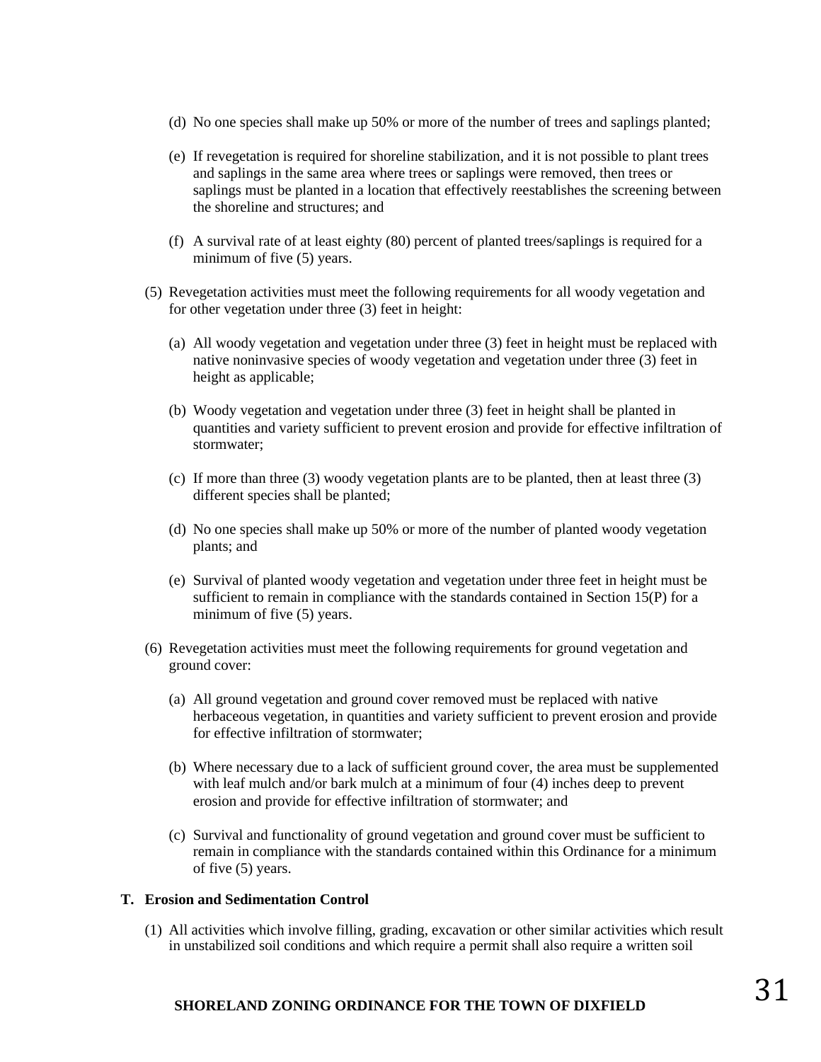(d) No one species shall make up 50% or more of the number of trees and saplings planted;

(e) If revegetation is required for shoreline stabilization, and it is not possible to plant trees and saplings in the same area where trees or saplings were removed, then trees or saplings must be planted in a location that effectively reestablishes the screening between the shoreline and structures; and

(f) A survival rate of at least eighty (80) percent of planted trees/saplings is required for a minimum of five (5) years.

(5) Revegetation activities must meet the following requirements for all woody vegetation and for other vegetation under three (3) feet in height:

(a) All woody vegetation and vegetation under three (3) feet in height must be replaced with native noninvasive species of woody vegetation and vegetation under three (3) feet in height as applicable;

(b) Woody vegetation and vegetation under three (3) feet in height shall be planted in quantities and variety sufficient to prevent erosion and provide for effective infiltration of stormwater;

(c) If more than three (3) woody vegetation plants are to be planted, then at least three (3) different species shall be planted;

(d) No one species shall make up 50% or more of the number of planted woody vegetation plants; and

(e) Survival of planted woody vegetation and vegetation under three feet in height must be sufficient to remain in compliance with the standards contained in Section 15(P) for a minimum of five (5) years.

(6) Revegetation activities must meet the following requirements for ground vegetation and ground cover:

(a) All ground vegetation and ground cover removed must be replaced with native herbaceous vegetation, in quantities and variety sufficient to prevent erosion and provide for effective infiltration of stormwater;

(b) Where necessary due to a lack of sufficient ground cover, the area must be supplemented with leaf mulch and/or bark mulch at a minimum of four (4) inches deep to prevent erosion and provide for effective infiltration of stormwater; and

(c) Survival and functionality of ground vegetation and ground cover must be sufficient to remain in compliance with the standards contained within this Ordinance for a minimum of five (5) years.

**T. Erosion and Sedimentation Control**

(1) All activities which involve filling, grading, excavation or other similar activities which result in unstabilized soil conditions and which require a permit shall also require a written soil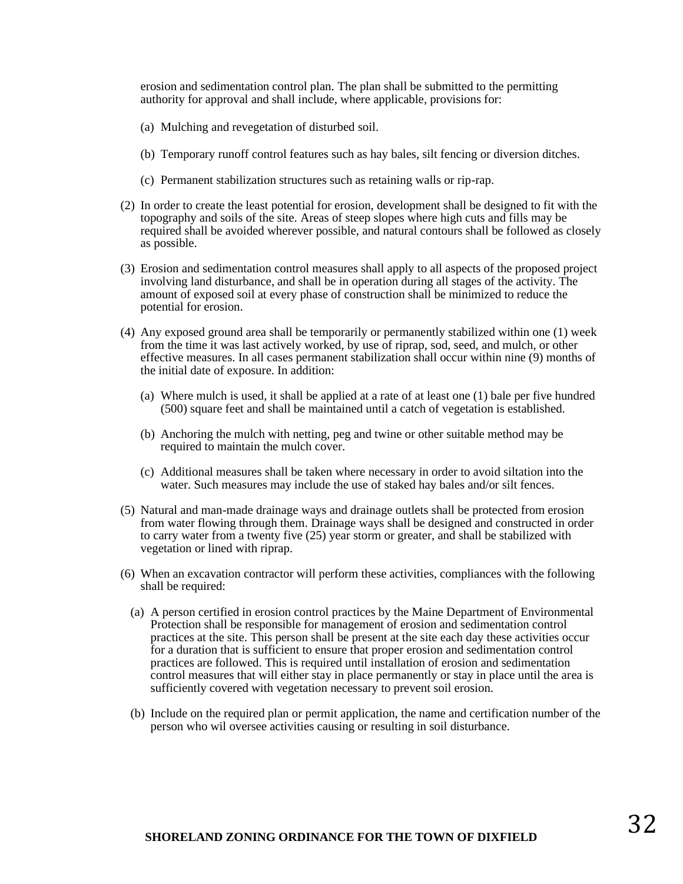erosion and sedimentation control plan. The plan shall be submitted to the permitting authority for approval and shall include, where applicable, provisions for:

(a) Mulching and revegetation of disturbed soil.

(b) Temporary runoff control features such as hay bales, silt fencing or diversion ditches.

(c) Permanent stabilization structures such as retaining walls or rip-rap.

(2) In order to create the least potential for erosion, development shall be designed to fit with the topography and soils of the site. Areas of steep slopes where high cuts and fills may be required shall be avoided wherever possible, and natural contours shall be followed as closely as possible.

(3) Erosion and sedimentation control measures shall apply to all aspects of the proposed project involving land disturbance, and shall be in operation during all stages of the activity. The amount of exposed soil at every phase of construction shall be minimized to reduce the potential for erosion.

(4) Any exposed ground area shall be temporarily or permanently stabilized within one (1) week from the time it was last actively worked, by use of riprap, sod, seed, and mulch, or other effective measures. In all cases permanent stabilization shall occur within nine (9) months of the initial date of exposure. In addition:

(a) Where mulch is used, it shall be applied at a rate of at least one (1) bale per five hundred (500) square feet and shall be maintained until a catch of vegetation is established.

(b) Anchoring the mulch with netting, peg and twine or other suitable method may be required to maintain the mulch cover.

(c) Additional measures shall be taken where necessary in order to avoid siltation into the water. Such measures may include the use of staked hay bales and/or silt fences.

(5) Natural and man-made drainage ways and drainage outlets shall be protected from erosion from water flowing through them. Drainage ways shall be designed and constructed in order to carry water from a twenty five (25) year storm or greater, and shall be stabilized with vegetation or lined with riprap.

(6) When an excavation contractor will perform these activities, compliances with the following shall be required:

(a) A person certified in erosion control practices by the Maine Department of Environmental Protection shall be responsible for management of erosion and sedimentation control practices at the site. This person shall be present at the site each day these activities occur for a duration that is sufficient to ensure that proper erosion and sedimentation control practices are followed. This is required until installation of erosion and sedimentation control measures that will either stay in place permanently or stay in place until the area is sufficiently covered with vegetation necessary to prevent soil erosion.

(b) Include on the required plan or permit application, the name and certification number of the person who wil oversee activities causing or resulting in soil disturbance.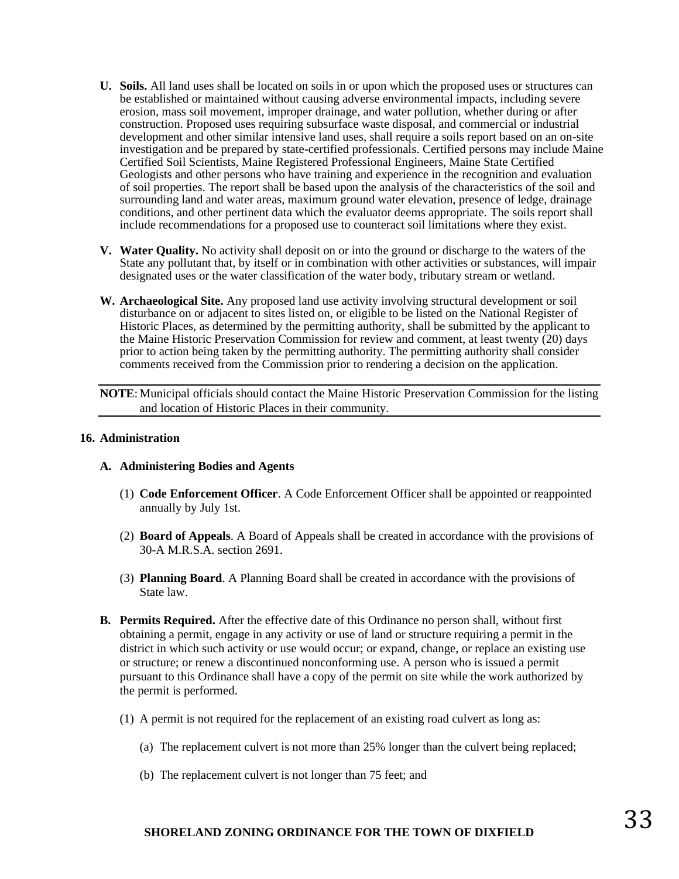**U. Soils.** All land uses shall be located on soils in or upon which the proposed uses or structures can be established or maintained without causing adverse environmental impacts, including severe erosion, mass soil movement, improper drainage, and water pollution, whether during or after construction. Proposed uses requiring subsurface waste disposal, and commercial or industrial development and other similar intensive land uses, shall require a soils report based on an on-site investigation and be prepared by state-certified professionals. Certified persons may include Maine Certified Soil Scientists, Maine Registered Professional Engineers, Maine State Certified Geologists and other persons who have training and experience in the recognition and evaluation of soil properties. The report shall be based upon the analysis of the characteristics of the soil and surrounding land and water areas, maximum ground water elevation, presence of ledge, drainage conditions, and other pertinent data which the evaluator deems appropriate. The soils report shall include recommendations for a proposed use to counteract soil limitations where they exist.

**V. Water Quality.** No activity shall deposit on or into the ground or discharge to the waters of the State any pollutant that, by itself or in combination with other activities or substances, will impair designated uses or the water classification of the water body, tributary stream or wetland.

**W. Archaeological Site.** Any proposed land use activity involving structural development or soil disturbance on or adjacent to sites listed on, or eligible to be listed on the National Register of Historic Places, as determined by the permitting authority, shall be submitted by the applicant to the Maine Historic Preservation Commission for review and comment, at least twenty (20) days prior to action being taken by the permitting authority. The permitting authority shall consider comments received from the Commission prior to rendering a decision on the application.

---

**NOTE**: Municipal officials should contact the Maine Historic Preservation Commission for the listing and location of Historic Places in their community.

---

## 16. Administration

### A. Administering Bodies and Agents

(1) **Code Enforcement Officer**. A Code Enforcement Officer shall be appointed or reappointed annually by July 1st.

(2) **Board of Appeals**. A Board of Appeals shall be created in accordance with the provisions of 30-A M.R.S.A. section 2691.

(3) **Planning Board**. A Planning Board shall be created in accordance with the provisions of State law.

**B. Permits Required.** After the effective date of this Ordinance no person shall, without first obtaining a permit, engage in any activity or use of land or structure requiring a permit in the district in which such activity or use would occur; or expand, change, or replace an existing use or structure; or renew a discontinued nonconforming use. A person who is issued a permit pursuant to this Ordinance shall have a copy of the permit on site while the work authorized by the permit is performed.

(1) A permit is not required for the replacement of an existing road culvert as long as:

(a) The replacement culvert is not more than 25% longer than the culvert being replaced;

(b) The replacement culvert is not longer than 75 feet; and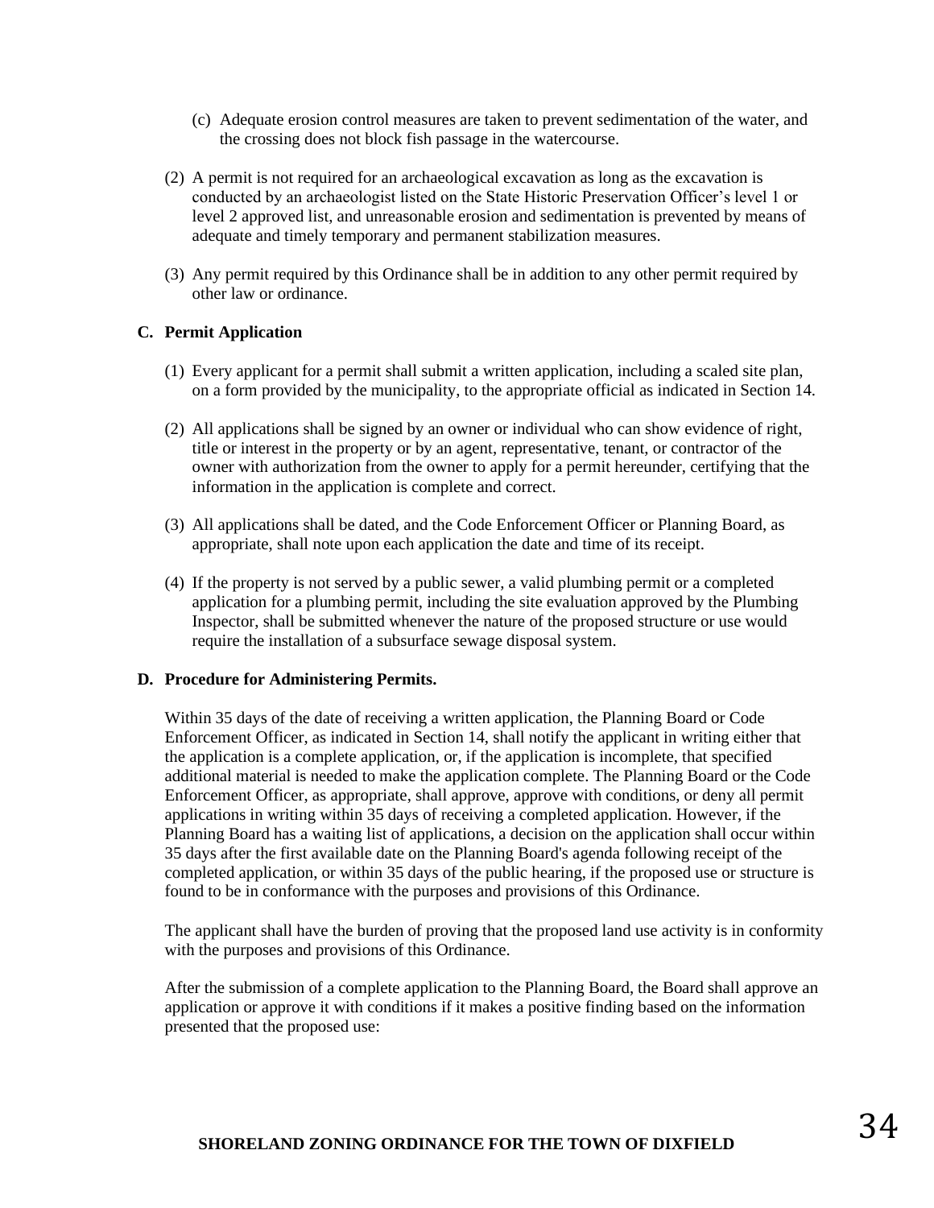(c) Adequate erosion control measures are taken to prevent sedimentation of the water, and the crossing does not block fish passage in the watercourse.

(2) A permit is not required for an archaeological excavation as long as the excavation is conducted by an archaeologist listed on the State Historic Preservation Officer's level 1 or level 2 approved list, and unreasonable erosion and sedimentation is prevented by means of adequate and timely temporary and permanent stabilization measures.

(3) Any permit required by this Ordinance shall be in addition to any other permit required by other law or ordinance.

**C. Permit Application**

(1) Every applicant for a permit shall submit a written application, including a scaled site plan, on a form provided by the municipality, to the appropriate official as indicated in Section 14.

(2) All applications shall be signed by an owner or individual who can show evidence of right, title or interest in the property or by an agent, representative, tenant, or contractor of the owner with authorization from the owner to apply for a permit hereunder, certifying that the information in the application is complete and correct.

(3) All applications shall be dated, and the Code Enforcement Officer or Planning Board, as appropriate, shall note upon each application the date and time of its receipt.

(4) If the property is not served by a public sewer, a valid plumbing permit or a completed application for a plumbing permit, including the site evaluation approved by the Plumbing Inspector, shall be submitted whenever the nature of the proposed structure or use would require the installation of a subsurface sewage disposal system.

**D. Procedure for Administering Permits.**

Within 35 days of the date of receiving a written application, the Planning Board or Code Enforcement Officer, as indicated in Section 14, shall notify the applicant in writing either that the application is a complete application, or, if the application is incomplete, that specified additional material is needed to make the application complete. The Planning Board or the Code Enforcement Officer, as appropriate, shall approve, approve with conditions, or deny all permit applications in writing within 35 days of receiving a completed application. However, if the Planning Board has a waiting list of applications, a decision on the application shall occur within 35 days after the first available date on the Planning Board's agenda following receipt of the completed application, or within 35 days of the public hearing, if the proposed use or structure is found to be in conformance with the purposes and provisions of this Ordinance.

The applicant shall have the burden of proving that the proposed land use activity is in conformity with the purposes and provisions of this Ordinance.

After the submission of a complete application to the Planning Board, the Board shall approve an application or approve it with conditions if it makes a positive finding based on the information presented that the proposed use: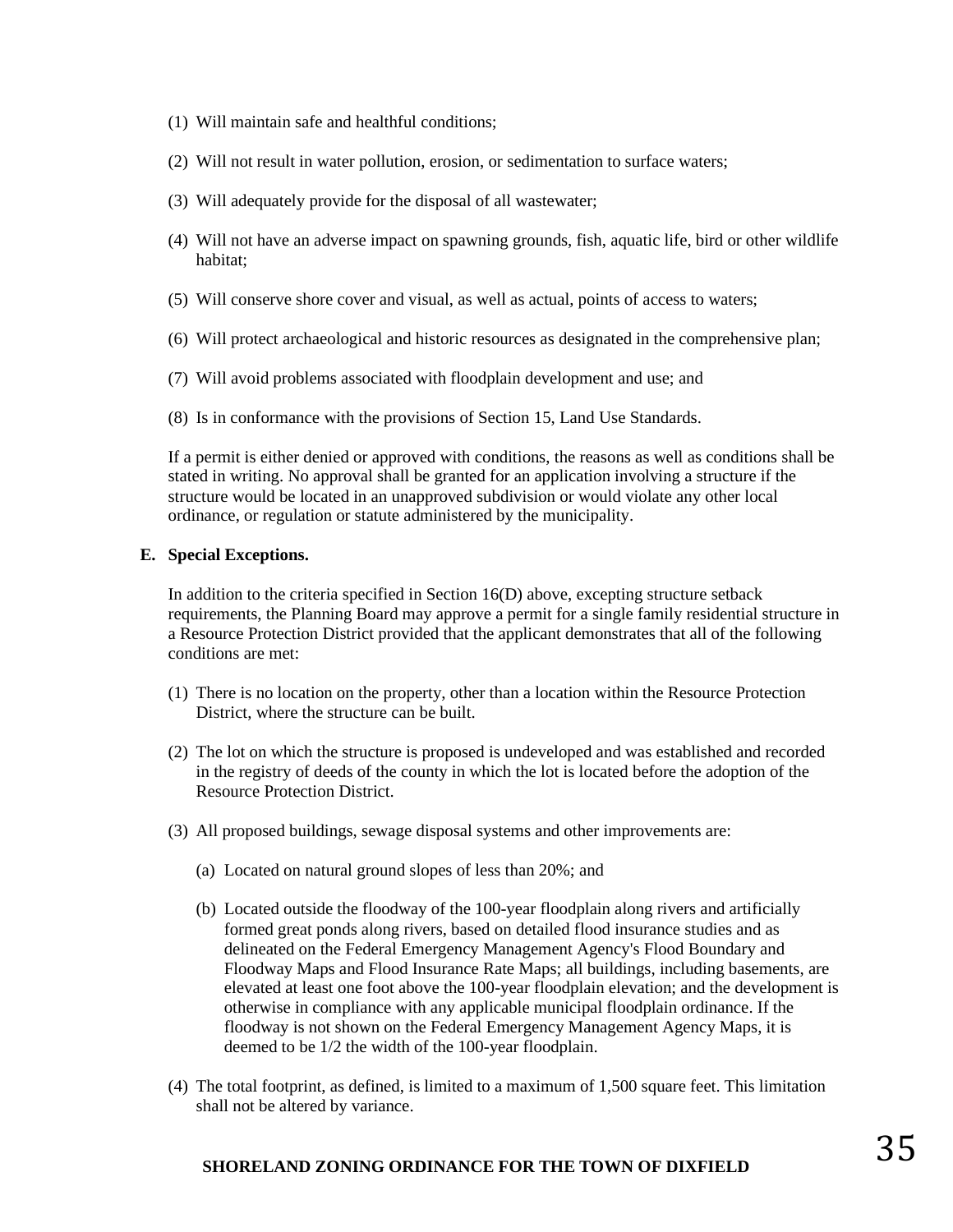(1) Will maintain safe and healthful conditions;

(2) Will not result in water pollution, erosion, or sedimentation to surface waters;

(3) Will adequately provide for the disposal of all wastewater;

(4) Will not have an adverse impact on spawning grounds, fish, aquatic life, bird or other wildlife habitat;

(5) Will conserve shore cover and visual, as well as actual, points of access to waters;

(6) Will protect archaeological and historic resources as designated in the comprehensive plan;

(7) Will avoid problems associated with floodplain development and use; and

(8) Is in conformance with the provisions of Section 15, Land Use Standards.

If a permit is either denied or approved with conditions, the reasons as well as conditions shall be stated in writing. No approval shall be granted for an application involving a structure if the structure would be located in an unapproved subdivision or would violate any other local ordinance, or regulation or statute administered by the municipality.

**E. Special Exceptions.**

In addition to the criteria specified in Section 16(D) above, excepting structure setback requirements, the Planning Board may approve a permit for a single family residential structure in a Resource Protection District provided that the applicant demonstrates that all of the following conditions are met:

(1) There is no location on the property, other than a location within the Resource Protection District, where the structure can be built.

(2) The lot on which the structure is proposed is undeveloped and was established and recorded in the registry of deeds of the county in which the lot is located before the adoption of the Resource Protection District.

(3) All proposed buildings, sewage disposal systems and other improvements are:

(a) Located on natural ground slopes of less than 20%; and

(b) Located outside the floodway of the 100-year floodplain along rivers and artificially formed great ponds along rivers, based on detailed flood insurance studies and as delineated on the Federal Emergency Management Agency's Flood Boundary and Floodway Maps and Flood Insurance Rate Maps; all buildings, including basements, are elevated at least one foot above the 100-year floodplain elevation; and the development is otherwise in compliance with any applicable municipal floodplain ordinance. If the floodway is not shown on the Federal Emergency Management Agency Maps, it is deemed to be 1/2 the width of the 100-year floodplain.

(4) The total footprint, as defined, is limited to a maximum of 1,500 square feet. This limitation shall not be altered by variance.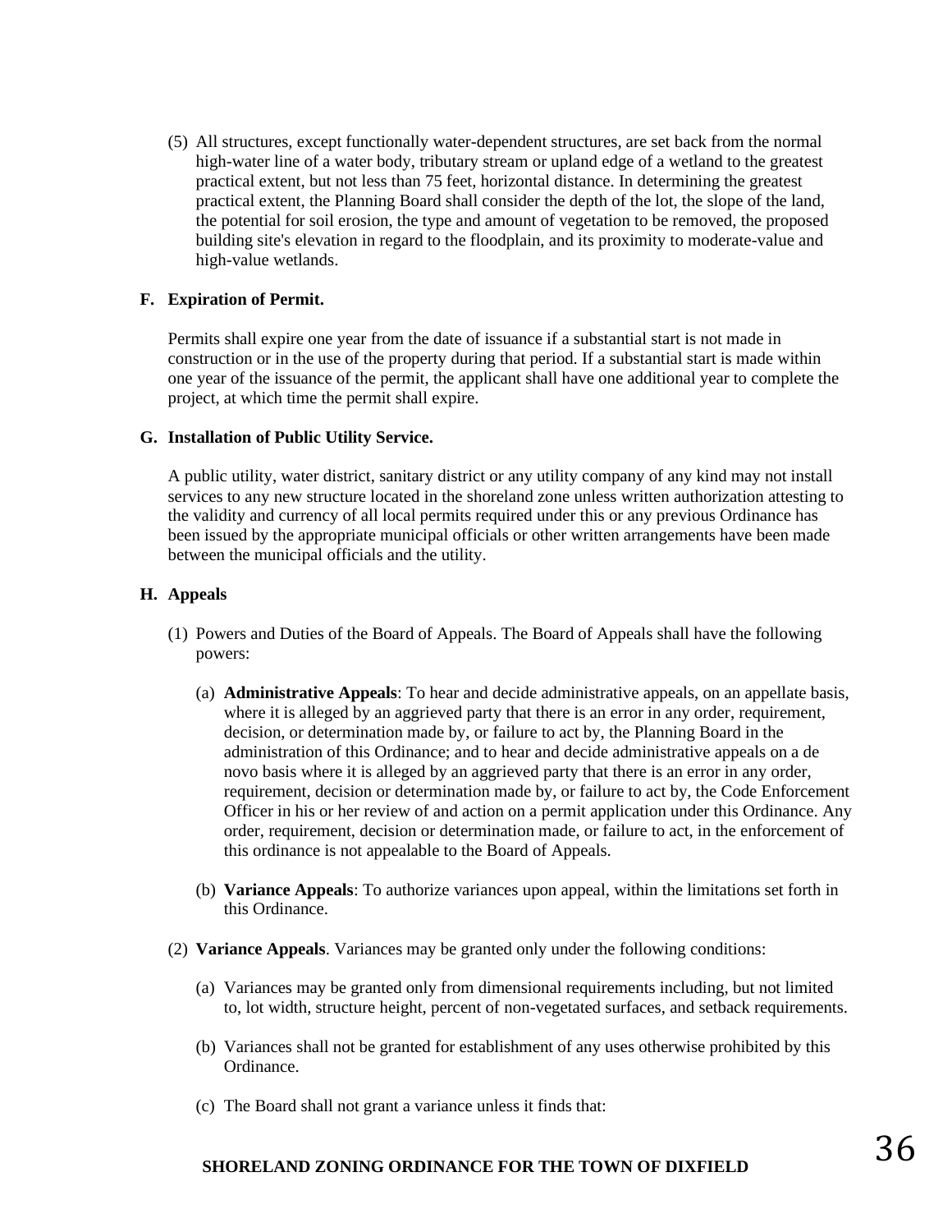(5) All structures, except functionally water-dependent structures, are set back from the normal high-water line of a water body, tributary stream or upland edge of a wetland to the greatest practical extent, but not less than 75 feet, horizontal distance. In determining the greatest practical extent, the Planning Board shall consider the depth of the lot, the slope of the land, the potential for soil erosion, the type and amount of vegetation to be removed, the proposed building site's elevation in regard to the floodplain, and its proximity to moderate-value and high-value wetlands.

**F. Expiration of Permit.**

Permits shall expire one year from the date of issuance if a substantial start is not made in construction or in the use of the property during that period. If a substantial start is made within one year of the issuance of the permit, the applicant shall have one additional year to complete the project, at which time the permit shall expire.

**G. Installation of Public Utility Service.**

A public utility, water district, sanitary district or any utility company of any kind may not install services to any new structure located in the shoreland zone unless written authorization attesting to the validity and currency of all local permits required under this or any previous Ordinance has been issued by the appropriate municipal officials or other written arrangements have been made between the municipal officials and the utility.

**H. Appeals**

(1) Powers and Duties of the Board of Appeals. The Board of Appeals shall have the following powers:

(a) **Administrative Appeals**: To hear and decide administrative appeals, on an appellate basis, where it is alleged by an aggrieved party that there is an error in any order, requirement, decision, or determination made by, or failure to act by, the Planning Board in the administration of this Ordinance; and to hear and decide administrative appeals on a de novo basis where it is alleged by an aggrieved party that there is an error in any order, requirement, decision or determination made by, or failure to act by, the Code Enforcement Officer in his or her review of and action on a permit application under this Ordinance. Any order, requirement, decision or determination made, or failure to act, in the enforcement of this ordinance is not appealable to the Board of Appeals.

(b) **Variance Appeals**: To authorize variances upon appeal, within the limitations set forth in this Ordinance.

(2) **Variance Appeals**. Variances may be granted only under the following conditions:

(a) Variances may be granted only from dimensional requirements including, but not limited to, lot width, structure height, percent of non-vegetated surfaces, and setback requirements.

(b) Variances shall not be granted for establishment of any uses otherwise prohibited by this Ordinance.

(c) The Board shall not grant a variance unless it finds that: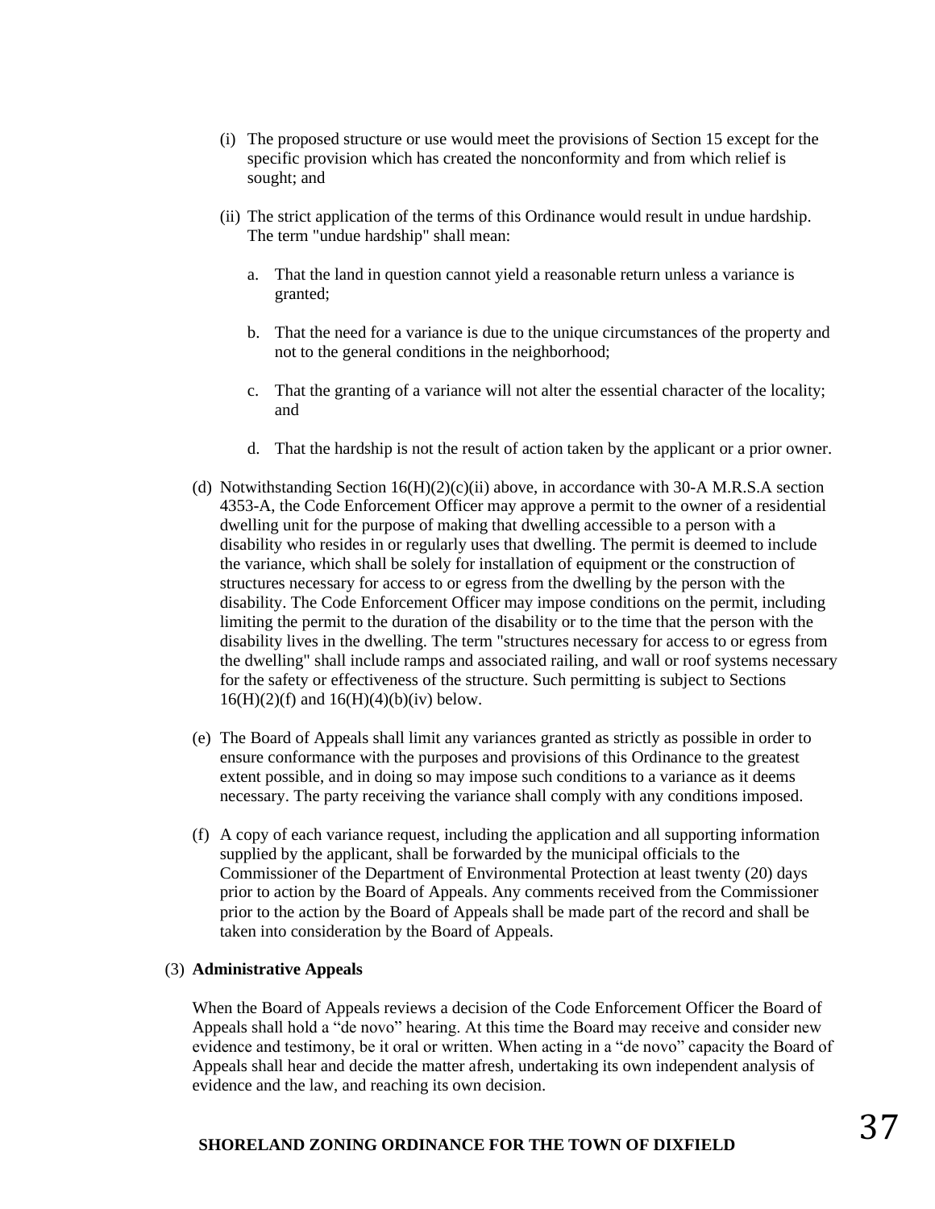(i) The proposed structure or use would meet the provisions of Section 15 except for the specific provision which has created the nonconformity and from which relief is sought; and

(ii) The strict application of the terms of this Ordinance would result in undue hardship. The term "undue hardship" shall mean:

a. That the land in question cannot yield a reasonable return unless a variance is granted;

b. That the need for a variance is due to the unique circumstances of the property and not to the general conditions in the neighborhood;

c. That the granting of a variance will not alter the essential character of the locality; and

d. That the hardship is not the result of action taken by the applicant or a prior owner.

(d) Notwithstanding Section 16(H)(2)(c)(ii) above, in accordance with 30-A M.R.S.A section 4353-A, the Code Enforcement Officer may approve a permit to the owner of a residential dwelling unit for the purpose of making that dwelling accessible to a person with a disability who resides in or regularly uses that dwelling. The permit is deemed to include the variance, which shall be solely for installation of equipment or the construction of structures necessary for access to or egress from the dwelling by the person with the disability. The Code Enforcement Officer may impose conditions on the permit, including limiting the permit to the duration of the disability or to the time that the person with the disability lives in the dwelling. The term "structures necessary for access to or egress from the dwelling" shall include ramps and associated railing, and wall or roof systems necessary for the safety or effectiveness of the structure. Such permitting is subject to Sections 16(H)(2)(f) and 16(H)(4)(b)(iv) below.

(e) The Board of Appeals shall limit any variances granted as strictly as possible in order to ensure conformance with the purposes and provisions of this Ordinance to the greatest extent possible, and in doing so may impose such conditions to a variance as it deems necessary. The party receiving the variance shall comply with any conditions imposed.

(f) A copy of each variance request, including the application and all supporting information supplied by the applicant, shall be forwarded by the municipal officials to the Commissioner of the Department of Environmental Protection at least twenty (20) days prior to action by the Board of Appeals. Any comments received from the Commissioner prior to the action by the Board of Appeals shall be made part of the record and shall be taken into consideration by the Board of Appeals.

(3) **Administrative Appeals**

When the Board of Appeals reviews a decision of the Code Enforcement Officer the Board of Appeals shall hold a "de novo" hearing. At this time the Board may receive and consider new evidence and testimony, be it oral or written. When acting in a "de novo" capacity the Board of Appeals shall hear and decide the matter afresh, undertaking its own independent analysis of evidence and the law, and reaching its own decision.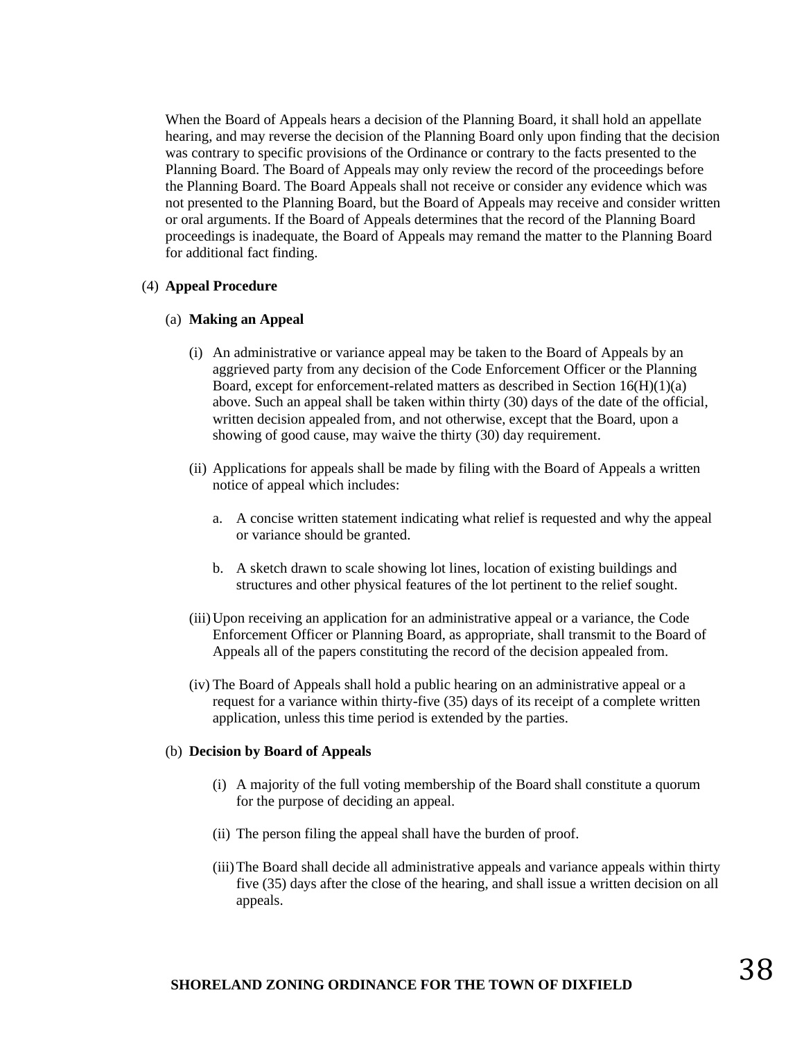When the Board of Appeals hears a decision of the Planning Board, it shall hold an appellate hearing, and may reverse the decision of the Planning Board only upon finding that the decision was contrary to specific provisions of the Ordinance or contrary to the facts presented to the Planning Board. The Board of Appeals may only review the record of the proceedings before the Planning Board. The Board Appeals shall not receive or consider any evidence which was not presented to the Planning Board, but the Board of Appeals may receive and consider written or oral arguments. If the Board of Appeals determines that the record of the Planning Board proceedings is inadequate, the Board of Appeals may remand the matter to the Planning Board for additional fact finding.

(4) **Appeal Procedure**

(a) **Making an Appeal**

(i) An administrative or variance appeal may be taken to the Board of Appeals by an aggrieved party from any decision of the Code Enforcement Officer or the Planning Board, except for enforcement-related matters as described in Section 16(H)(1)(a) above. Such an appeal shall be taken within thirty (30) days of the date of the official, written decision appealed from, and not otherwise, except that the Board, upon a showing of good cause, may waive the thirty (30) day requirement.

(ii) Applications for appeals shall be made by filing with the Board of Appeals a written notice of appeal which includes:

a. A concise written statement indicating what relief is requested and why the appeal or variance should be granted.

b. A sketch drawn to scale showing lot lines, location of existing buildings and structures and other physical features of the lot pertinent to the relief sought.

(iii) Upon receiving an application for an administrative appeal or a variance, the Code Enforcement Officer or Planning Board, as appropriate, shall transmit to the Board of Appeals all of the papers constituting the record of the decision appealed from.

(iv) The Board of Appeals shall hold a public hearing on an administrative appeal or a request for a variance within thirty-five (35) days of its receipt of a complete written application, unless this time period is extended by the parties.

(b) **Decision by Board of Appeals**

(i) A majority of the full voting membership of the Board shall constitute a quorum for the purpose of deciding an appeal.

(ii) The person filing the appeal shall have the burden of proof.

(iii) The Board shall decide all administrative appeals and variance appeals within thirty five (35) days after the close of the hearing, and shall issue a written decision on all appeals.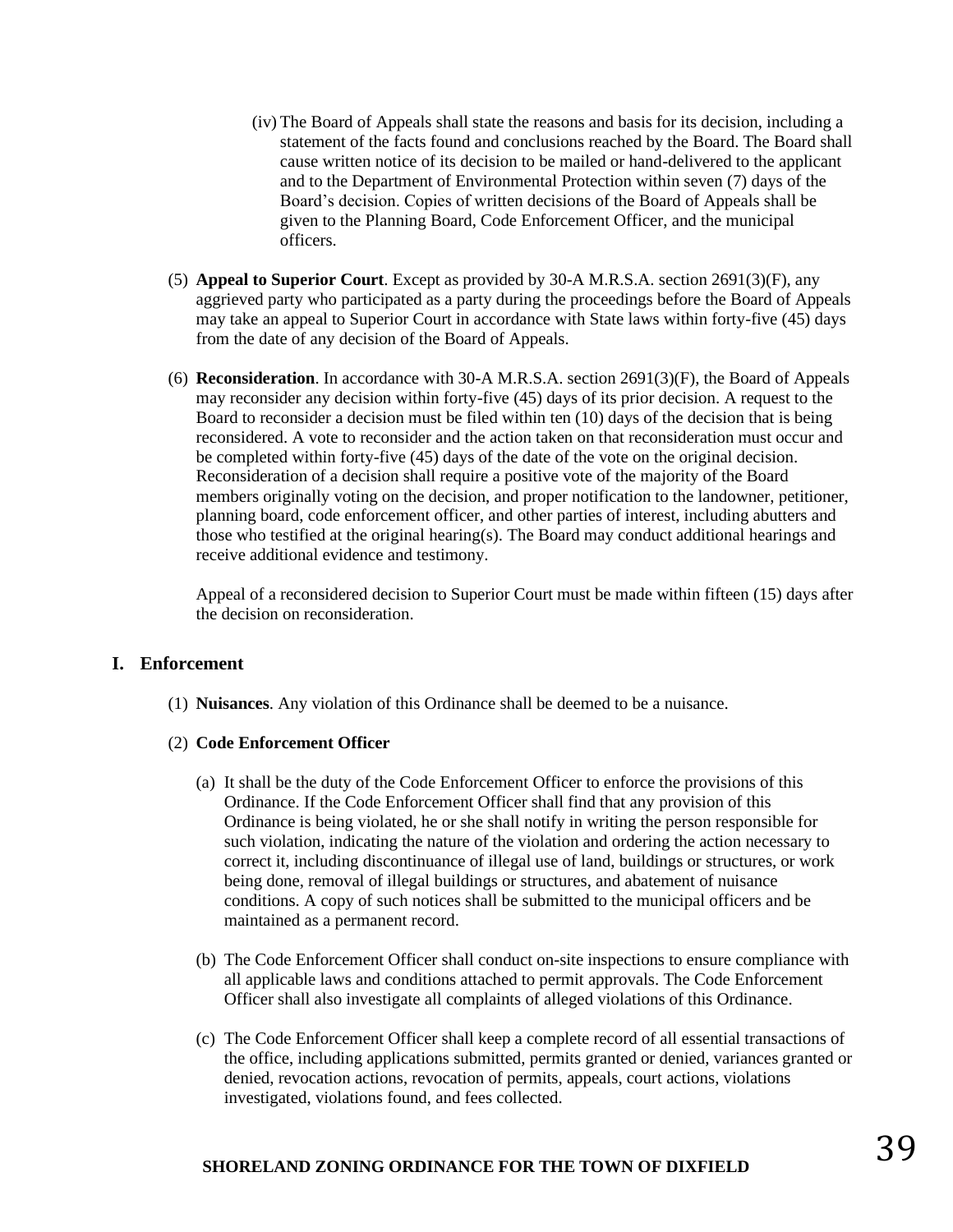(iv) The Board of Appeals shall state the reasons and basis for its decision, including a statement of the facts found and conclusions reached by the Board. The Board shall cause written notice of its decision to be mailed or hand-delivered to the applicant and to the Department of Environmental Protection within seven (7) days of the Board's decision. Copies of written decisions of the Board of Appeals shall be given to the Planning Board, Code Enforcement Officer, and the municipal officers.

(5) **Appeal to Superior Court**. Except as provided by 30-A M.R.S.A. section 2691(3)(F), any aggrieved party who participated as a party during the proceedings before the Board of Appeals may take an appeal to Superior Court in accordance with State laws within forty-five (45) days from the date of any decision of the Board of Appeals.

(6) **Reconsideration**. In accordance with 30-A M.R.S.A. section 2691(3)(F), the Board of Appeals may reconsider any decision within forty-five (45) days of its prior decision. A request to the Board to reconsider a decision must be filed within ten (10) days of the decision that is being reconsidered. A vote to reconsider and the action taken on that reconsideration must occur and be completed within forty-five (45) days of the date of the vote on the original decision. Reconsideration of a decision shall require a positive vote of the majority of the Board members originally voting on the decision, and proper notification to the landowner, petitioner, planning board, code enforcement officer, and other parties of interest, including abutters and those who testified at the original hearing(s). The Board may conduct additional hearings and receive additional evidence and testimony.

Appeal of a reconsidered decision to Superior Court must be made within fifteen (15) days after the decision on reconsideration.

## I. Enforcement

(1) **Nuisances**. Any violation of this Ordinance shall be deemed to be a nuisance.

(2) **Code Enforcement Officer**

(a) It shall be the duty of the Code Enforcement Officer to enforce the provisions of this Ordinance. If the Code Enforcement Officer shall find that any provision of this Ordinance is being violated, he or she shall notify in writing the person responsible for such violation, indicating the nature of the violation and ordering the action necessary to correct it, including discontinuance of illegal use of land, buildings or structures, or work being done, removal of illegal buildings or structures, and abatement of nuisance conditions. A copy of such notices shall be submitted to the municipal officers and be maintained as a permanent record.

(b) The Code Enforcement Officer shall conduct on-site inspections to ensure compliance with all applicable laws and conditions attached to permit approvals. The Code Enforcement Officer shall also investigate all complaints of alleged violations of this Ordinance.

(c) The Code Enforcement Officer shall keep a complete record of all essential transactions of the office, including applications submitted, permits granted or denied, variances granted or denied, revocation actions, revocation of permits, appeals, court actions, violations investigated, violations found, and fees collected.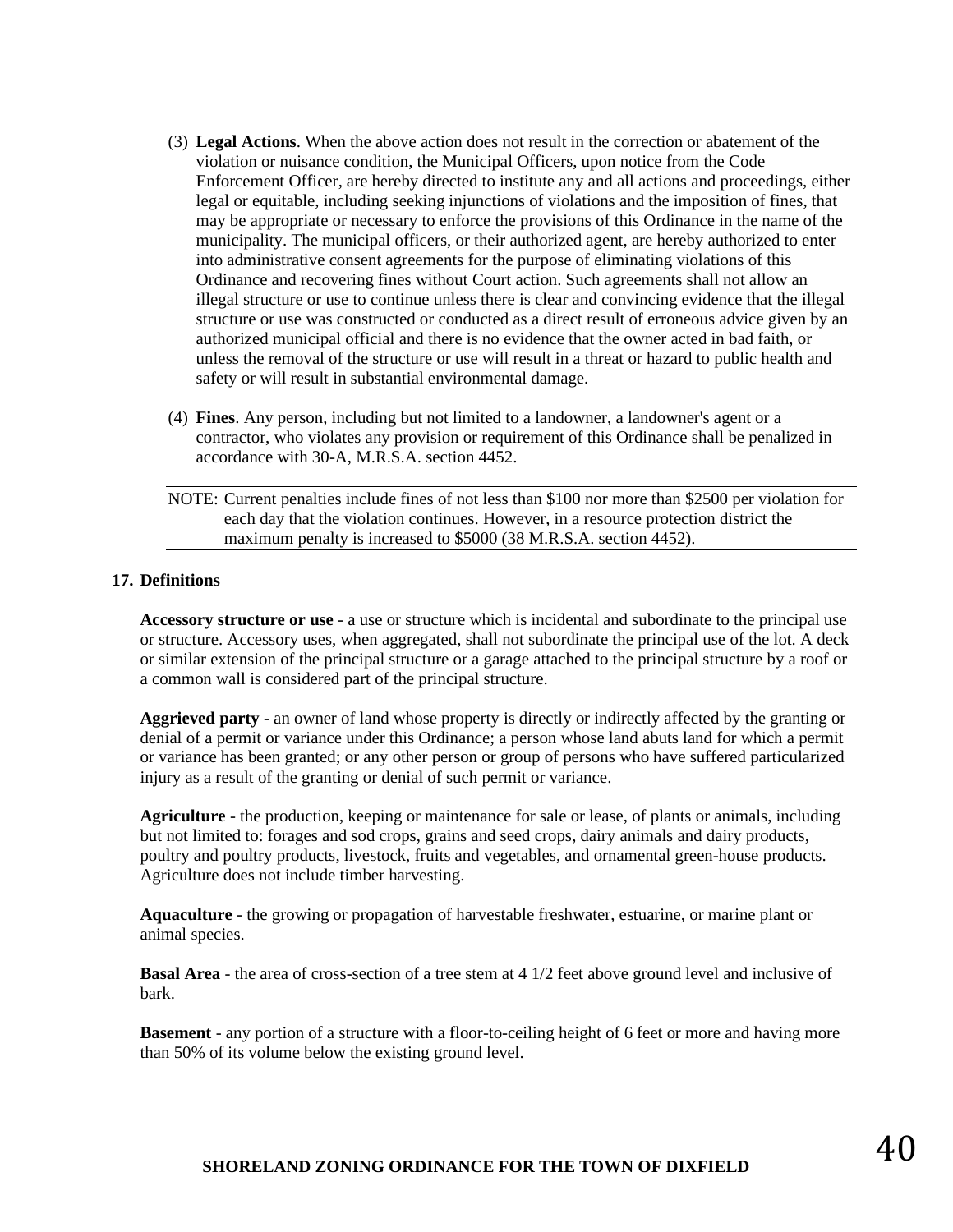(3) **Legal Actions**. When the above action does not result in the correction or abatement of the violation or nuisance condition, the Municipal Officers, upon notice from the Code Enforcement Officer, are hereby directed to institute any and all actions and proceedings, either legal or equitable, including seeking injunctions of violations and the imposition of fines, that may be appropriate or necessary to enforce the provisions of this Ordinance in the name of the municipality. The municipal officers, or their authorized agent, are hereby authorized to enter into administrative consent agreements for the purpose of eliminating violations of this Ordinance and recovering fines without Court action. Such agreements shall not allow an illegal structure or use to continue unless there is clear and convincing evidence that the illegal structure or use was constructed or conducted as a direct result of erroneous advice given by an authorized municipal official and there is no evidence that the owner acted in bad faith, or unless the removal of the structure or use will result in a threat or hazard to public health and safety or will result in substantial environmental damage.

(4) **Fines**. Any person, including but not limited to a landowner, a landowner's agent or a contractor, who violates any provision or requirement of this Ordinance shall be penalized in accordance with 30-A, M.R.S.A. section 4452.

NOTE: Current penalties include fines of not less than $100 nor more than $2500 per violation for each day that the violation continues. However, in a resource protection district the maximum penalty is increased to $5000 (38 M.R.S.A. section 4452).

## 17. Definitions

**Accessory structure or use** - a use or structure which is incidental and subordinate to the principal use or structure. Accessory uses, when aggregated, shall not subordinate the principal use of the lot. A deck or similar extension of the principal structure or a garage attached to the principal structure by a roof or a common wall is considered part of the principal structure.

**Aggrieved party** - an owner of land whose property is directly or indirectly affected by the granting or denial of a permit or variance under this Ordinance; a person whose land abuts land for which a permit or variance has been granted; or any other person or group of persons who have suffered particularized injury as a result of the granting or denial of such permit or variance.

**Agriculture** - the production, keeping or maintenance for sale or lease, of plants or animals, including but not limited to: forages and sod crops, grains and seed crops, dairy animals and dairy products, poultry and poultry products, livestock, fruits and vegetables, and ornamental green-house products. Agriculture does not include timber harvesting.

**Aquaculture** - the growing or propagation of harvestable freshwater, estuarine, or marine plant or animal species.

**Basal Area** - the area of cross-section of a tree stem at 4 1/2 feet above ground level and inclusive of bark.

**Basement** - any portion of a structure with a floor-to-ceiling height of 6 feet or more and having more than 50% of its volume below the existing ground level.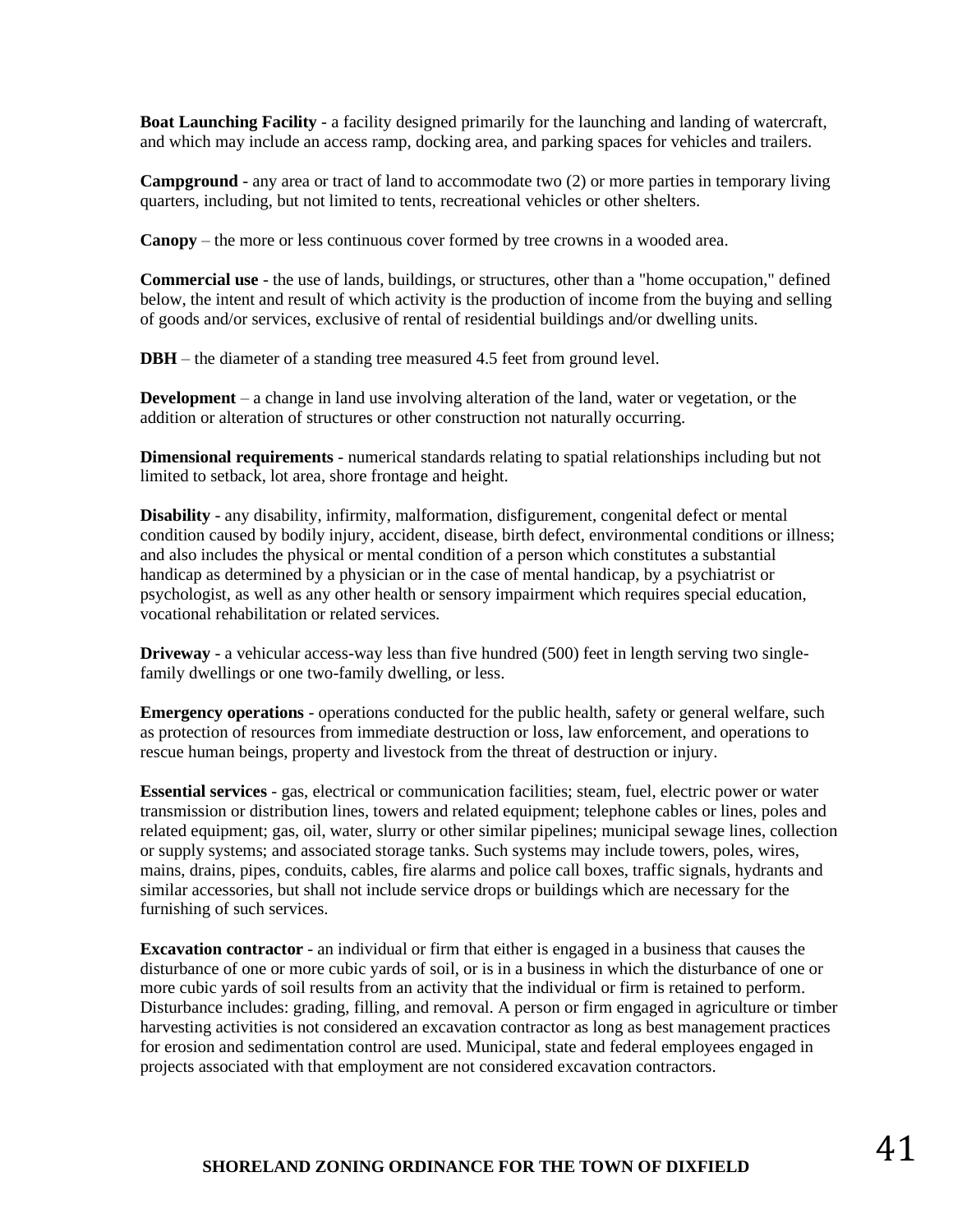**Boat Launching Facility** - a facility designed primarily for the launching and landing of watercraft, and which may include an access ramp, docking area, and parking spaces for vehicles and trailers.

**Campground** - any area or tract of land to accommodate two (2) or more parties in temporary living quarters, including, but not limited to tents, recreational vehicles or other shelters.

**Canopy** – the more or less continuous cover formed by tree crowns in a wooded area.

**Commercial use** - the use of lands, buildings, or structures, other than a "home occupation," defined below, the intent and result of which activity is the production of income from the buying and selling of goods and/or services, exclusive of rental of residential buildings and/or dwelling units.

**DBH** – the diameter of a standing tree measured 4.5 feet from ground level.

**Development** – a change in land use involving alteration of the land, water or vegetation, or the addition or alteration of structures or other construction not naturally occurring.

**Dimensional requirements** - numerical standards relating to spatial relationships including but not limited to setback, lot area, shore frontage and height.

**Disability** - any disability, infirmity, malformation, disfigurement, congenital defect or mental condition caused by bodily injury, accident, disease, birth defect, environmental conditions or illness; and also includes the physical or mental condition of a person which constitutes a substantial handicap as determined by a physician or in the case of mental handicap, by a psychiatrist or psychologist, as well as any other health or sensory impairment which requires special education, vocational rehabilitation or related services.

**Driveway** - a vehicular access-way less than five hundred (500) feet in length serving two single-family dwellings or one two-family dwelling, or less.

**Emergency operations** - operations conducted for the public health, safety or general welfare, such as protection of resources from immediate destruction or loss, law enforcement, and operations to rescue human beings, property and livestock from the threat of destruction or injury.

**Essential services** - gas, electrical or communication facilities; steam, fuel, electric power or water transmission or distribution lines, towers and related equipment; telephone cables or lines, poles and related equipment; gas, oil, water, slurry or other similar pipelines; municipal sewage lines, collection or supply systems; and associated storage tanks. Such systems may include towers, poles, wires, mains, drains, pipes, conduits, cables, fire alarms and police call boxes, traffic signals, hydrants and similar accessories, but shall not include service drops or buildings which are necessary for the furnishing of such services.

**Excavation contractor** - an individual or firm that either is engaged in a business that causes the disturbance of one or more cubic yards of soil, or is in a business in which the disturbance of one or more cubic yards of soil results from an activity that the individual or firm is retained to perform. Disturbance includes: grading, filling, and removal. A person or firm engaged in agriculture or timber harvesting activities is not considered an excavation contractor as long as best management practices for erosion and sedimentation control are used. Municipal, state and federal employees engaged in projects associated with that employment are not considered excavation contractors.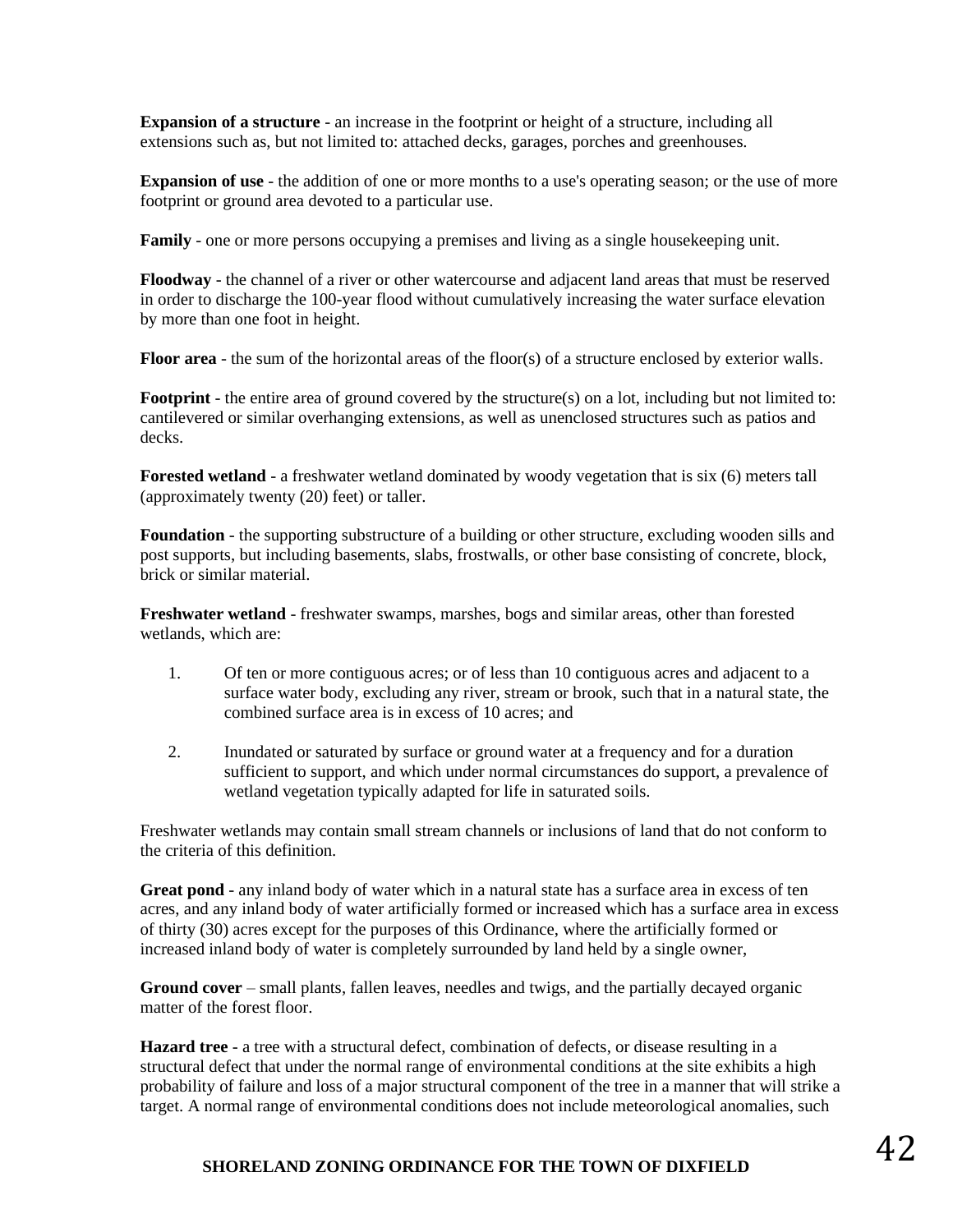**Expansion of a structure** - an increase in the footprint or height of a structure, including all extensions such as, but not limited to: attached decks, garages, porches and greenhouses.

**Expansion of use** - the addition of one or more months to a use's operating season; or the use of more footprint or ground area devoted to a particular use.

**Family** - one or more persons occupying a premises and living as a single housekeeping unit.

**Floodway** - the channel of a river or other watercourse and adjacent land areas that must be reserved in order to discharge the 100-year flood without cumulatively increasing the water surface elevation by more than one foot in height.

**Floor area** - the sum of the horizontal areas of the floor(s) of a structure enclosed by exterior walls.

**Footprint** - the entire area of ground covered by the structure(s) on a lot, including but not limited to: cantilevered or similar overhanging extensions, as well as unenclosed structures such as patios and decks.

**Forested wetland** - a freshwater wetland dominated by woody vegetation that is six (6) meters tall (approximately twenty (20) feet) or taller.

**Foundation** - the supporting substructure of a building or other structure, excluding wooden sills and post supports, but including basements, slabs, frostwalls, or other base consisting of concrete, block, brick or similar material.

**Freshwater wetland** - freshwater swamps, marshes, bogs and similar areas, other than forested wetlands, which are:

1. Of ten or more contiguous acres; or of less than 10 contiguous acres and adjacent to a surface water body, excluding any river, stream or brook, such that in a natural state, the combined surface area is in excess of 10 acres; and

2. Inundated or saturated by surface or ground water at a frequency and for a duration sufficient to support, and which under normal circumstances do support, a prevalence of wetland vegetation typically adapted for life in saturated soils.

Freshwater wetlands may contain small stream channels or inclusions of land that do not conform to the criteria of this definition.

**Great pond** - any inland body of water which in a natural state has a surface area in excess of ten acres, and any inland body of water artificially formed or increased which has a surface area in excess of thirty (30) acres except for the purposes of this Ordinance, where the artificially formed or increased inland body of water is completely surrounded by land held by a single owner,

**Ground cover** – small plants, fallen leaves, needles and twigs, and the partially decayed organic matter of the forest floor.

**Hazard tree** - a tree with a structural defect, combination of defects, or disease resulting in a structural defect that under the normal range of environmental conditions at the site exhibits a high probability of failure and loss of a major structural component of the tree in a manner that will strike a target. A normal range of environmental conditions does not include meteorological anomalies, such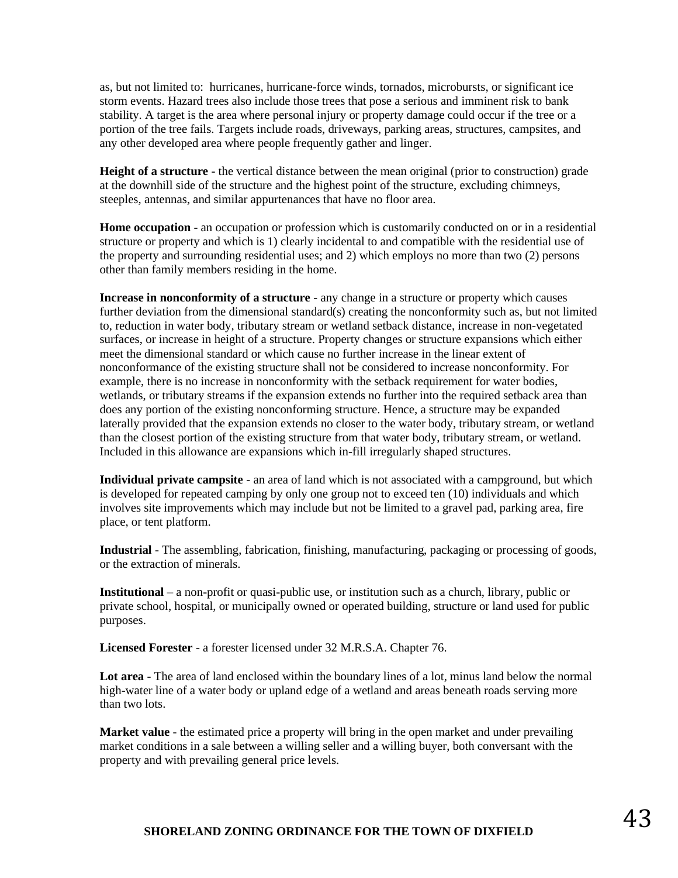as, but not limited to: hurricanes, hurricane-force winds, tornados, microbursts, or significant ice storm events. Hazard trees also include those trees that pose a serious and imminent risk to bank stability. A target is the area where personal injury or property damage could occur if the tree or a portion of the tree fails. Targets include roads, driveways, parking areas, structures, campsites, and any other developed area where people frequently gather and linger.

**Height of a structure** - the vertical distance between the mean original (prior to construction) grade at the downhill side of the structure and the highest point of the structure, excluding chimneys, steeples, antennas, and similar appurtenances that have no floor area.

**Home occupation** - an occupation or profession which is customarily conducted on or in a residential structure or property and which is 1) clearly incidental to and compatible with the residential use of the property and surrounding residential uses; and 2) which employs no more than two (2) persons other than family members residing in the home.

**Increase in nonconformity of a structure** - any change in a structure or property which causes further deviation from the dimensional standard(s) creating the nonconformity such as, but not limited to, reduction in water body, tributary stream or wetland setback distance, increase in non-vegetated surfaces, or increase in height of a structure. Property changes or structure expansions which either meet the dimensional standard or which cause no further increase in the linear extent of nonconformance of the existing structure shall not be considered to increase nonconformity. For example, there is no increase in nonconformity with the setback requirement for water bodies, wetlands, or tributary streams if the expansion extends no further into the required setback area than does any portion of the existing nonconforming structure. Hence, a structure may be expanded laterally provided that the expansion extends no closer to the water body, tributary stream, or wetland than the closest portion of the existing structure from that water body, tributary stream, or wetland. Included in this allowance are expansions which in-fill irregularly shaped structures.

**Individual private campsite** - an area of land which is not associated with a campground, but which is developed for repeated camping by only one group not to exceed ten (10) individuals and which involves site improvements which may include but not be limited to a gravel pad, parking area, fire place, or tent platform.

**Industrial** - The assembling, fabrication, finishing, manufacturing, packaging or processing of goods, or the extraction of minerals.

**Institutional** – a non-profit or quasi-public use, or institution such as a church, library, public or private school, hospital, or municipally owned or operated building, structure or land used for public purposes.

**Licensed Forester** - a forester licensed under 32 M.R.S.A. Chapter 76.

**Lot area** - The area of land enclosed within the boundary lines of a lot, minus land below the normal high-water line of a water body or upland edge of a wetland and areas beneath roads serving more than two lots.

**Market value** - the estimated price a property will bring in the open market and under prevailing market conditions in a sale between a willing seller and a willing buyer, both conversant with the property and with prevailing general price levels.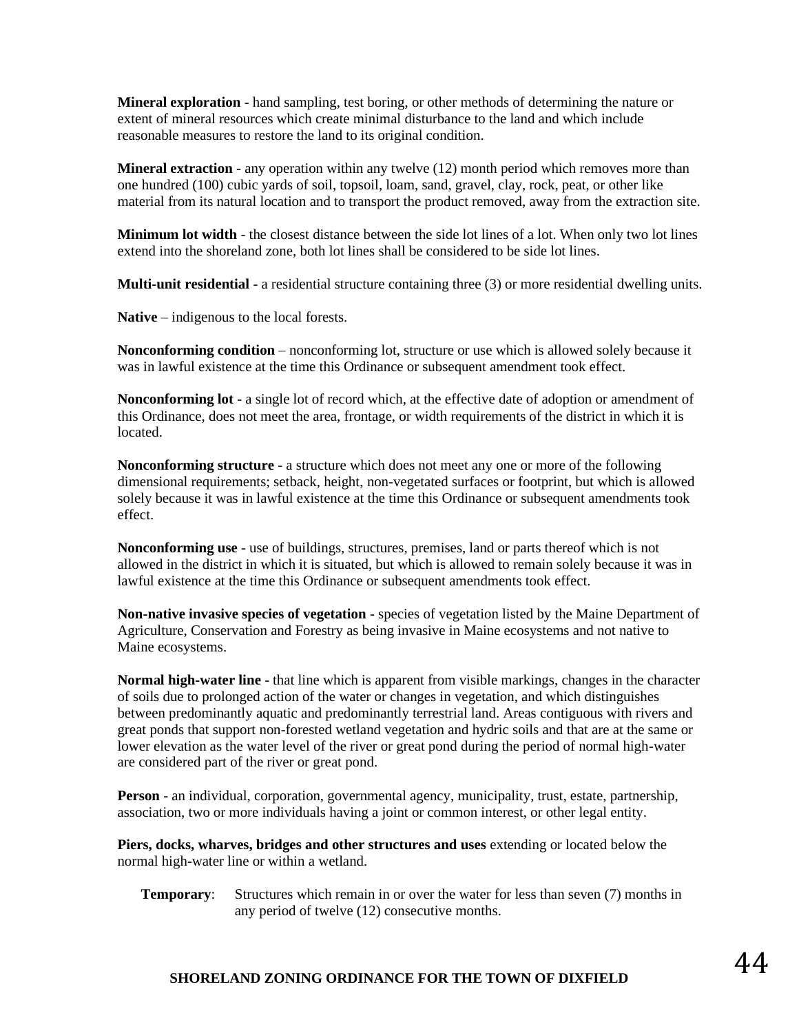**Mineral exploration** - hand sampling, test boring, or other methods of determining the nature or extent of mineral resources which create minimal disturbance to the land and which include reasonable measures to restore the land to its original condition.

**Mineral extraction** - any operation within any twelve (12) month period which removes more than one hundred (100) cubic yards of soil, topsoil, loam, sand, gravel, clay, rock, peat, or other like material from its natural location and to transport the product removed, away from the extraction site.

**Minimum lot width** - the closest distance between the side lot lines of a lot. When only two lot lines extend into the shoreland zone, both lot lines shall be considered to be side lot lines.

**Multi-unit residential** - a residential structure containing three (3) or more residential dwelling units.

**Native** – indigenous to the local forests.

**Nonconforming condition** – nonconforming lot, structure or use which is allowed solely because it was in lawful existence at the time this Ordinance or subsequent amendment took effect.

**Nonconforming lot** - a single lot of record which, at the effective date of adoption or amendment of this Ordinance, does not meet the area, frontage, or width requirements of the district in which it is located.

**Nonconforming structure** - a structure which does not meet any one or more of the following dimensional requirements; setback, height, non-vegetated surfaces or footprint, but which is allowed solely because it was in lawful existence at the time this Ordinance or subsequent amendments took effect.

**Nonconforming use** - use of buildings, structures, premises, land or parts thereof which is not allowed in the district in which it is situated, but which is allowed to remain solely because it was in lawful existence at the time this Ordinance or subsequent amendments took effect.

**Non-native invasive species of vegetation** - species of vegetation listed by the Maine Department of Agriculture, Conservation and Forestry as being invasive in Maine ecosystems and not native to Maine ecosystems.

**Normal high-water line** - that line which is apparent from visible markings, changes in the character of soils due to prolonged action of the water or changes in vegetation, and which distinguishes between predominantly aquatic and predominantly terrestrial land. Areas contiguous with rivers and great ponds that support non-forested wetland vegetation and hydric soils and that are at the same or lower elevation as the water level of the river or great pond during the period of normal high-water are considered part of the river or great pond.

**Person** - an individual, corporation, governmental agency, municipality, trust, estate, partnership, association, two or more individuals having a joint or common interest, or other legal entity.

**Piers, docks, wharves, bridges and other structures and uses** extending or located below the normal high-water line or within a wetland.

**Temporary**: Structures which remain in or over the water for less than seven (7) months in any period of twelve (12) consecutive months.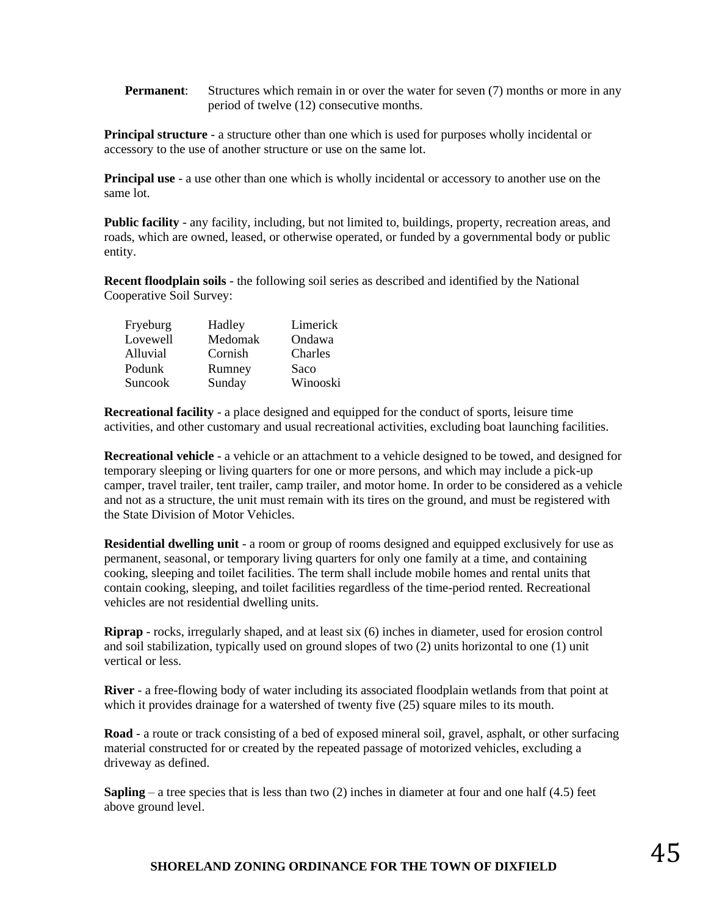**Permanent**: Structures which remain in or over the water for seven (7) months or more in any period of twelve (12) consecutive months.

**Principal structure** - a structure other than one which is used for purposes wholly incidental or accessory to the use of another structure or use on the same lot.

**Principal use** - a use other than one which is wholly incidental or accessory to another use on the same lot.

**Public facility** - any facility, including, but not limited to, buildings, property, recreation areas, and roads, which are owned, leased, or otherwise operated, or funded by a governmental body or public entity.

**Recent floodplain soils** - the following soil series as described and identified by the National Cooperative Soil Survey:

| | | |
|---|---|---|
| Fryeburg | Hadley | Limerick |
| Lovewell | Medomak | Ondawa |
| Alluvial | Cornish | Charles |
| Podunk | Rumney | Saco |
| Suncook | Sunday | Winooski |

**Recreational facility** - a place designed and equipped for the conduct of sports, leisure time activities, and other customary and usual recreational activities, excluding boat launching facilities.

**Recreational vehicle** - a vehicle or an attachment to a vehicle designed to be towed, and designed for temporary sleeping or living quarters for one or more persons, and which may include a pick-up camper, travel trailer, tent trailer, camp trailer, and motor home. In order to be considered as a vehicle and not as a structure, the unit must remain with its tires on the ground, and must be registered with the State Division of Motor Vehicles.

**Residential dwelling unit** - a room or group of rooms designed and equipped exclusively for use as permanent, seasonal, or temporary living quarters for only one family at a time, and containing cooking, sleeping and toilet facilities. The term shall include mobile homes and rental units that contain cooking, sleeping, and toilet facilities regardless of the time-period rented. Recreational vehicles are not residential dwelling units.

**Riprap** - rocks, irregularly shaped, and at least six (6) inches in diameter, used for erosion control and soil stabilization, typically used on ground slopes of two (2) units horizontal to one (1) unit vertical or less.

**River** - a free-flowing body of water including its associated floodplain wetlands from that point at which it provides drainage for a watershed of twenty five (25) square miles to its mouth.

**Road** - a route or track consisting of a bed of exposed mineral soil, gravel, asphalt, or other surfacing material constructed for or created by the repeated passage of motorized vehicles, excluding a driveway as defined.

**Sapling** – a tree species that is less than two (2) inches in diameter at four and one half (4.5) feet above ground level.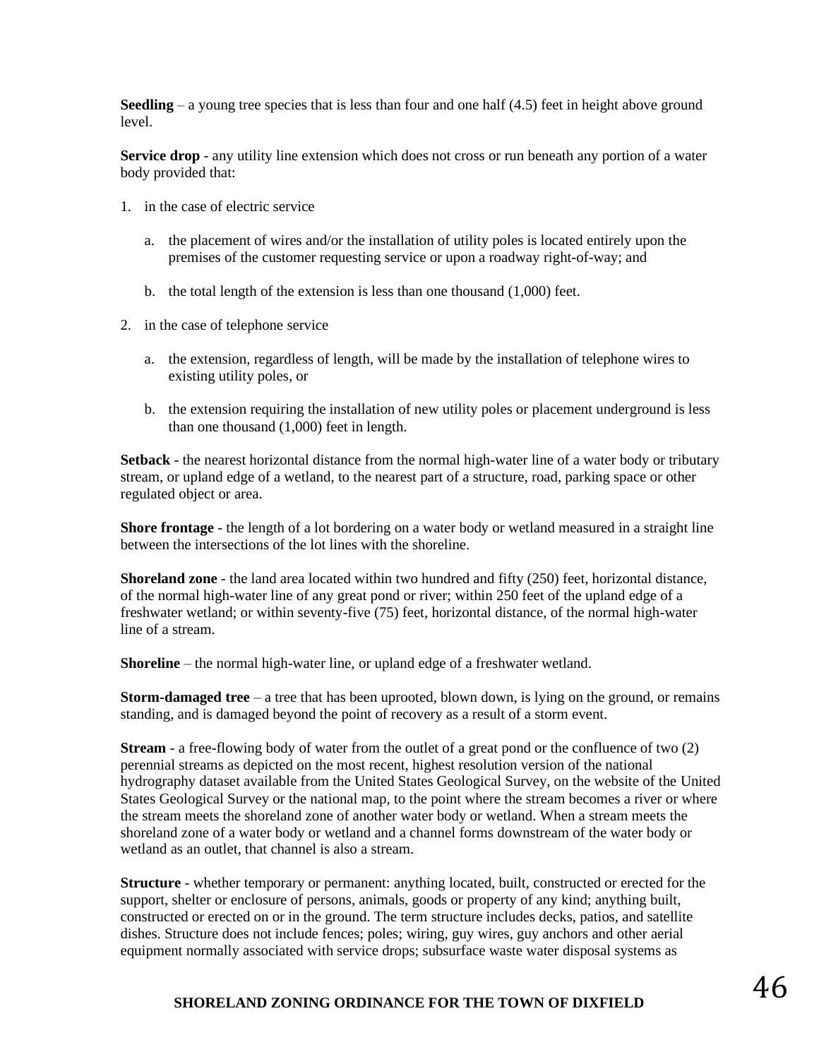**Seedling** – a young tree species that is less than four and one half (4.5) feet in height above ground level.

**Service drop** - any utility line extension which does not cross or run beneath any portion of a water body provided that:

1. in the case of electric service

   a. the placement of wires and/or the installation of utility poles is located entirely upon the premises of the customer requesting service or upon a roadway right-of-way; and

   b. the total length of the extension is less than one thousand (1,000) feet.

2. in the case of telephone service

   a. the extension, regardless of length, will be made by the installation of telephone wires to existing utility poles, or

   b. the extension requiring the installation of new utility poles or placement underground is less than one thousand (1,000) feet in length.

**Setback** - the nearest horizontal distance from the normal high-water line of a water body or tributary stream, or upland edge of a wetland, to the nearest part of a structure, road, parking space or other regulated object or area.

**Shore frontage** - the length of a lot bordering on a water body or wetland measured in a straight line between the intersections of the lot lines with the shoreline.

**Shoreland zone** - the land area located within two hundred and fifty (250) feet, horizontal distance, of the normal high-water line of any great pond or river; within 250 feet of the upland edge of a freshwater wetland; or within seventy-five (75) feet, horizontal distance, of the normal high-water line of a stream.

**Shoreline** – the normal high-water line, or upland edge of a freshwater wetland.

**Storm-damaged tree** – a tree that has been uprooted, blown down, is lying on the ground, or remains standing, and is damaged beyond the point of recovery as a result of a storm event.

**Stream** - a free-flowing body of water from the outlet of a great pond or the confluence of two (2) perennial streams as depicted on the most recent, highest resolution version of the national hydrography dataset available from the United States Geological Survey, on the website of the United States Geological Survey or the national map, to the point where the stream becomes a river or where the stream meets the shoreland zone of another water body or wetland. When a stream meets the shoreland zone of a water body or wetland and a channel forms downstream of the water body or wetland as an outlet, that channel is also a stream.

**Structure** - whether temporary or permanent: anything located, built, constructed or erected for the support, shelter or enclosure of persons, animals, goods or property of any kind; anything built, constructed or erected on or in the ground. The term structure includes decks, patios, and satellite dishes. Structure does not include fences; poles; wiring, guy wires, guy anchors and other aerial equipment normally associated with service drops; subsurface waste water disposal systems as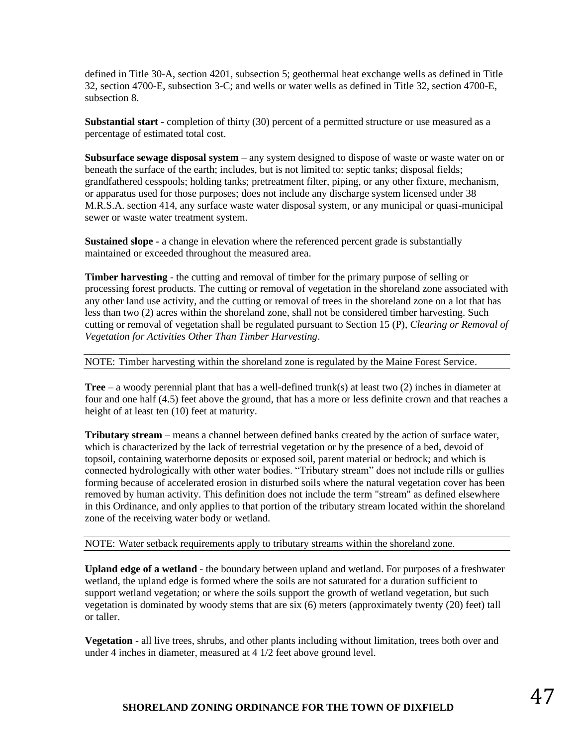defined in Title 30-A, section 4201, subsection 5; geothermal heat exchange wells as defined in Title 32, section 4700-E, subsection 3-C; and wells or water wells as defined in Title 32, section 4700-E, subsection 8.

**Substantial start** - completion of thirty (30) percent of a permitted structure or use measured as a percentage of estimated total cost.

**Subsurface sewage disposal system** – any system designed to dispose of waste or waste water on or beneath the surface of the earth; includes, but is not limited to: septic tanks; disposal fields; grandfathered cesspools; holding tanks; pretreatment filter, piping, or any other fixture, mechanism, or apparatus used for those purposes; does not include any discharge system licensed under 38 M.R.S.A. section 414, any surface waste water disposal system, or any municipal or quasi-municipal sewer or waste water treatment system.

**Sustained slope** - a change in elevation where the referenced percent grade is substantially maintained or exceeded throughout the measured area.

**Timber harvesting** - the cutting and removal of timber for the primary purpose of selling or processing forest products. The cutting or removal of vegetation in the shoreland zone associated with any other land use activity, and the cutting or removal of trees in the shoreland zone on a lot that has less than two (2) acres within the shoreland zone, shall not be considered timber harvesting. Such cutting or removal of vegetation shall be regulated pursuant to Section 15 (P), *Clearing or Removal of Vegetation for Activities Other Than Timber Harvesting*.

NOTE: Timber harvesting within the shoreland zone is regulated by the Maine Forest Service.

**Tree** – a woody perennial plant that has a well-defined trunk(s) at least two (2) inches in diameter at four and one half (4.5) feet above the ground, that has a more or less definite crown and that reaches a height of at least ten (10) feet at maturity.

**Tributary stream** – means a channel between defined banks created by the action of surface water, which is characterized by the lack of terrestrial vegetation or by the presence of a bed, devoid of topsoil, containing waterborne deposits or exposed soil, parent material or bedrock; and which is connected hydrologically with other water bodies. “Tributary stream” does not include rills or gullies forming because of accelerated erosion in disturbed soils where the natural vegetation cover has been removed by human activity. This definition does not include the term "stream" as defined elsewhere in this Ordinance, and only applies to that portion of the tributary stream located within the shoreland zone of the receiving water body or wetland.

NOTE: Water setback requirements apply to tributary streams within the shoreland zone.

**Upland edge of a wetland** - the boundary between upland and wetland. For purposes of a freshwater wetland, the upland edge is formed where the soils are not saturated for a duration sufficient to support wetland vegetation; or where the soils support the growth of wetland vegetation, but such vegetation is dominated by woody stems that are six (6) meters (approximately twenty (20) feet) tall or taller.

**Vegetation** - all live trees, shrubs, and other plants including without limitation, trees both over and under 4 inches in diameter, measured at 4 1/2 feet above ground level.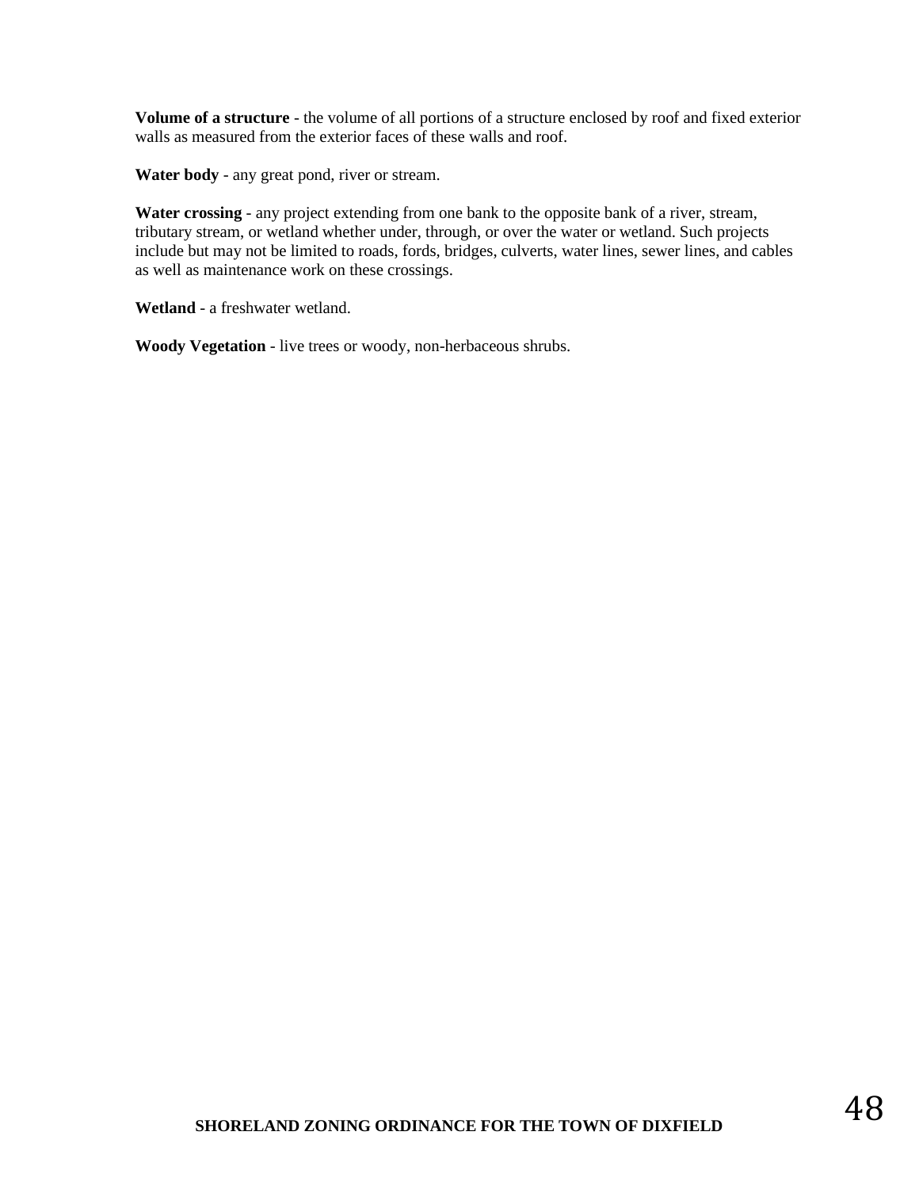**Volume of a structure** - the volume of all portions of a structure enclosed by roof and fixed exterior walls as measured from the exterior faces of these walls and roof.

**Water body** - any great pond, river or stream.

**Water crossing** - any project extending from one bank to the opposite bank of a river, stream, tributary stream, or wetland whether under, through, or over the water or wetland. Such projects include but may not be limited to roads, fords, bridges, culverts, water lines, sewer lines, and cables as well as maintenance work on these crossings.

**Wetland** - a freshwater wetland.

**Woody Vegetation** - live trees or woody, non-herbaceous shrubs.